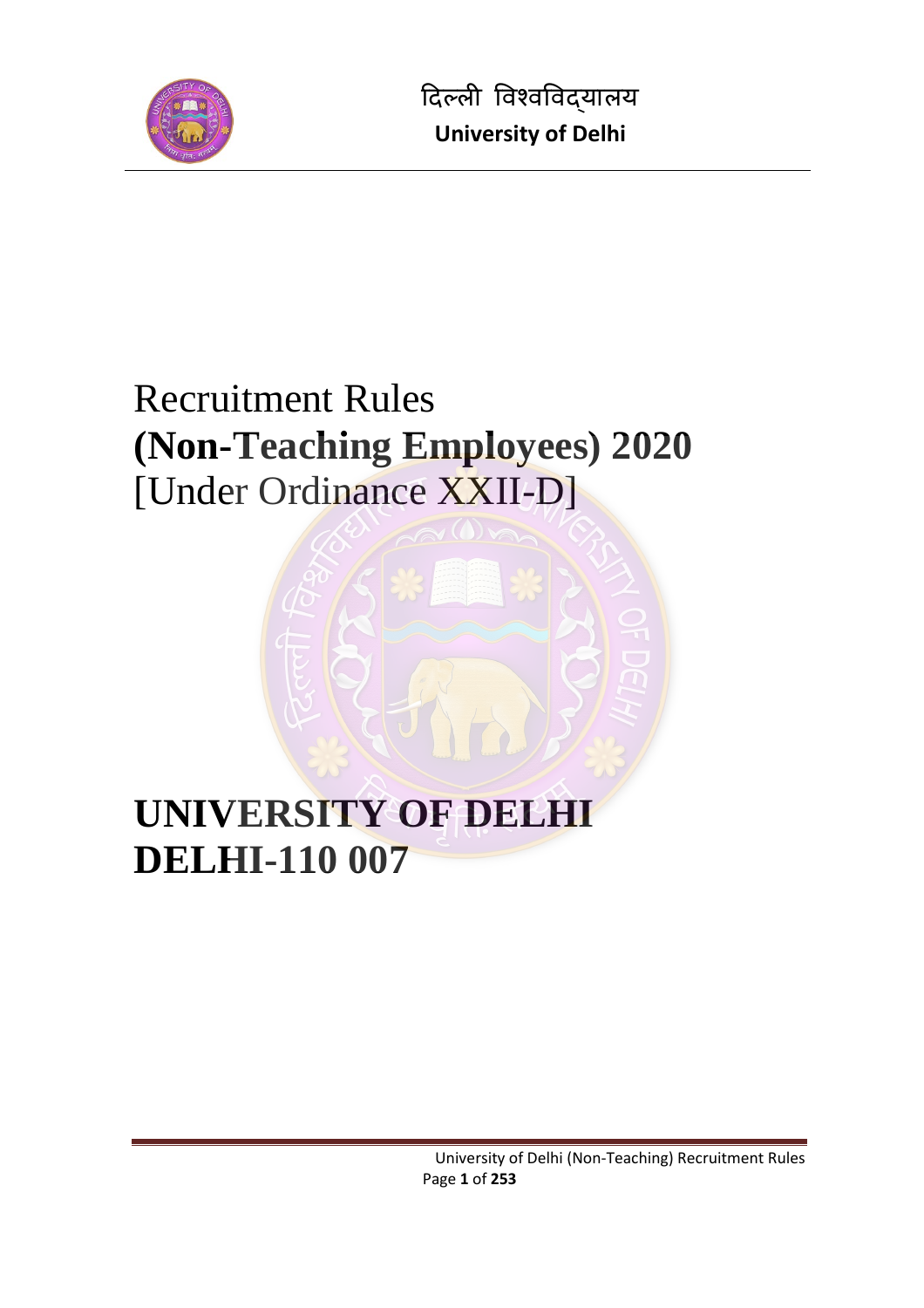दिल्ली विश्वविद्यालय

**University of Delhi**

# Recruitment Rules
# **(Non-Teaching Employees) 2020**
## [Under Ordinance XXII-D]

# **UNIVERSITY OF DELHI**
# **DELHI-110 007**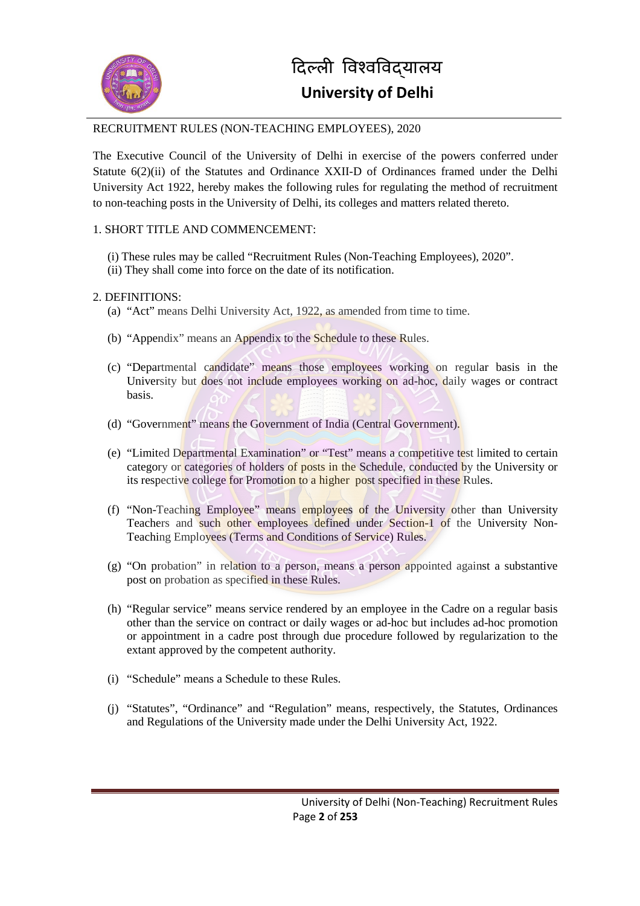# दिल्ली विश्वविद्यालय
## University of Delhi

RECRUITMENT RULES (NON-TEACHING EMPLOYEES), 2020

The Executive Council of the University of Delhi in exercise of the powers conferred under Statute 6(2)(ii) of the Statutes and Ordinance XXII-D of Ordinances framed under the Delhi University Act 1922, hereby makes the following rules for regulating the method of recruitment to non-teaching posts in the University of Delhi, its colleges and matters related thereto.

1. SHORT TITLE AND COMMENCEMENT:

(i) These rules may be called "Recruitment Rules (Non-Teaching Employees), 2020".
(ii) They shall come into force on the date of its notification.

2. DEFINITIONS:

(a) "Act" means Delhi University Act, 1922, as amended from time to time.

(b) "Appendix" means an Appendix to the Schedule to these Rules.

(c) "Departmental candidate" means those employees working on regular basis in the University but does not include employees working on ad-hoc, daily wages or contract basis.

(d) "Government" means the Government of India (Central Government).

(e) "Limited Departmental Examination" or "Test" means a competitive test limited to certain category or categories of holders of posts in the Schedule, conducted by the University or its respective college for Promotion to a higher post specified in these Rules.

(f) "Non-Teaching Employee" means employees of the University other than University Teachers and such other employees defined under Section-1 of the University Non-Teaching Employees (Terms and Conditions of Service) Rules.

(g) "On probation" in relation to a person, means a person appointed against a substantive post on probation as specified in these Rules.

(h) "Regular service" means service rendered by an employee in the Cadre on a regular basis other than the service on contract or daily wages or ad-hoc but includes ad-hoc promotion or appointment in a cadre post through due procedure followed by regularization to the extant approved by the competent authority.

(i) "Schedule" means a Schedule to these Rules.

(j) "Statutes", "Ordinance" and "Regulation" means, respectively, the Statutes, Ordinances and Regulations of the University made under the Delhi University Act, 1922.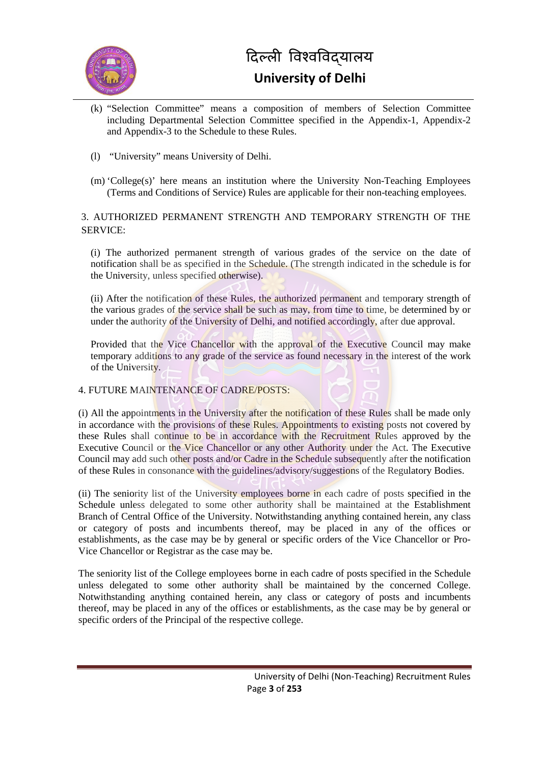(k) "Selection Committee" means a composition of members of Selection Committee including Departmental Selection Committee specified in the Appendix-1, Appendix-2 and Appendix-3 to the Schedule to these Rules.

(l) "University" means University of Delhi.

(m) 'College(s)' here means an institution where the University Non-Teaching Employees (Terms and Conditions of Service) Rules are applicable for their non-teaching employees.

3. AUTHORIZED PERMANENT STRENGTH AND TEMPORARY STRENGTH OF THE SERVICE:

(i) The authorized permanent strength of various grades of the service on the date of notification shall be as specified in the Schedule. (The strength indicated in the schedule is for the University, unless specified otherwise).

(ii) After the notification of these Rules, the authorized permanent and temporary strength of the various grades of the service shall be such as may, from time to time, be determined by or under the authority of the University of Delhi, and notified accordingly, after due approval.

Provided that the Vice Chancellor with the approval of the Executive Council may make temporary additions to any grade of the service as found necessary in the interest of the work of the University.

4. FUTURE MAINTENANCE OF CADRE/POSTS:

(i) All the appointments in the University after the notification of these Rules shall be made only in accordance with the provisions of these Rules. Appointments to existing posts not covered by these Rules shall continue to be in accordance with the Recruitment Rules approved by the Executive Council or the Vice Chancellor or any other Authority under the Act. The Executive Council may add such other posts and/or Cadre in the Schedule subsequently after the notification of these Rules in consonance with the guidelines/advisory/suggestions of the Regulatory Bodies.

(ii) The seniority list of the University employees borne in each cadre of posts specified in the Schedule unless delegated to some other authority shall be maintained at the Establishment Branch of Central Office of the University. Notwithstanding anything contained herein, any class or category of posts and incumbents thereof, may be placed in any of the offices or establishments, as the case may be by general or specific orders of the Vice Chancellor or Pro-Vice Chancellor or Registrar as the case may be.

The seniority list of the College employees borne in each cadre of posts specified in the Schedule unless delegated to some other authority shall be maintained by the concerned College. Notwithstanding anything contained herein, any class or category of posts and incumbents thereof, may be placed in any of the offices or establishments, as the case may be by general or specific orders of the Principal of the respective college.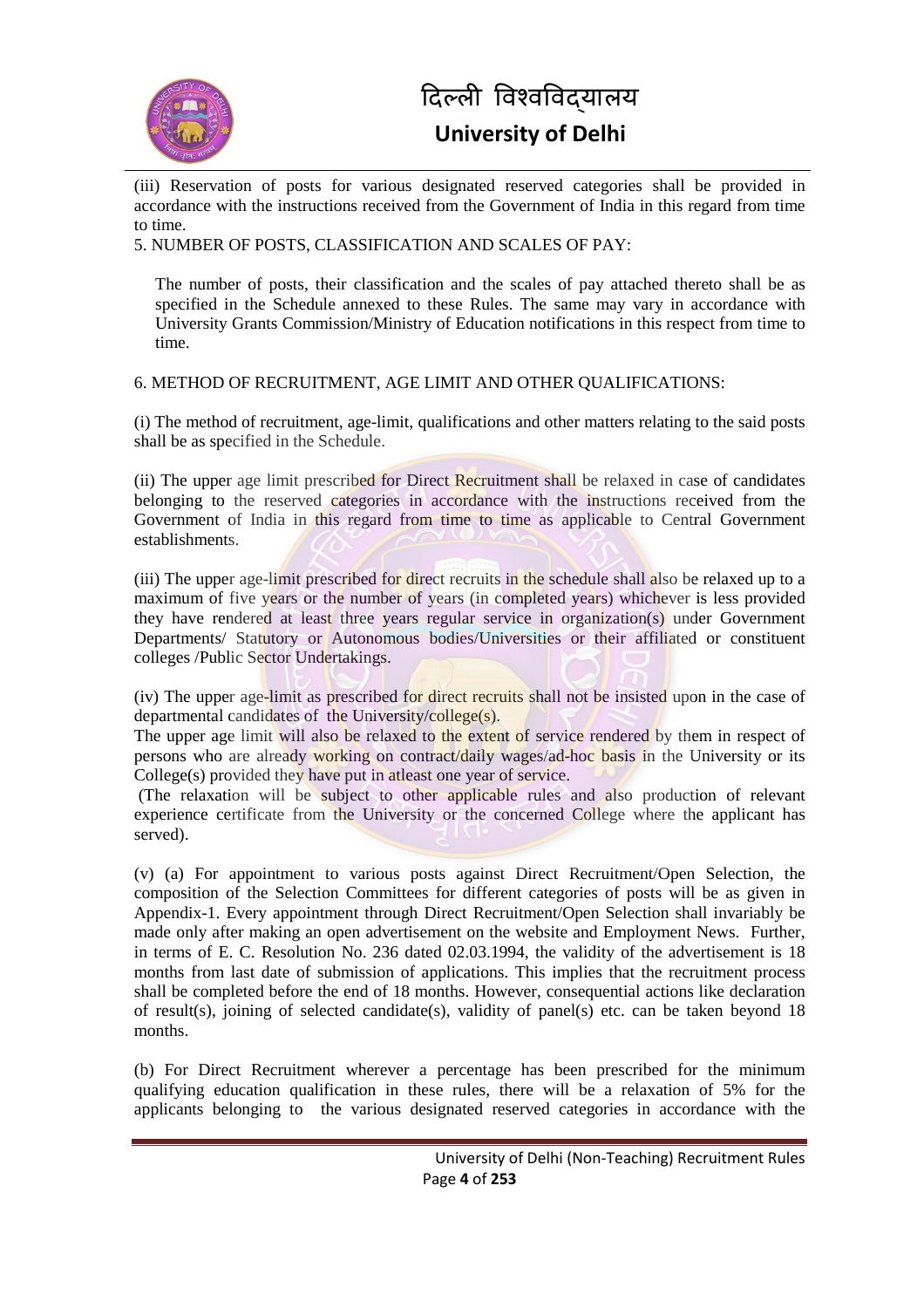(iii) Reservation of posts for various designated reserved categories shall be provided in accordance with the instructions received from the Government of India in this regard from time to time.

5. NUMBER OF POSTS, CLASSIFICATION AND SCALES OF PAY:

The number of posts, their classification and the scales of pay attached thereto shall be as specified in the Schedule annexed to these Rules. The same may vary in accordance with University Grants Commission/Ministry of Education notifications in this respect from time to time.

6. METHOD OF RECRUITMENT, AGE LIMIT AND OTHER QUALIFICATIONS:

(i) The method of recruitment, age-limit, qualifications and other matters relating to the said posts shall be as specified in the Schedule.

(ii) The upper age limit prescribed for Direct Recruitment shall be relaxed in case of candidates belonging to the reserved categories in accordance with the instructions received from the Government of India in this regard from time to time as applicable to Central Government establishments.

(iii) The upper age-limit prescribed for direct recruits in the schedule shall also be relaxed up to a maximum of five years or the number of years (in completed years) whichever is less provided they have rendered at least three years regular service in organization(s) under Government Departments/ Statutory or Autonomous bodies/Universities or their affiliated or constituent colleges /Public Sector Undertakings.

(iv) The upper age-limit as prescribed for direct recruits shall not be insisted upon in the case of departmental candidates of the University/college(s).

The upper age limit will also be relaxed to the extent of service rendered by them in respect of persons who are already working on contract/daily wages/ad-hoc basis in the University or its College(s) provided they have put in atleast one year of service.

(The relaxation will be subject to other applicable rules and also production of relevant experience certificate from the University or the concerned College where the applicant has served).

(v) (a) For appointment to various posts against Direct Recruitment/Open Selection, the composition of the Selection Committees for different categories of posts will be as given in Appendix-1. Every appointment through Direct Recruitment/Open Selection shall invariably be made only after making an open advertisement on the website and Employment News. Further, in terms of E. C. Resolution No. 236 dated 02.03.1994, the validity of the advertisement is 18 months from last date of submission of applications. This implies that the recruitment process shall be completed before the end of 18 months. However, consequential actions like declaration of result(s), joining of selected candidate(s), validity of panel(s) etc. can be taken beyond 18 months.

(b) For Direct Recruitment wherever a percentage has been prescribed for the minimum qualifying education qualification in these rules, there will be a relaxation of 5% for the applicants belonging to the various designated reserved categories in accordance with the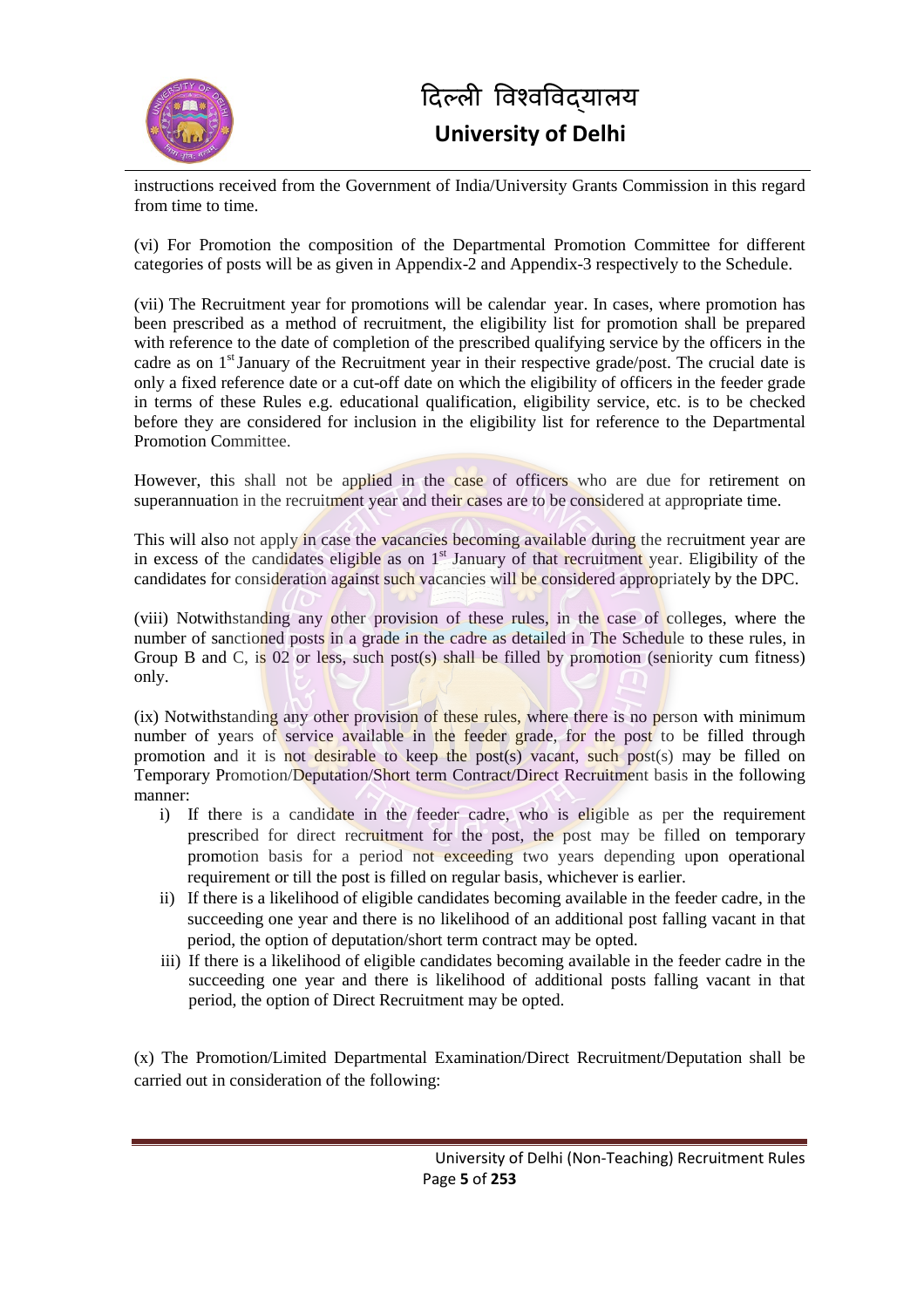instructions received from the Government of India/University Grants Commission in this regard from time to time.

(vi) For Promotion the composition of the Departmental Promotion Committee for different categories of posts will be as given in Appendix-2 and Appendix-3 respectively to the Schedule.

(vii) The Recruitment year for promotions will be calendar year. In cases, where promotion has been prescribed as a method of recruitment, the eligibility list for promotion shall be prepared with reference to the date of completion of the prescribed qualifying service by the officers in the cadre as on 1st January of the Recruitment year in their respective grade/post. The crucial date is only a fixed reference date or a cut-off date on which the eligibility of officers in the feeder grade in terms of these Rules e.g. educational qualification, eligibility service, etc. is to be checked before they are considered for inclusion in the eligibility list for reference to the Departmental Promotion Committee.

However, this shall not be applied in the case of officers who are due for retirement on superannuation in the recruitment year and their cases are to be considered at appropriate time.

This will also not apply in case the vacancies becoming available during the recruitment year are in excess of the candidates eligible as on 1st January of that recruitment year. Eligibility of the candidates for consideration against such vacancies will be considered appropriately by the DPC.

(viii) Notwithstanding any other provision of these rules, in the case of colleges, where the number of sanctioned posts in a grade in the cadre as detailed in The Schedule to these rules, in Group B and C, is 02 or less, such post(s) shall be filled by promotion (seniority cum fitness) only.

(ix) Notwithstanding any other provision of these rules, where there is no person with minimum number of years of service available in the feeder grade, for the post to be filled through promotion and it is not desirable to keep the post(s) vacant, such post(s) may be filled on Temporary Promotion/Deputation/Short term Contract/Direct Recruitment basis in the following manner:

i) If there is a candidate in the feeder cadre, who is eligible as per the requirement prescribed for direct recruitment for the post, the post may be filled on temporary promotion basis for a period not exceeding two years depending upon operational requirement or till the post is filled on regular basis, whichever is earlier.
ii) If there is a likelihood of eligible candidates becoming available in the feeder cadre, in the succeeding one year and there is no likelihood of an additional post falling vacant in that period, the option of deputation/short term contract may be opted.
iii) If there is a likelihood of eligible candidates becoming available in the feeder cadre in the succeeding one year and there is likelihood of additional posts falling vacant in that period, the option of Direct Recruitment may be opted.

(x) The Promotion/Limited Departmental Examination/Direct Recruitment/Deputation shall be carried out in consideration of the following: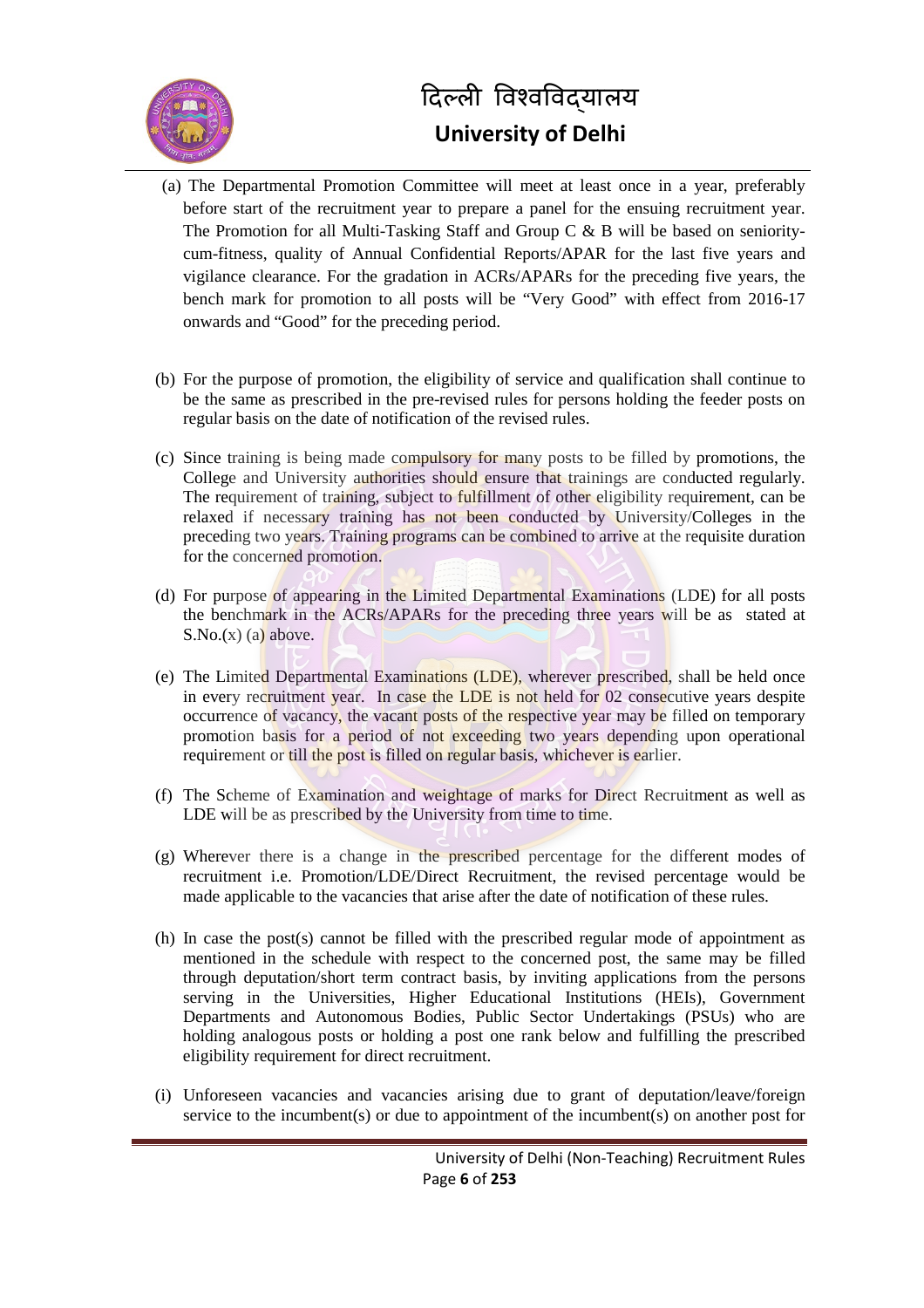(a) The Departmental Promotion Committee will meet at least once in a year, preferably before start of the recruitment year to prepare a panel for the ensuing recruitment year. The Promotion for all Multi-Tasking Staff and Group C & B will be based on seniority-cum-fitness, quality of Annual Confidential Reports/APAR for the last five years and vigilance clearance. For the gradation in ACRs/APARs for the preceding five years, the bench mark for promotion to all posts will be "Very Good" with effect from 2016-17 onwards and "Good" for the preceding period.

(b) For the purpose of promotion, the eligibility of service and qualification shall continue to be the same as prescribed in the pre-revised rules for persons holding the feeder posts on regular basis on the date of notification of the revised rules.

(c) Since training is being made compulsory for many posts to be filled by promotions, the College and University authorities should ensure that trainings are conducted regularly. The requirement of training, subject to fulfillment of other eligibility requirement, can be relaxed if necessary training has not been conducted by University/Colleges in the preceding two years. Training programs can be combined to arrive at the requisite duration for the concerned promotion.

(d) For purpose of appearing in the Limited Departmental Examinations (LDE) for all posts the benchmark in the ACRs/APARs for the preceding three years will be as stated at S.No.(x) (a) above.

(e) The Limited Departmental Examinations (LDE), wherever prescribed, shall be held once in every recruitment year. In case the LDE is not held for 02 consecutive years despite occurrence of vacancy, the vacant posts of the respective year may be filled on temporary promotion basis for a period of not exceeding two years depending upon operational requirement or till the post is filled on regular basis, whichever is earlier.

(f) The Scheme of Examination and weightage of marks for Direct Recruitment as well as LDE will be as prescribed by the University from time to time.

(g) Wherever there is a change in the prescribed percentage for the different modes of recruitment i.e. Promotion/LDE/Direct Recruitment, the revised percentage would be made applicable to the vacancies that arise after the date of notification of these rules.

(h) In case the post(s) cannot be filled with the prescribed regular mode of appointment as mentioned in the schedule with respect to the concerned post, the same may be filled through deputation/short term contract basis, by inviting applications from the persons serving in the Universities, Higher Educational Institutions (HEIs), Government Departments and Autonomous Bodies, Public Sector Undertakings (PSUs) who are holding analogous posts or holding a post one rank below and fulfilling the prescribed eligibility requirement for direct recruitment.

(i) Unforeseen vacancies and vacancies arising due to grant of deputation/leave/foreign service to the incumbent(s) or due to appointment of the incumbent(s) on another post for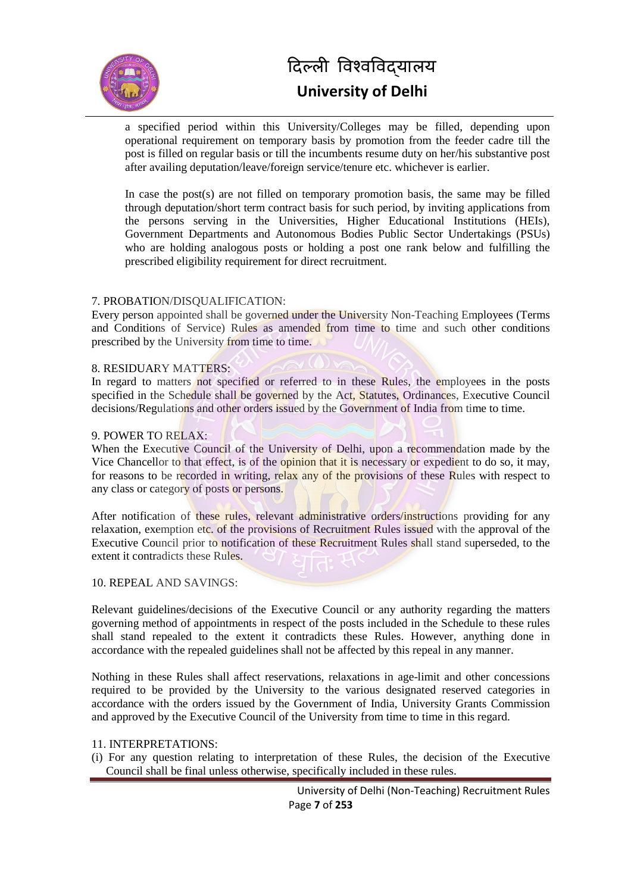a specified period within this University/Colleges may be filled, depending upon operational requirement on temporary basis by promotion from the feeder cadre till the post is filled on regular basis or till the incumbents resume duty on her/his substantive post after availing deputation/leave/foreign service/tenure etc. whichever is earlier.

In case the post(s) are not filled on temporary promotion basis, the same may be filled through deputation/short term contract basis for such period, by inviting applications from the persons serving in the Universities, Higher Educational Institutions (HEIs), Government Departments and Autonomous Bodies Public Sector Undertakings (PSUs) who are holding analogous posts or holding a post one rank below and fulfilling the prescribed eligibility requirement for direct recruitment.

7. PROBATION/DISQUALIFICATION:

Every person appointed shall be governed under the University Non-Teaching Employees (Terms and Conditions of Service) Rules as amended from time to time and such other conditions prescribed by the University from time to time.

8. RESIDUARY MATTERS:

In regard to matters not specified or referred to in these Rules, the employees in the posts specified in the Schedule shall be governed by the Act, Statutes, Ordinances, Executive Council decisions/Regulations and other orders issued by the Government of India from time to time.

9. POWER TO RELAX:

When the Executive Council of the University of Delhi, upon a recommendation made by the Vice Chancellor to that effect, is of the opinion that it is necessary or expedient to do so, it may, for reasons to be recorded in writing, relax any of the provisions of these Rules with respect to any class or category of posts or persons.

After notification of these rules, relevant administrative orders/instructions providing for any relaxation, exemption etc. of the provisions of Recruitment Rules issued with the approval of the Executive Council prior to notification of these Recruitment Rules shall stand superseded, to the extent it contradicts these Rules.

10. REPEAL AND SAVINGS:

Relevant guidelines/decisions of the Executive Council or any authority regarding the matters governing method of appointments in respect of the posts included in the Schedule to these rules shall stand repealed to the extent it contradicts these Rules. However, anything done in accordance with the repealed guidelines shall not be affected by this repeal in any manner.

Nothing in these Rules shall affect reservations, relaxations in age-limit and other concessions required to be provided by the University to the various designated reserved categories in accordance with the orders issued by the Government of India, University Grants Commission and approved by the Executive Council of the University from time to time in this regard.

11. INTERPRETATIONS:

(i) For any question relating to interpretation of these Rules, the decision of the Executive Council shall be final unless otherwise, specifically included in these rules.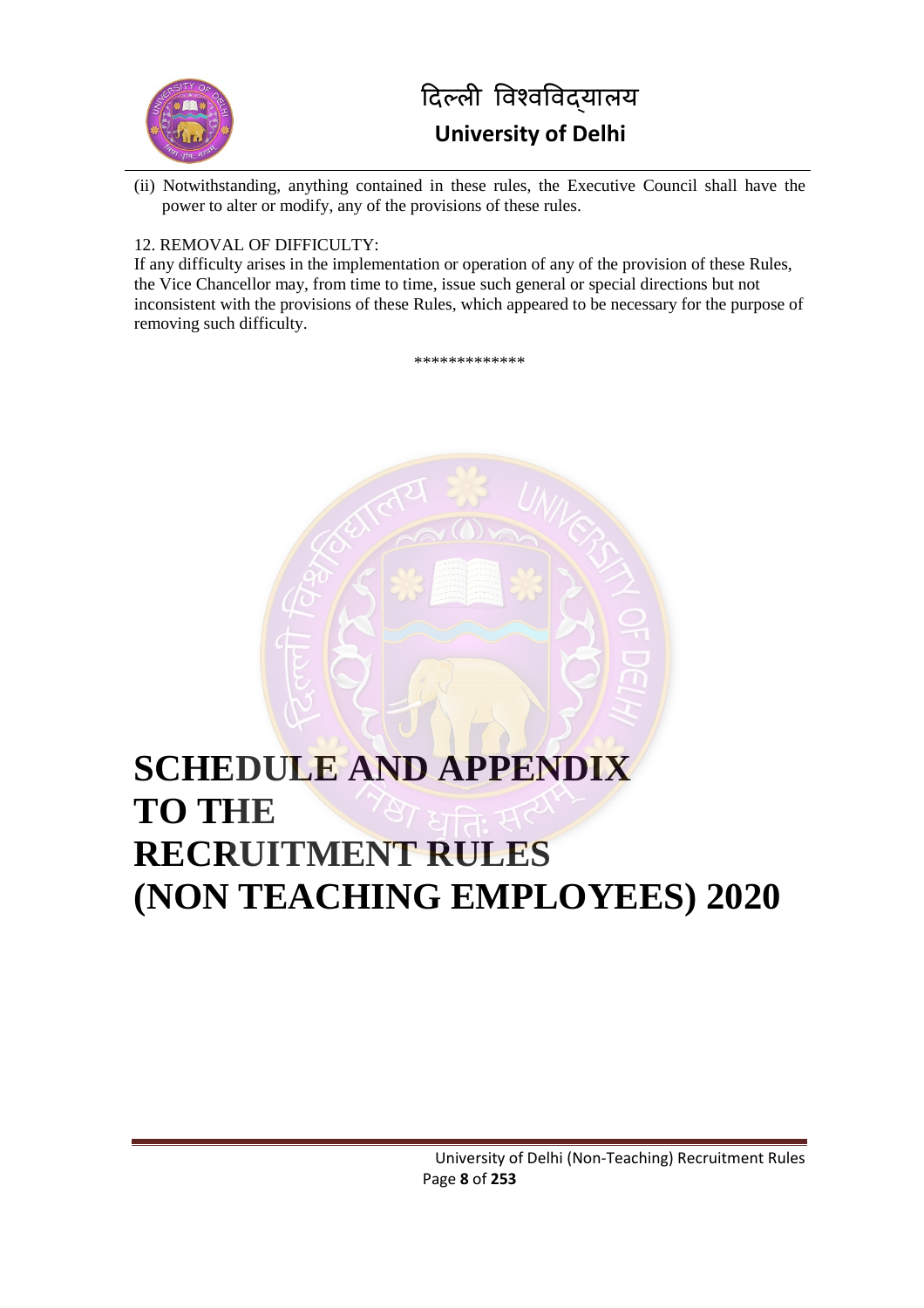(ii) Notwithstanding, anything contained in these rules, the Executive Council shall have the power to alter or modify, any of the provisions of these rules.

12. REMOVAL OF DIFFICULTY:

If any difficulty arises in the implementation or operation of any of the provision of these Rules, the Vice Chancellor may, from time to time, issue such general or special directions but not inconsistent with the provisions of these Rules, which appeared to be necessary for the purpose of removing such difficulty.

*************

# SCHEDULE AND APPENDIX TO THE RECRUITMENT RULES (NON TEACHING EMPLOYEES) 2020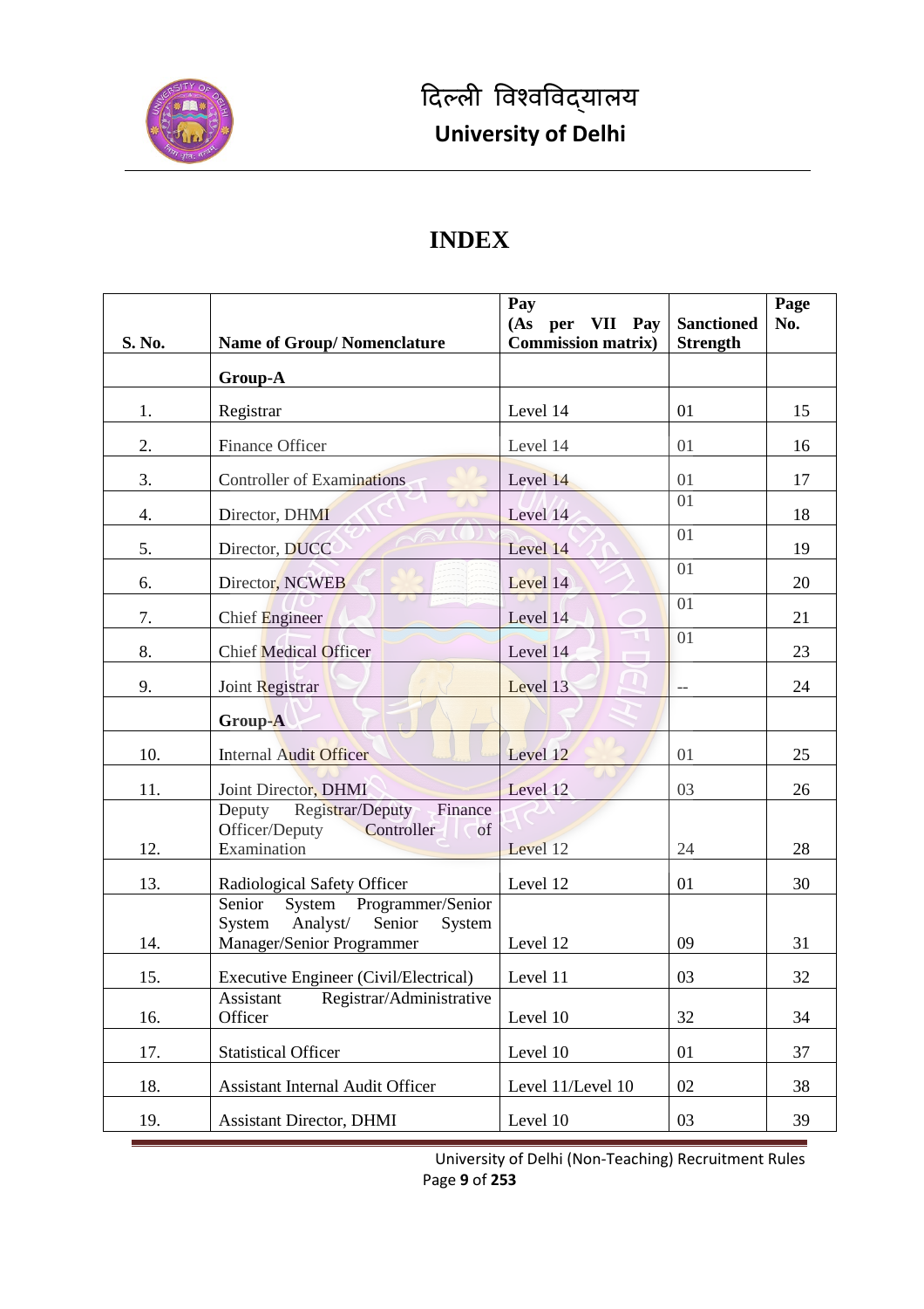# INDEX

| S. No. | Name of Group/ Nomenclature | Pay (As per VII Pay Commission matrix) | Sanctioned Strength | Page No. |
|---|---|---|---|---|
| | **Group-A** | | | |
| 1. | Registrar | Level 14 | 01 | 15 |
| 2. | Finance Officer | Level 14 | 01 | 16 |
| 3. | Controller of Examinations | Level 14 | 01 | 17 |
| 4. | Director, DHMI | Level 14 | 01 | 18 |
| 5. | Director, DUCC | Level 14 | 01 | 19 |
| 6. | Director, NCWEB | Level 14 | 01 | 20 |
| 7. | Chief Engineer | Level 14 | 01 | 21 |
| 8. | Chief Medical Officer | Level 14 | 01 | 23 |
| 9. | Joint Registrar | Level 13 | -- | 24 |
| | **Group-A** | | | |
| 10. | Internal Audit Officer | Level 12 | 01 | 25 |
| 11. | Joint Director, DHMI | Level 12 | 03 | 26 |
| 12. | Deputy Registrar/Deputy Finance Officer/Deputy Controller of Examination | Level 12 | 24 | 28 |
| 13. | Radiological Safety Officer | Level 12 | 01 | 30 |
| 14. | Senior System Programmer/Senior System Analyst/ Senior System Manager/Senior Programmer | Level 12 | 09 | 31 |
| 15. | Executive Engineer (Civil/Electrical) | Level 11 | 03 | 32 |
| 16. | Assistant Registrar/Administrative Officer | Level 10 | 32 | 34 |
| 17. | Statistical Officer | Level 10 | 01 | 37 |
| 18. | Assistant Internal Audit Officer | Level 11/Level 10 | 02 | 38 |
| 19. | Assistant Director, DHMI | Level 10 | 03 | 39 |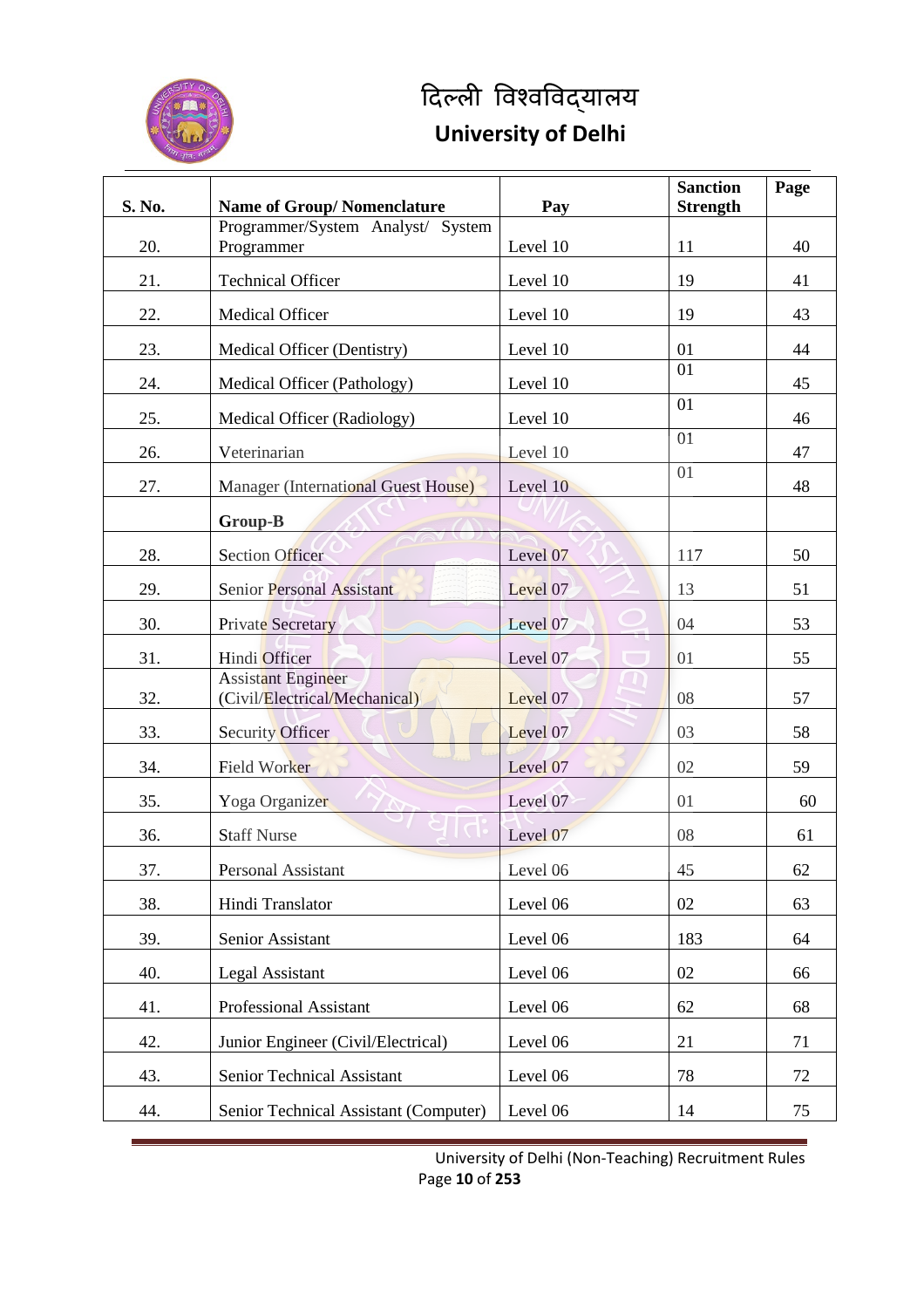| S. No. | Name of Group/ Nomenclature | Pay | Sanction Strength | Page |
|---|---|---|---|---|
| 20. | Programmer/System Analyst/ System Programmer | Level 10 | 11 | 40 |
| 21. | Technical Officer | Level 10 | 19 | 41 |
| 22. | Medical Officer | Level 10 | 19 | 43 |
| 23. | Medical Officer (Dentistry) | Level 10 | 01 | 44 |
| 24. | Medical Officer (Pathology) | Level 10 | 01 | 45 |
| 25. | Medical Officer (Radiology) | Level 10 | 01 | 46 |
| 26. | Veterinarian | Level 10 | 01 | 47 |
| 27. | Manager (International Guest House) | Level 10 | 01 | 48 |
| | **Group-B** | | | |
| 28. | Section Officer | Level 07 | 117 | 50 |
| 29. | Senior Personal Assistant | Level 07 | 13 | 51 |
| 30. | Private Secretary | Level 07 | 04 | 53 |
| 31. | Hindi Officer | Level 07 | 01 | 55 |
| 32. | Assistant Engineer (Civil/Electrical/Mechanical) | Level 07 | 08 | 57 |
| 33. | Security Officer | Level 07 | 03 | 58 |
| 34. | Field Worker | Level 07 | 02 | 59 |
| 35. | Yoga Organizer | Level 07 | 01 | 60 |
| 36. | Staff Nurse | Level 07 | 08 | 61 |
| 37. | Personal Assistant | Level 06 | 45 | 62 |
| 38. | Hindi Translator | Level 06 | 02 | 63 |
| 39. | Senior Assistant | Level 06 | 183 | 64 |
| 40. | Legal Assistant | Level 06 | 02 | 66 |
| 41. | Professional Assistant | Level 06 | 62 | 68 |
| 42. | Junior Engineer (Civil/Electrical) | Level 06 | 21 | 71 |
| 43. | Senior Technical Assistant | Level 06 | 78 | 72 |
| 44. | Senior Technical Assistant (Computer) | Level 06 | 14 | 75 |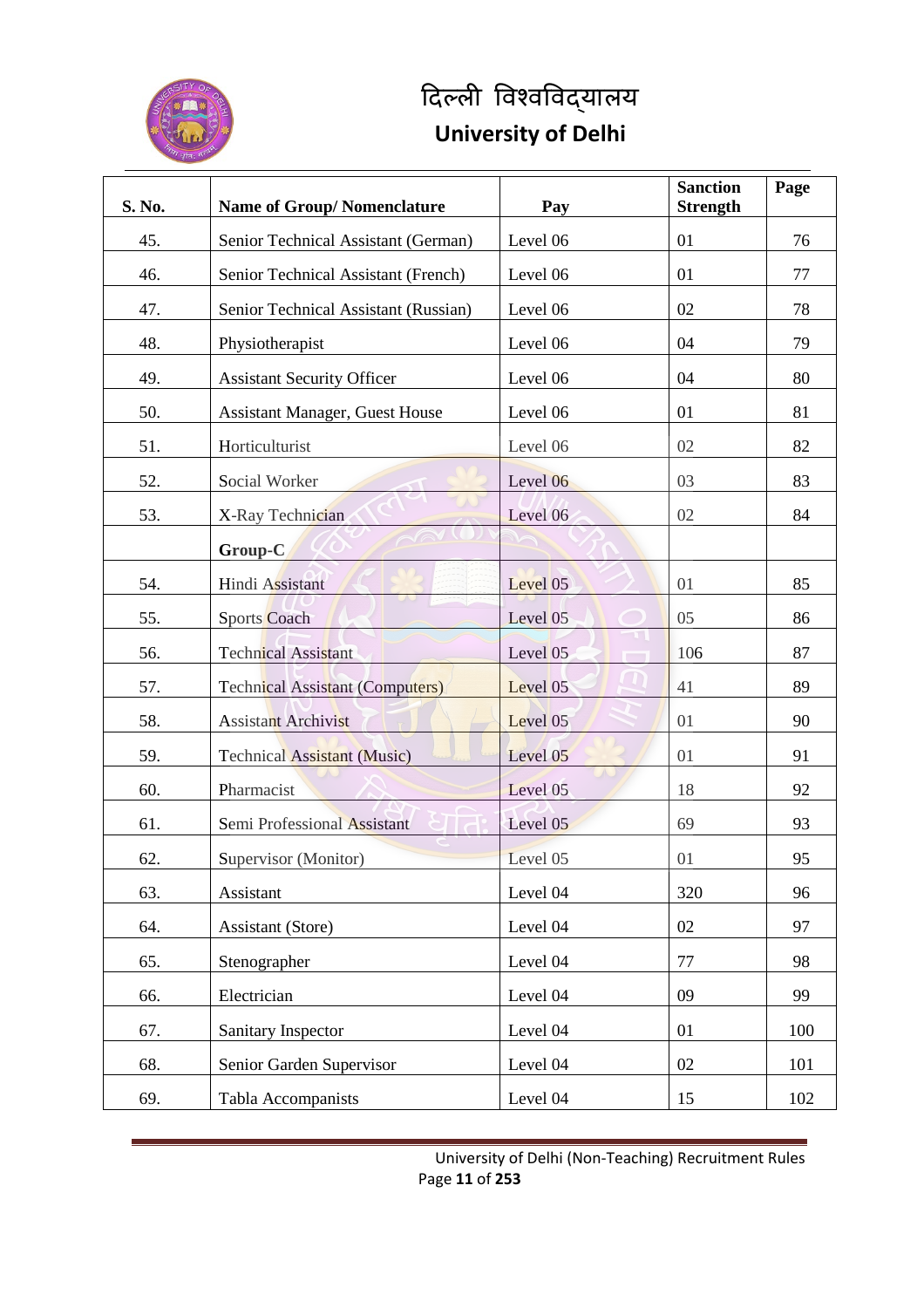| S. No. | Name of Group/ Nomenclature | Pay | Sanction Strength | Page |
|---|---|---|---|---|
| 45. | Senior Technical Assistant (German) | Level 06 | 01 | 76 |
| 46. | Senior Technical Assistant (French) | Level 06 | 01 | 77 |
| 47. | Senior Technical Assistant (Russian) | Level 06 | 02 | 78 |
| 48. | Physiotherapist | Level 06 | 04 | 79 |
| 49. | Assistant Security Officer | Level 06 | 04 | 80 |
| 50. | Assistant Manager, Guest House | Level 06 | 01 | 81 |
| 51. | Horticulturist | Level 06 | 02 | 82 |
| 52. | Social Worker | Level 06 | 03 | 83 |
| 53. | X-Ray Technician | Level 06 | 02 | 84 |
| | **Group-C** | | | |
| 54. | Hindi Assistant | Level 05 | 01 | 85 |
| 55. | Sports Coach | Level 05 | 05 | 86 |
| 56. | Technical Assistant | Level 05 | 106 | 87 |
| 57. | Technical Assistant (Computers) | Level 05 | 41 | 89 |
| 58. | Assistant Archivist | Level 05 | 01 | 90 |
| 59. | Technical Assistant (Music) | Level 05 | 01 | 91 |
| 60. | Pharmacist | Level 05 | 18 | 92 |
| 61. | Semi Professional Assistant | Level 05 | 69 | 93 |
| 62. | Supervisor (Monitor) | Level 05 | 01 | 95 |
| 63. | Assistant | Level 04 | 320 | 96 |
| 64. | Assistant (Store) | Level 04 | 02 | 97 |
| 65. | Stenographer | Level 04 | 77 | 98 |
| 66. | Electrician | Level 04 | 09 | 99 |
| 67. | Sanitary Inspector | Level 04 | 01 | 100 |
| 68. | Senior Garden Supervisor | Level 04 | 02 | 101 |
| 69. | Tabla Accompanists | Level 04 | 15 | 102 |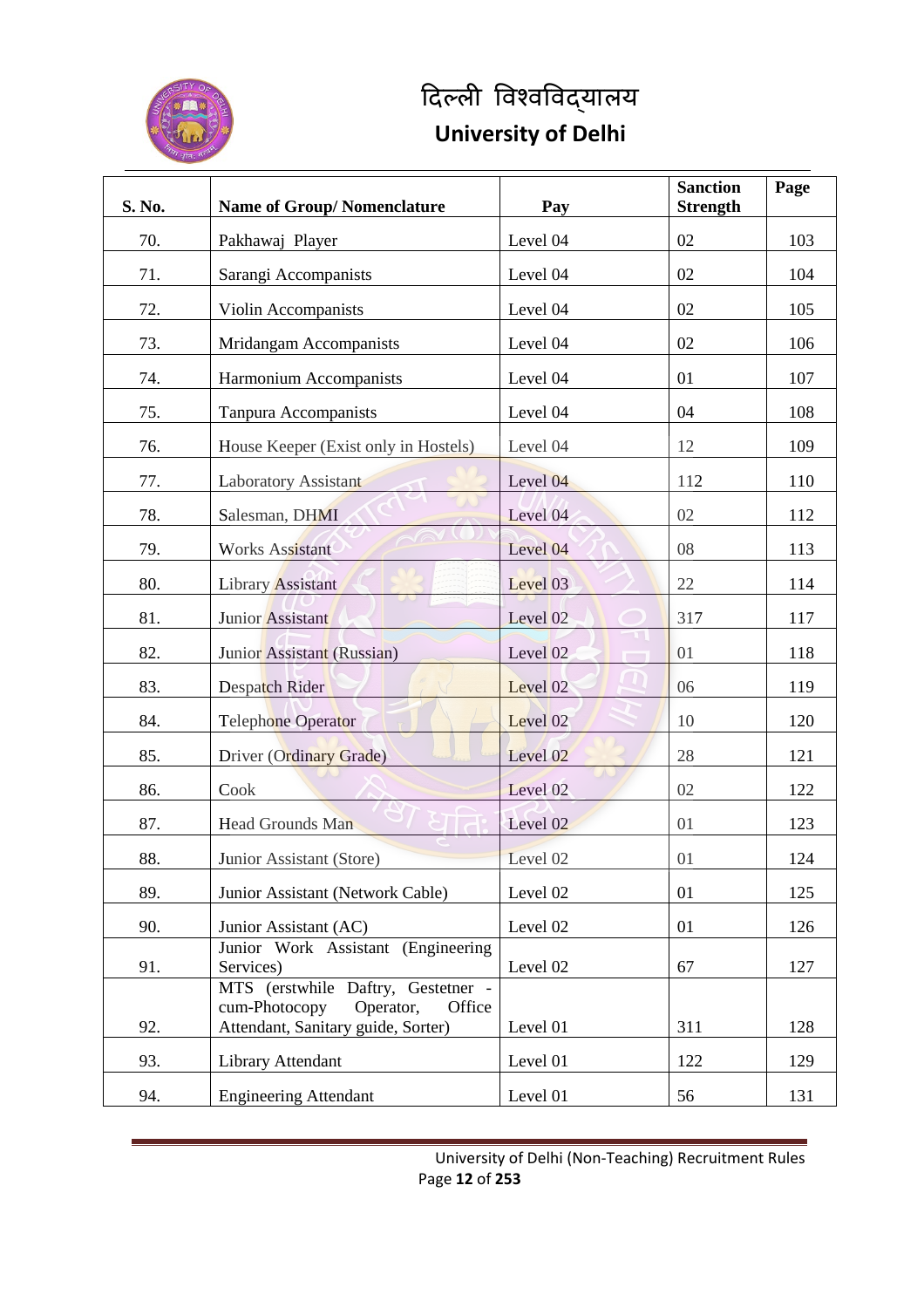| S. No. | Name of Group/ Nomenclature | Pay | Sanction Strength | Page |
|---|---|---|---|---|
| 70. | Pakhawaj Player | Level 04 | 02 | 103 |
| 71. | Sarangi Accompanists | Level 04 | 02 | 104 |
| 72. | Violin Accompanists | Level 04 | 02 | 105 |
| 73. | Mridangam Accompanists | Level 04 | 02 | 106 |
| 74. | Harmonium Accompanists | Level 04 | 01 | 107 |
| 75. | Tanpura Accompanists | Level 04 | 04 | 108 |
| 76. | House Keeper (Exist only in Hostels) | Level 04 | 12 | 109 |
| 77. | Laboratory Assistant | Level 04 | 112 | 110 |
| 78. | Salesman, DHMI | Level 04 | 02 | 112 |
| 79. | Works Assistant | Level 04 | 08 | 113 |
| 80. | Library Assistant | Level 03 | 22 | 114 |
| 81. | Junior Assistant | Level 02 | 317 | 117 |
| 82. | Junior Assistant (Russian) | Level 02 | 01 | 118 |
| 83. | Despatch Rider | Level 02 | 06 | 119 |
| 84. | Telephone Operator | Level 02 | 10 | 120 |
| 85. | Driver (Ordinary Grade) | Level 02 | 28 | 121 |
| 86. | Cook | Level 02 | 02 | 122 |
| 87. | Head Grounds Man | Level 02 | 01 | 123 |
| 88. | Junior Assistant (Store) | Level 02 | 01 | 124 |
| 89. | Junior Assistant (Network Cable) | Level 02 | 01 | 125 |
| 90. | Junior Assistant (AC) | Level 02 | 01 | 126 |
| 91. | Junior Work Assistant (Engineering Services) | Level 02 | 67 | 127 |
| 92. | MTS (erstwhile Daftry, Gestetner -cum-Photocopy Operator, Office Attendant, Sanitary guide, Sorter) | Level 01 | 311 | 128 |
| 93. | Library Attendant | Level 01 | 122 | 129 |
| 94. | Engineering Attendant | Level 01 | 56 | 131 |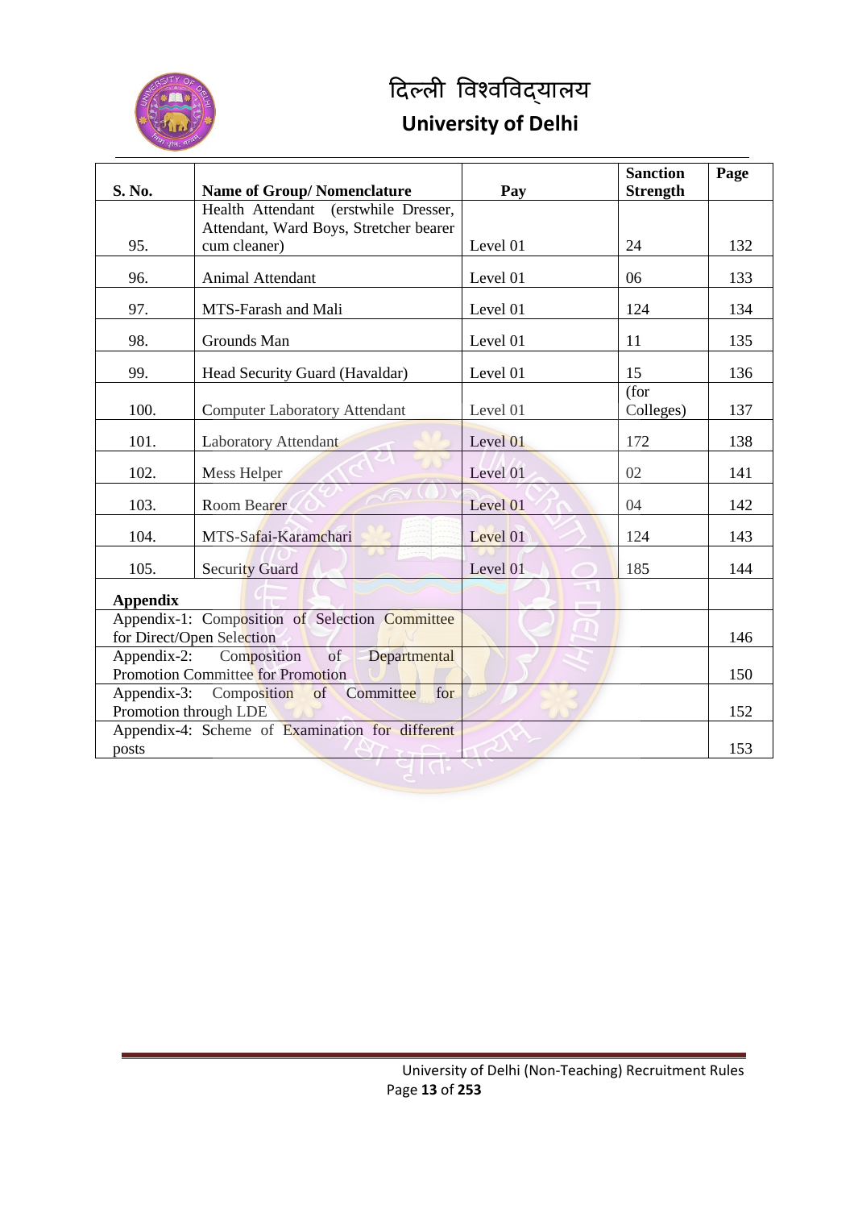| S. No. | Name of Group/ Nomenclature | Pay | Sanction Strength | Page |
|---|---|---|---|---|
| 95. | Health Attendant (erstwhile Dresser, Attendant, Ward Boys, Stretcher bearer cum cleaner) | Level 01 | 24 | 132 |
| 96. | Animal Attendant | Level 01 | 06 | 133 |
| 97. | MTS-Farash and Mali | Level 01 | 124 | 134 |
| 98. | Grounds Man | Level 01 | 11 | 135 |
| 99. | Head Security Guard (Havaldar) | Level 01 | 15 | 136 |
| 100. | Computer Laboratory Attendant | Level 01 | (for Colleges) | 137 |
| 101. | Laboratory Attendant | Level 01 | 172 | 138 |
| 102. | Mess Helper | Level 01 | 02 | 141 |
| 103. | Room Bearer | Level 01 | 04 | 142 |
| 104. | MTS-Safai-Karamchari | Level 01 | 124 | 143 |
| 105. | Security Guard | Level 01 | 185 | 144 |
| **Appendix** | | | | |
| Appendix-1: Composition of Selection Committee for Direct/Open Selection | | | | 146 |
| Appendix-2: Composition of Departmental Promotion Committee for Promotion | | | | 150 |
| Appendix-3: Composition of Committee for Promotion through LDE | | | | 152 |
| Appendix-4: Scheme of Examination for different posts | | | | 153 |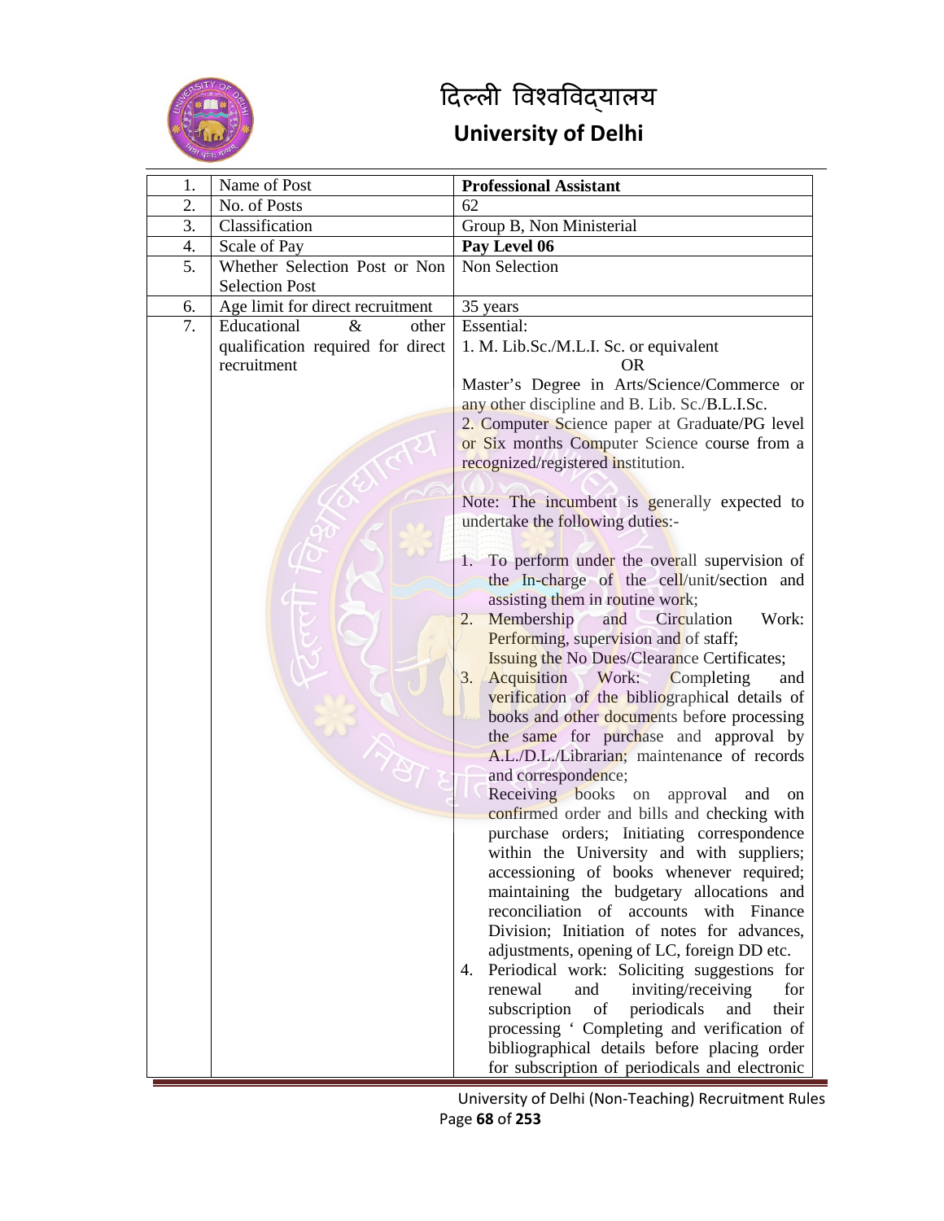# दिल्ली विश्वविद्यालय

# University of Delhi

| | | |
|---|---|---|
| 1. | Name of Post | **Professional Assistant** |
| 2. | No. of Posts | 62 |
| 3. | Classification | Group B, Non Ministerial |
| 4. | Scale of Pay | **Pay Level 06** |
| 5. | Whether Selection Post or Non Selection Post | Non Selection |
| 6. | Age limit for direct recruitment | 35 years |
| 7. | Educational & other qualification required for direct recruitment | Essential:<br>1. M. Lib.Sc./M.L.I. Sc. or equivalent<br>OR<br>Master's Degree in Arts/Science/Commerce or any other discipline and B. Lib. Sc./B.L.I.Sc.<br>2. Computer Science paper at Graduate/PG level or Six months Computer Science course from a recognized/registered institution.<br><br>Note: The incumbent is generally expected to undertake the following duties:-<br><br>1. To perform under the overall supervision of the In-charge of the cell/unit/section and assisting them in routine work;<br>2. Membership and Circulation Work: Performing, supervision and of staff; Issuing the No Dues/Clearance Certificates;<br>3. Acquisition Work: Completing and verification of the bibliographical details of books and other documents before processing the same for purchase and approval by A.L./D.L./Librarian; maintenance of records and correspondence; Receiving books on approval and on confirmed order and bills and checking with purchase orders; Initiating correspondence within the University and with suppliers; accessioning of books whenever required; maintaining the budgetary allocations and reconciliation of accounts with Finance Division; Initiation of notes for advances, adjustments, opening of LC, foreign DD etc.<br>4. Periodical work: Soliciting suggestions for renewal and inviting/receiving for subscription of periodicals and their processing ' Completing and verification of bibliographical details before placing order for subscription of periodicals and electronic |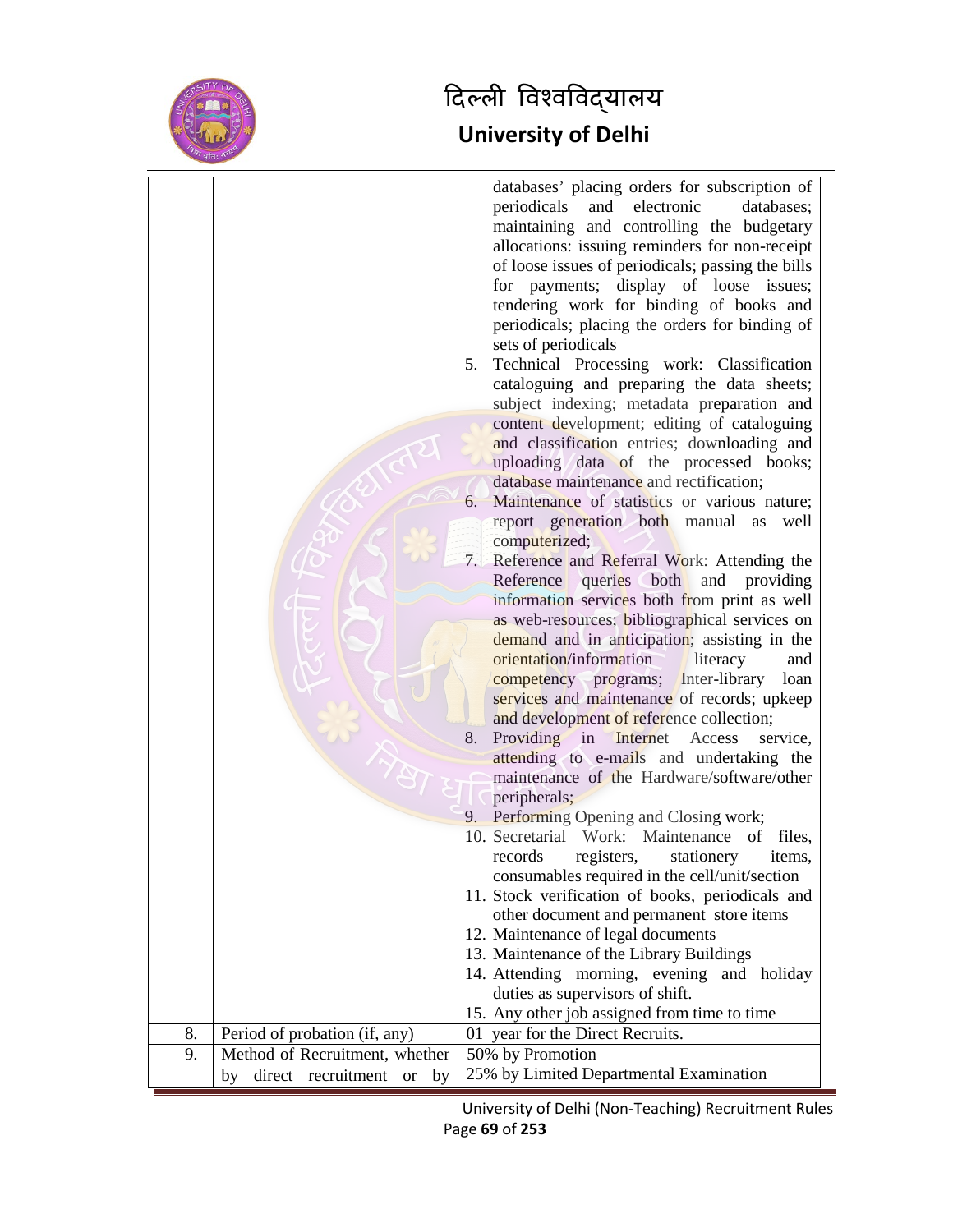| | | |
|---|---|---|
| | | databases' placing orders for subscription of periodicals and electronic databases; maintaining and controlling the budgetary allocations: issuing reminders for non-receipt of loose issues of periodicals; passing the bills for payments; display of loose issues; tendering work for binding of books and periodicals; placing the orders for binding of sets of periodicals<br>5. Technical Processing work: Classification cataloguing and preparing the data sheets; subject indexing; metadata preparation and content development; editing of cataloguing and classification entries; downloading and uploading data of the processed books; database maintenance and rectification;<br>6. Maintenance of statistics or various nature; report generation both manual as well computerized;<br>7. Reference and Referral Work: Attending the Reference queries both and providing information services both from print as well as web-resources; bibliographical services on demand and in anticipation; assisting in the orientation/information literacy and competency programs; Inter-library loan services and maintenance of records; upkeep and development of reference collection;<br>8. Providing in Internet Access service, attending to e-mails and undertaking the maintenance of the Hardware/software/other peripherals;<br>9. Performing Opening and Closing work;<br>10. Secretarial Work: Maintenance of files, records registers, stationery items, consumables required in the cell/unit/section<br>11. Stock verification of books, periodicals and other document and permanent store items<br>12. Maintenance of legal documents<br>13. Maintenance of the Library Buildings<br>14. Attending morning, evening and holiday duties as supervisors of shift.<br>15. Any other job assigned from time to time |
| 8. | Period of probation (if, any) | 01 year for the Direct Recruits. |
| 9. | Method of Recruitment, whether by direct recruitment or by | 50% by Promotion<br>25% by Limited Departmental Examination |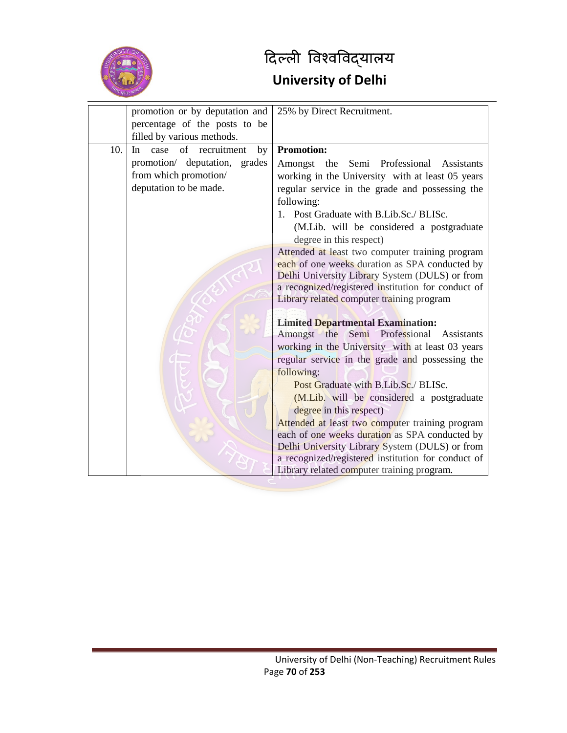| | | |
|---|---|---|
| | promotion or by deputation and percentage of the posts to be filled by various methods. | 25% by Direct Recruitment. |
| 10. | In case of recruitment by promotion/ deputation, grades from which promotion/ deputation to be made. | **Promotion:**<br>Amongst the Semi Professional Assistants working in the University with at least 05 years regular service in the grade and possessing the following:<br>1. Post Graduate with B.Lib.Sc./ BLISc. (M.Lib. will be considered a postgraduate degree in this respect)<br>Attended at least two computer training program each of one weeks duration as SPA conducted by Delhi University Library System (DULS) or from a recognized/registered institution for conduct of Library related computer training program<br><br>**Limited Departmental Examination:**<br>Amongst the Semi Professional Assistants working in the University with at least 03 years regular service in the grade and possessing the following:<br>Post Graduate with B.Lib.Sc./ BLISc. (M.Lib. will be considered a postgraduate degree in this respect)<br>Attended at least two computer training program each of one weeks duration as SPA conducted by Delhi University Library System (DULS) or from a recognized/registered institution for conduct of Library related computer training program. |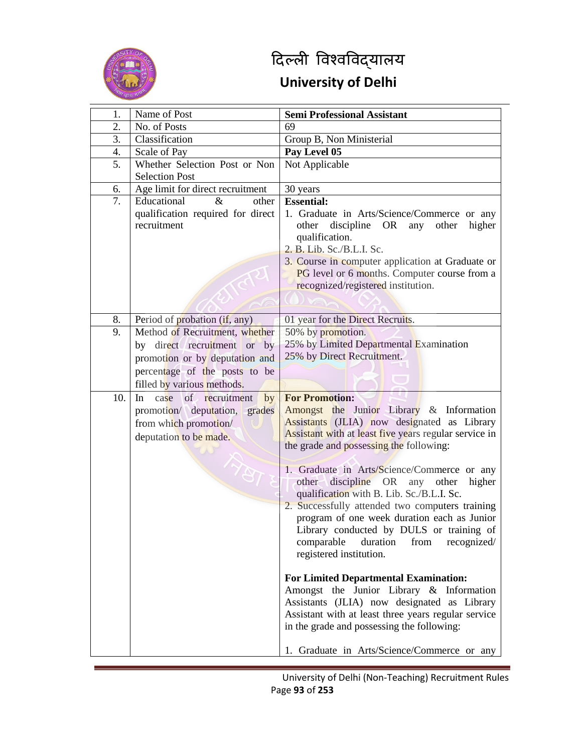# दिल्ली विश्वविद्यालय
## University of Delhi

| | | |
|---|---|---|
| 1. | Name of Post | **Semi Professional Assistant** |
| 2. | No. of Posts | 69 |
| 3. | Classification | Group B, Non Ministerial |
| 4. | Scale of Pay | **Pay Level 05** |
| 5. | Whether Selection Post or Non Selection Post | Not Applicable |
| 6. | Age limit for direct recruitment | 30 years |
| 7. | Educational & other qualification required for direct recruitment | **Essential:**<br>1. Graduate in Arts/Science/Commerce or any other discipline OR any other higher qualification.<br>2. B. Lib. Sc./B.L.I. Sc.<br>3. Course in computer application at Graduate or PG level or 6 months. Computer course from a recognized/registered institution. |
| 8. | Period of probation (if, any) | 01 year for the Direct Recruits. |
| 9. | Method of Recruitment, whether by direct recruitment or by promotion or by deputation and percentage of the posts to be filled by various methods. | 50% by promotion.<br>25% by Limited Departmental Examination<br>25% by Direct Recruitment. |
| 10. | In case of recruitment by promotion/ deputation, grades from which promotion/ deputation to be made. | **For Promotion:**<br>Amongst the Junior Library & Information Assistants (JLIA) now designated as Library Assistant with at least five years regular service in the grade and possessing the following:<br><br>1. Graduate in Arts/Science/Commerce or any other discipline OR any other higher qualification with B. Lib. Sc./B.L.I. Sc.<br>2. Successfully attended two computers training program of one week duration each as Junior Library conducted by DULS or training of comparable duration from recognized/ registered institution.<br><br>**For Limited Departmental Examination:**<br>Amongst the Junior Library & Information Assistants (JLIA) now designated as Library Assistant with at least three years regular service in the grade and possessing the following:<br><br>1. Graduate in Arts/Science/Commerce or any |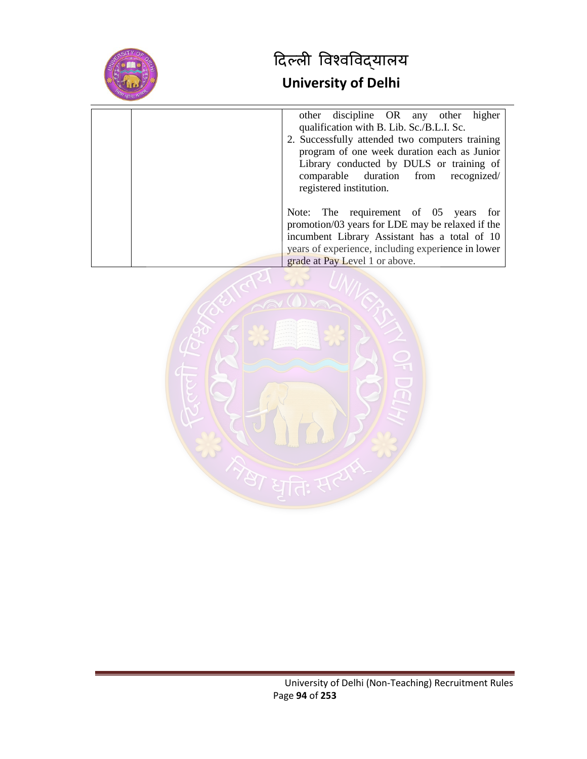| | | |
|---|---|---|
| | | other discipline OR any other higher qualification with B. Lib. Sc./B.L.I. Sc.<br>2. Successfully attended two computers training program of one week duration each as Junior Library conducted by DULS or training of comparable duration from recognized/ registered institution.<br><br>Note: The requirement of 05 years for promotion/03 years for LDE may be relaxed if the incumbent Library Assistant has a total of 10 years of experience, including experience in lower grade at Pay Level 1 or above. |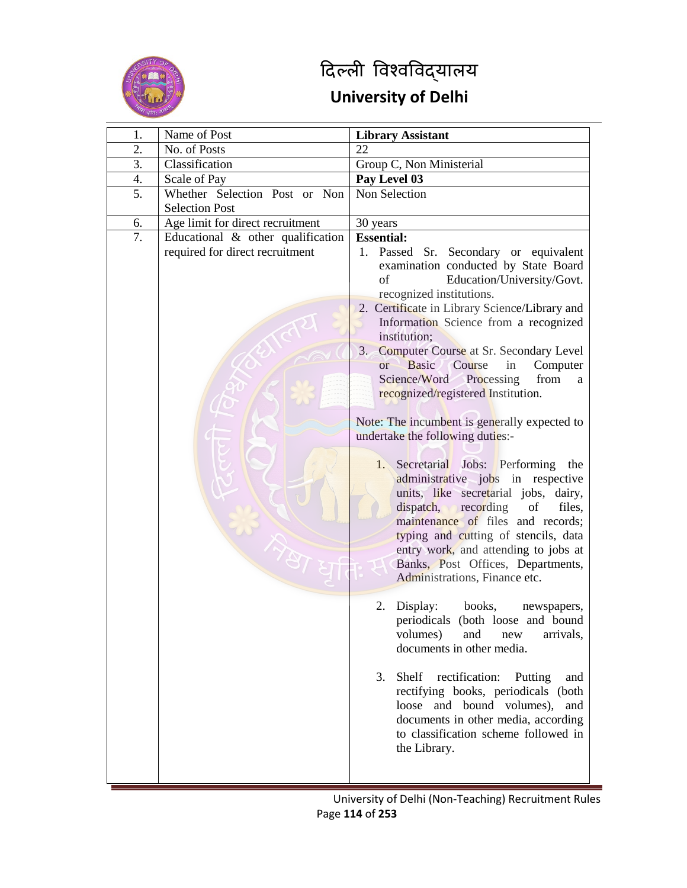# दिल्ली विश्वविद्यालय
## University of Delhi

| | | |
|---|---|---|
| 1. | Name of Post | **Library Assistant** |
| 2. | No. of Posts | 22 |
| 3. | Classification | Group C, Non Ministerial |
| 4. | Scale of Pay | **Pay Level 03** |
| 5. | Whether Selection Post or Non Selection Post | Non Selection |
| 6. | Age limit for direct recruitment | 30 years |
| 7. | Educational & other qualification required for direct recruitment | **Essential:**<br>1. Passed Sr. Secondary or equivalent examination conducted by State Board of Education/University/Govt. recognized institutions.<br>2. Certificate in Library Science/Library and Information Science from a recognized institution;<br>3. Computer Course at Sr. Secondary Level or Basic Course in Computer Science/Word Processing from a recognized/registered Institution.<br><br>Note: The incumbent is generally expected to undertake the following duties:-<br><br>1. Secretarial Jobs: Performing the administrative jobs in respective units, like secretarial jobs, dairy, dispatch, recording of files, maintenance of files and records; typing and cutting of stencils, data entry work, and attending to jobs at Banks, Post Offices, Departments, Administrations, Finance etc.<br><br>2. Display: books, newspapers, periodicals (both loose and bound volumes) and new arrivals, documents in other media.<br><br>3. Shelf rectification: Putting and rectifying books, periodicals (both loose and bound volumes), and documents in other media, according to classification scheme followed in the Library. |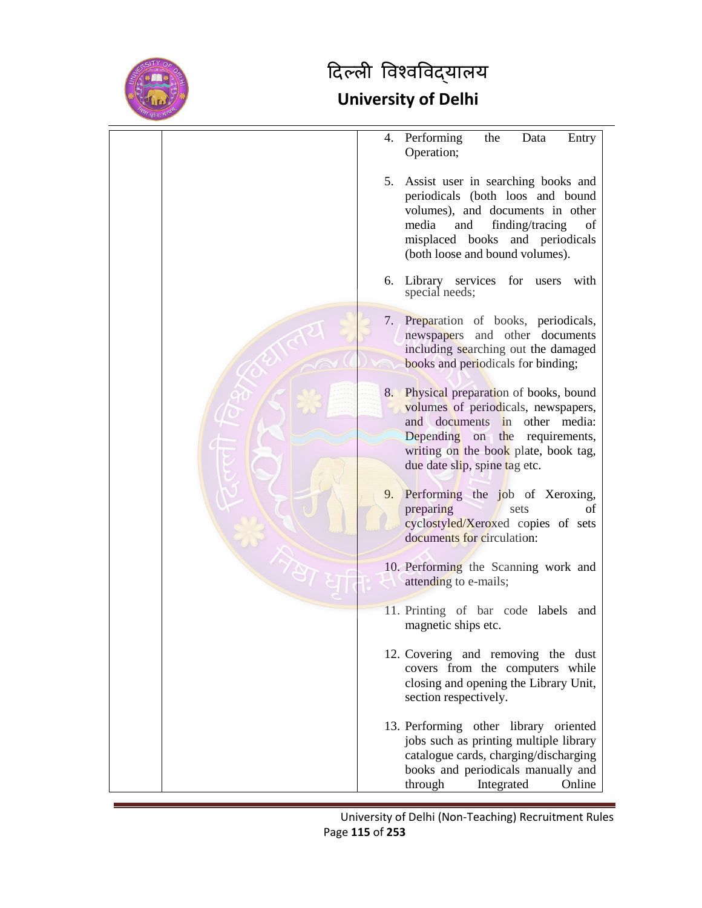| | | 4. Performing the Data Entry Operation;<br><br>5. Assist user in searching books and periodicals (both loos and bound volumes), and documents in other media and finding/tracing of misplaced books and periodicals (both loose and bound volumes).<br><br>6. Library services for users with special needs;<br><br>7. Preparation of books, periodicals, newspapers and other documents including searching out the damaged books and periodicals for binding;<br><br>8. Physical preparation of books, bound volumes of periodicals, newspapers, and documents in other media: Depending on the requirements, writing on the book plate, book tag, due date slip, spine tag etc.<br><br>9. Performing the job of Xeroxing, preparing sets of cyclostyled/Xeroxed copies of sets documents for circulation:<br><br>10. Performing the Scanning work and attending to e-mails;<br><br>11. Printing of bar code labels and magnetic ships etc.<br><br>12. Covering and removing the dust covers from the computers while closing and opening the Library Unit, section respectively.<br><br>13. Performing other library oriented jobs such as printing multiple library catalogue cards, charging/discharging books and periodicals manually and through Integrated Online |
|---|---|---|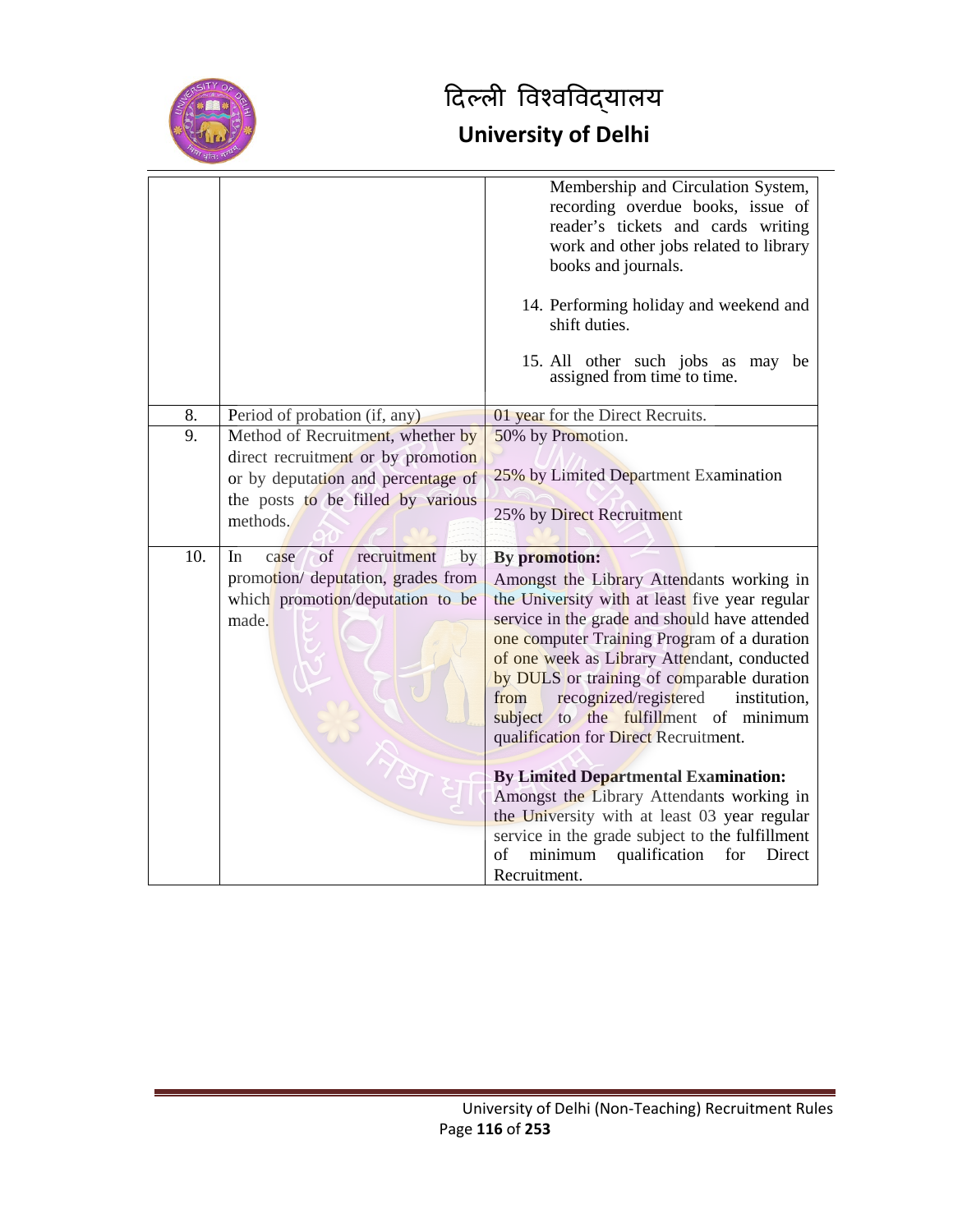| | | |
|---|---|---|
| | | Membership and Circulation System, recording overdue books, issue of reader's tickets and cards writing work and other jobs related to library books and journals.<br><br>14. Performing holiday and weekend and shift duties.<br><br>15. All other such jobs as may be assigned from time to time. |
| 8. | Period of probation (if, any) | 01 year for the Direct Recruits. |
| 9. | Method of Recruitment, whether by direct recruitment or by promotion or by deputation and percentage of the posts to be filled by various methods. | 50% by Promotion.<br><br>25% by Limited Department Examination<br><br>25% by Direct Recruitment |
| 10. | In case of recruitment by promotion/ deputation, grades from which promotion/deputation to be made. | **By promotion:**<br>Amongst the Library Attendants working in the University with at least five year regular service in the grade and should have attended one computer Training Program of a duration of one week as Library Attendant, conducted by DULS or training of comparable duration from recognized/registered institution, subject to the fulfillment of minimum qualification for Direct Recruitment.<br><br>**By Limited Departmental Examination:**<br>Amongst the Library Attendants working in the University with at least 03 year regular service in the grade subject to the fulfillment of minimum qualification for Direct Recruitment. |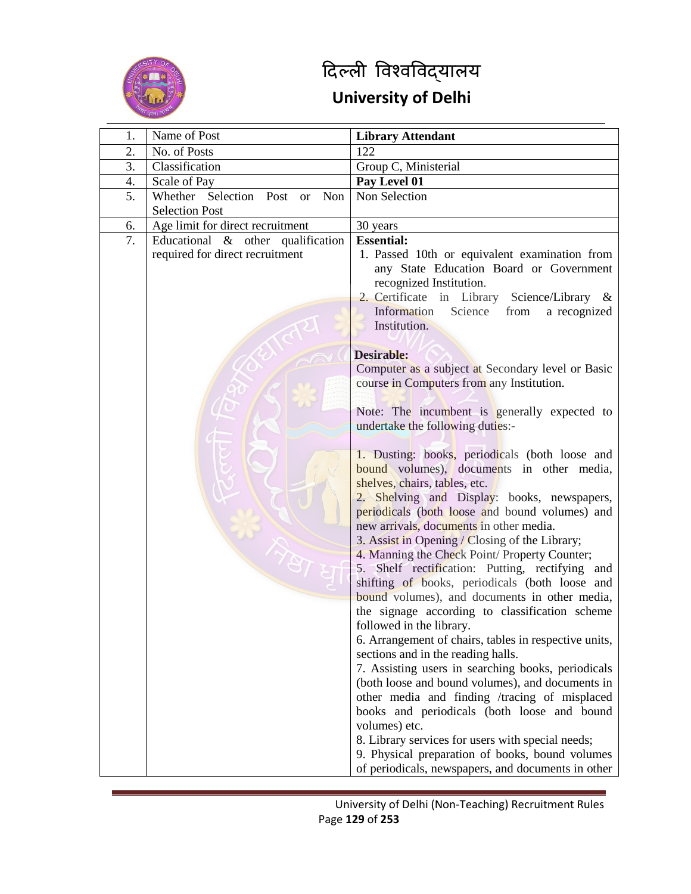| | | |
|---|---|---|
| 1. | Name of Post | **Library Attendant** |
| 2. | No. of Posts | 122 |
| 3. | Classification | Group C, Ministerial |
| 4. | Scale of Pay | **Pay Level 01** |
| 5. | Whether Selection Post or Non Selection Post | Non Selection |
| 6. | Age limit for direct recruitment | 30 years |
| 7. | Educational & other qualification required for direct recruitment | **Essential:**<br>1. Passed 10th or equivalent examination from any State Education Board or Government recognized Institution.<br>2. Certificate in Library Science/Library & Information Science from a recognized Institution.<br><br>**Desirable:**<br>Computer as a subject at Secondary level or Basic course in Computers from any Institution.<br><br>Note: The incumbent is generally expected to undertake the following duties:-<br><br>1. Dusting: books, periodicals (both loose and bound volumes), documents in other media, shelves, chairs, tables, etc.<br>2. Shelving and Display: books, newspapers, periodicals (both loose and bound volumes) and new arrivals, documents in other media.<br>3. Assist in Opening / Closing of the Library;<br>4. Manning the Check Point/ Property Counter;<br>5. Shelf rectification: Putting, rectifying and shifting of books, periodicals (both loose and bound volumes), and documents in other media, the signage according to classification scheme followed in the library.<br>6. Arrangement of chairs, tables in respective units, sections and in the reading halls.<br>7. Assisting users in searching books, periodicals (both loose and bound volumes), and documents in other media and finding /tracing of misplaced books and periodicals (both loose and bound volumes) etc.<br>8. Library services for users with special needs;<br>9. Physical preparation of books, bound volumes of periodicals, newspapers, and documents in other |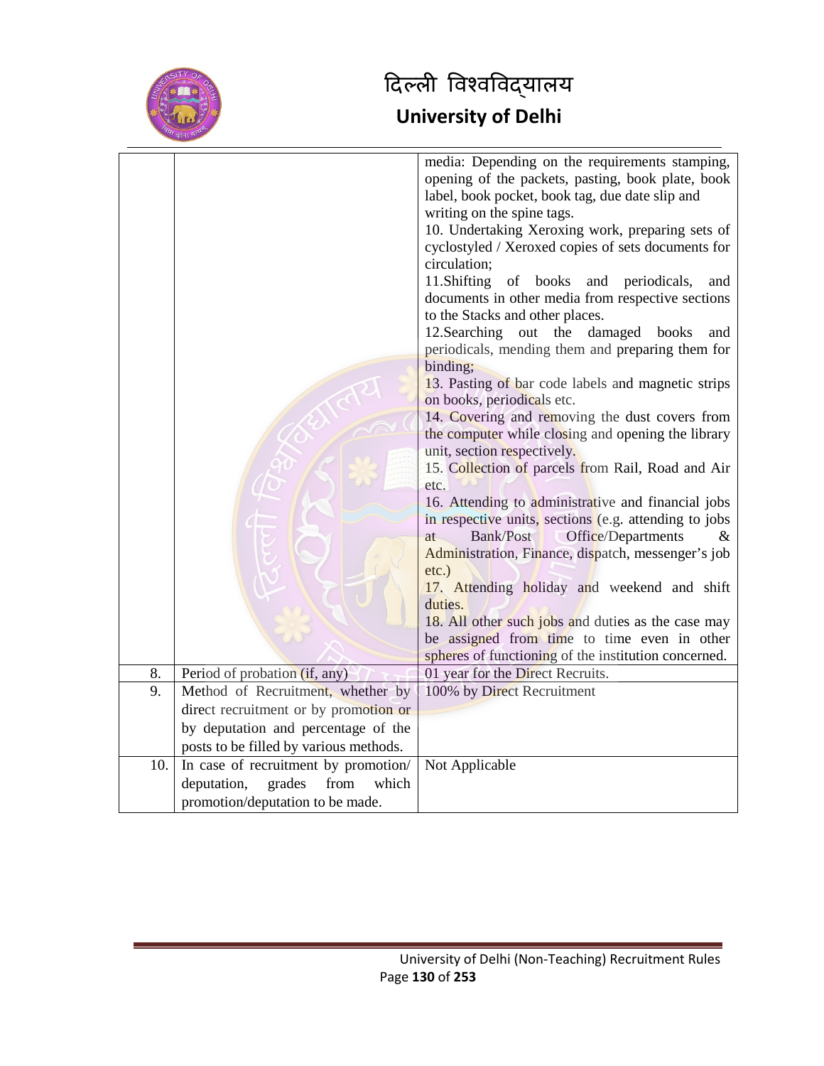| | | |
|---|---|---|
| | | media: Depending on the requirements stamping, opening of the packets, pasting, book plate, book label, book pocket, book tag, due date slip and writing on the spine tags.<br>10. Undertaking Xeroxing work, preparing sets of cyclostyled / Xeroxed copies of sets documents for circulation;<br>11.Shifting of books and periodicals, and documents in other media from respective sections to the Stacks and other places.<br>12.Searching out the damaged books and periodicals, mending them and preparing them for binding;<br>13. Pasting of bar code labels and magnetic strips on books, periodicals etc.<br>14. Covering and removing the dust covers from the computer while closing and opening the library unit, section respectively.<br>15. Collection of parcels from Rail, Road and Air etc.<br>16. Attending to administrative and financial jobs in respective units, sections (e.g. attending to jobs at Bank/Post Office/Departments & Administration, Finance, dispatch, messenger's job etc.)<br>17. Attending holiday and weekend and shift duties.<br>18. All other such jobs and duties as the case may be assigned from time to time even in other spheres of functioning of the institution concerned. |
| 8. | Period of probation (if, any) | 01 year for the Direct Recruits. |
| 9. | Method of Recruitment, whether by direct recruitment or by promotion or by deputation and percentage of the posts to be filled by various methods. | 100% by Direct Recruitment |
| 10. | In case of recruitment by promotion/ deputation, grades from which promotion/deputation to be made. | Not Applicable |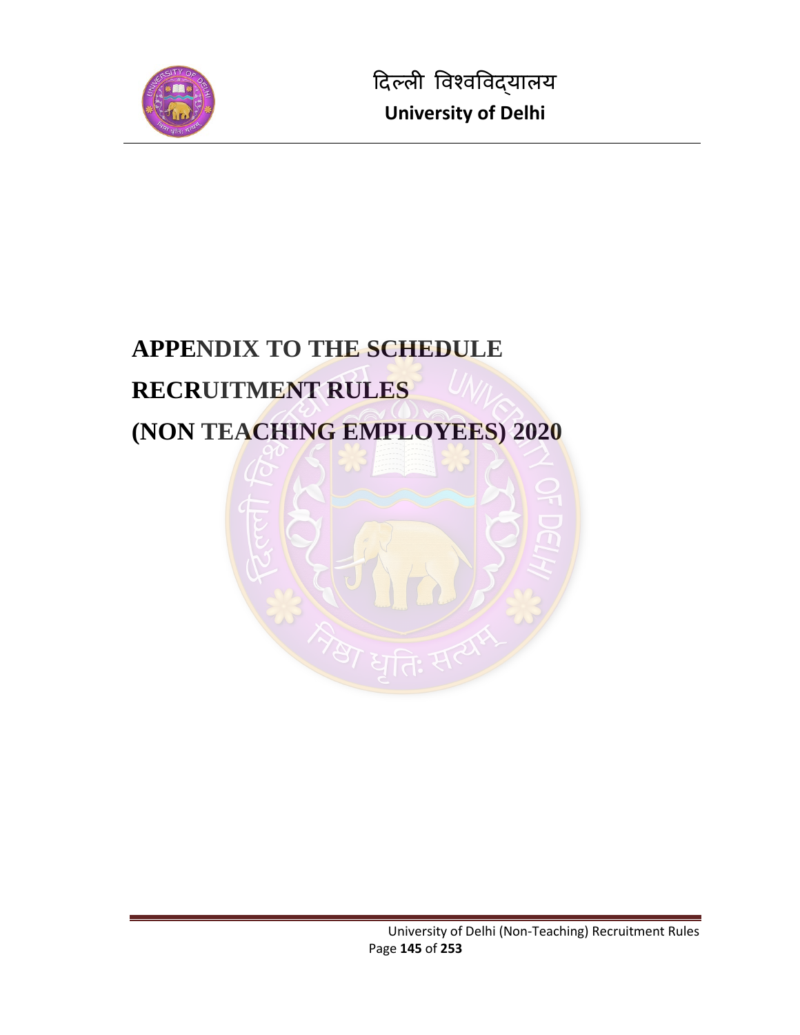# APPENDIX TO THE SCHEDULE

# RECRUITMENT RULES

# (NON TEACHING EMPLOYEES) 2020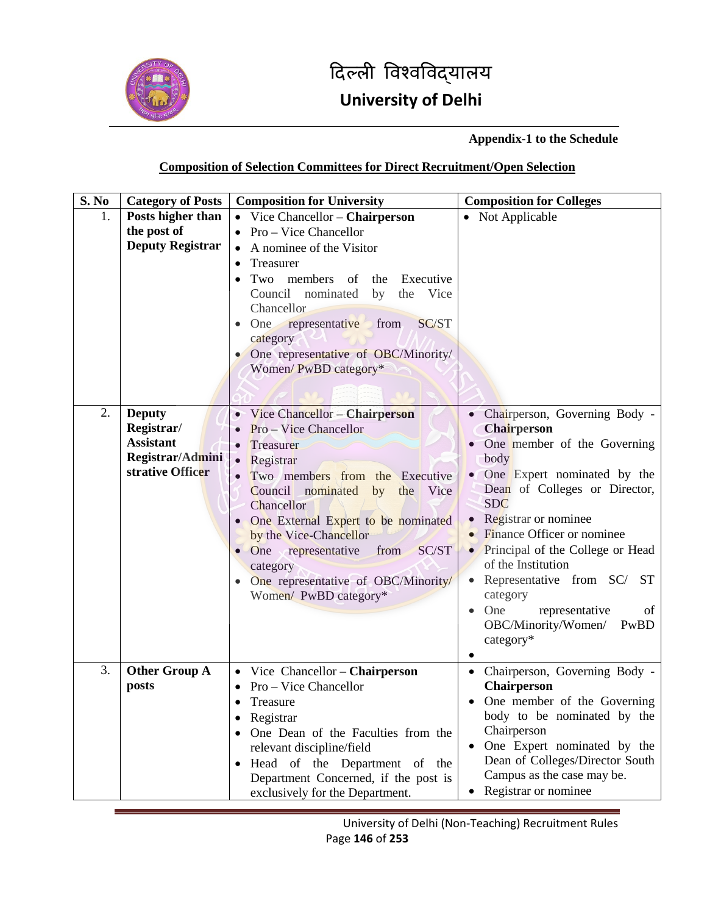**Appendix-1 to the Schedule**

**Composition of Selection Committees for Direct Recruitment/Open Selection**

| S. No | Category of Posts | Composition for University | Composition for Colleges |
|---|---|---|---|
| 1. | **Posts higher than the post of Deputy Registrar** | • Vice Chancellor – **Chairperson**<br>• Pro – Vice Chancellor<br>• A nominee of the Visitor<br>• Treasurer<br>• Two members of the Executive Council nominated by the Vice Chancellor<br>• One representative from SC/ST category<br>• One representative of OBC/Minority/ Women/ PwBD category* | • Not Applicable |
| 2. | **Deputy Registrar/ Assistant Registrar/Administrative Officer** | • Vice Chancellor – **Chairperson**<br>• Pro – Vice Chancellor<br>• Treasurer<br>• Registrar<br>• Two members from the Executive Council nominated by the Vice Chancellor<br>• One External Expert to be nominated by the Vice-Chancellor<br>• One representative from SC/ST category<br>• One representative of OBC/Minority/ Women/ PwBD category* | • Chairperson, Governing Body - **Chairperson**<br>• One member of the Governing body<br>• One Expert nominated by the Dean of Colleges or Director, SDC<br>• Registrar or nominee<br>• Finance Officer or nominee<br>• Principal of the College or Head of the Institution<br>• Representative from SC/ ST category<br>• One representative of OBC/Minority/Women/ PwBD category*<br>• |
| 3. | **Other Group A posts** | • Vice Chancellor – **Chairperson**<br>• Pro – Vice Chancellor<br>• Treasure<br>• Registrar<br>• One Dean of the Faculties from the relevant discipline/field<br>• Head of the Department of the Department Concerned, if the post is exclusively for the Department. | • Chairperson, Governing Body - **Chairperson**<br>• One member of the Governing body to be nominated by the Chairperson<br>• One Expert nominated by the Dean of Colleges/Director South Campus as the case may be.<br>• Registrar or nominee |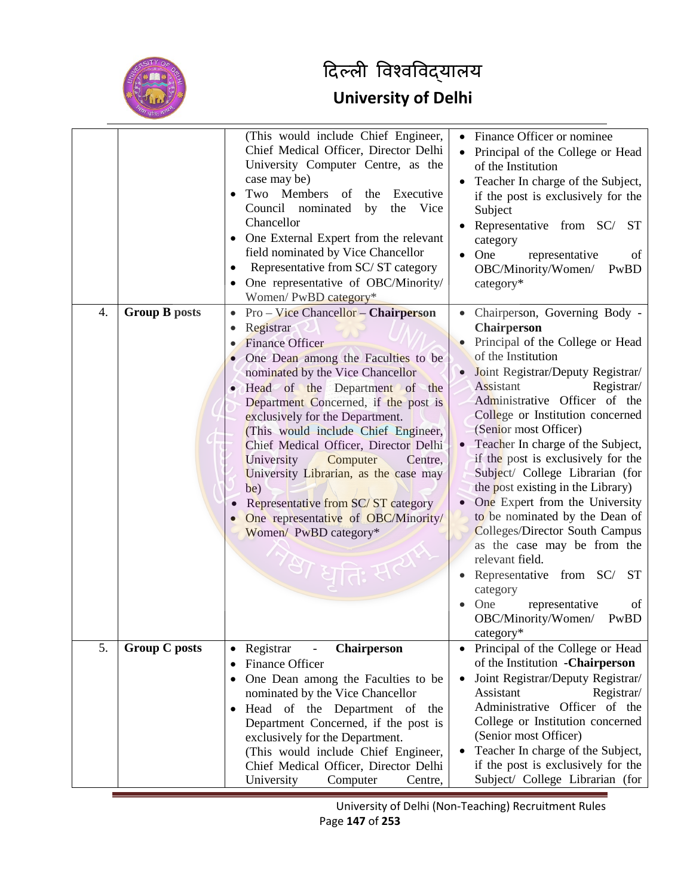| | | | |
|---|---|---|---|
| | | (This would include Chief Engineer, Chief Medical Officer, Director Delhi University Computer Centre, as the case may be)<br>• Two Members of the Executive Council nominated by the Vice Chancellor<br>• One External Expert from the relevant field nominated by Vice Chancellor<br>• Representative from SC/ ST category<br>• One representative of OBC/Minority/ Women/ PwBD category* | • Finance Officer or nominee<br>• Principal of the College or Head of the Institution<br>• Teacher In charge of the Subject, if the post is exclusively for the Subject<br>• Representative from SC/ ST category<br>• One representative of OBC/Minority/Women/ PwBD category* |
| 4. | **Group B posts** | • Pro – Vice Chancellor – **Chairperson**<br>• Registrar<br>• Finance Officer<br>• One Dean among the Faculties to be nominated by the Vice Chancellor<br>• Head of the Department of the Department Concerned, if the post is exclusively for the Department.<br>(This would include Chief Engineer, Chief Medical Officer, Director Delhi University Computer Centre, University Librarian, as the case may be)<br>• Representative from SC/ ST category<br>• One representative of OBC/Minority/ Women/ PwBD category* | • Chairperson, Governing Body - **Chairperson**<br>• Principal of the College or Head of the Institution<br>• Joint Registrar/Deputy Registrar/ Assistant Registrar/ Administrative Officer of the College or Institution concerned (Senior most Officer)<br>• Teacher In charge of the Subject, if the post is exclusively for the Subject/ College Librarian (for the post existing in the Library)<br>• One Expert from the University to be nominated by the Dean of Colleges/Director South Campus as the case may be from the relevant field.<br>• Representative from SC/ ST category<br>• One representative of OBC/Minority/Women/ PwBD category* |
| 5. | **Group C posts** | • Registrar - **Chairperson**<br>• Finance Officer<br>• One Dean among the Faculties to be nominated by the Vice Chancellor<br>• Head of the Department of the Department Concerned, if the post is exclusively for the Department.<br>(This would include Chief Engineer, Chief Medical Officer, Director Delhi University Computer Centre, | • Principal of the College or Head of the Institution **-Chairperson**<br>• Joint Registrar/Deputy Registrar/ Assistant Registrar/ Administrative Officer of the College or Institution concerned (Senior most Officer)<br>• Teacher In charge of the Subject, if the post is exclusively for the Subject/ College Librarian (for |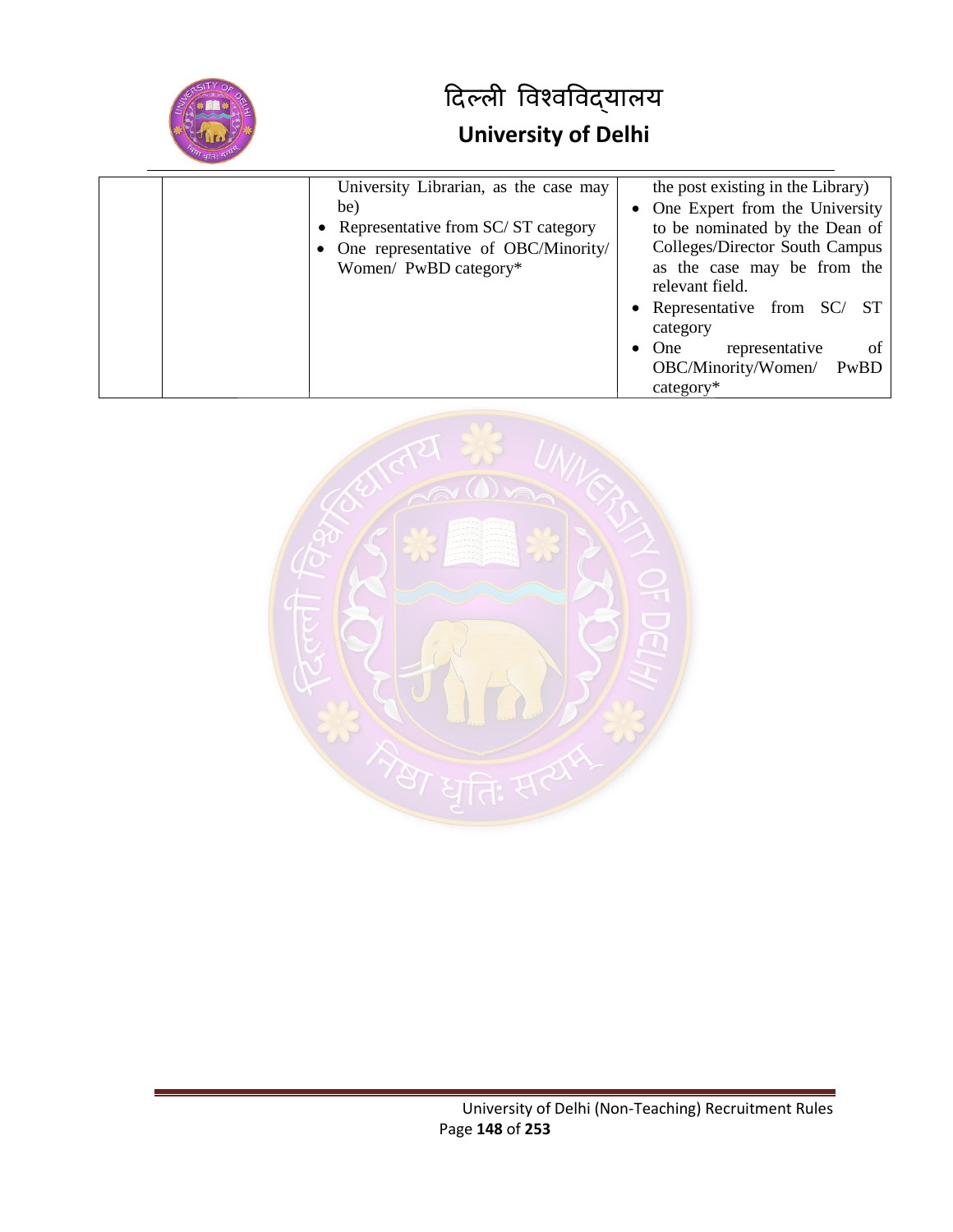| | | | |
|---|---|---|---|
| | | University Librarian, as the case may be)<br>• Representative from SC/ ST category<br>• One representative of OBC/Minority/ Women/ PwBD category* | the post existing in the Library)<br>• One Expert from the University to be nominated by the Dean of Colleges/Director South Campus as the case may be from the relevant field.<br>• Representative from SC/ ST category<br>• One representative of OBC/Minority/Women/ PwBD category* |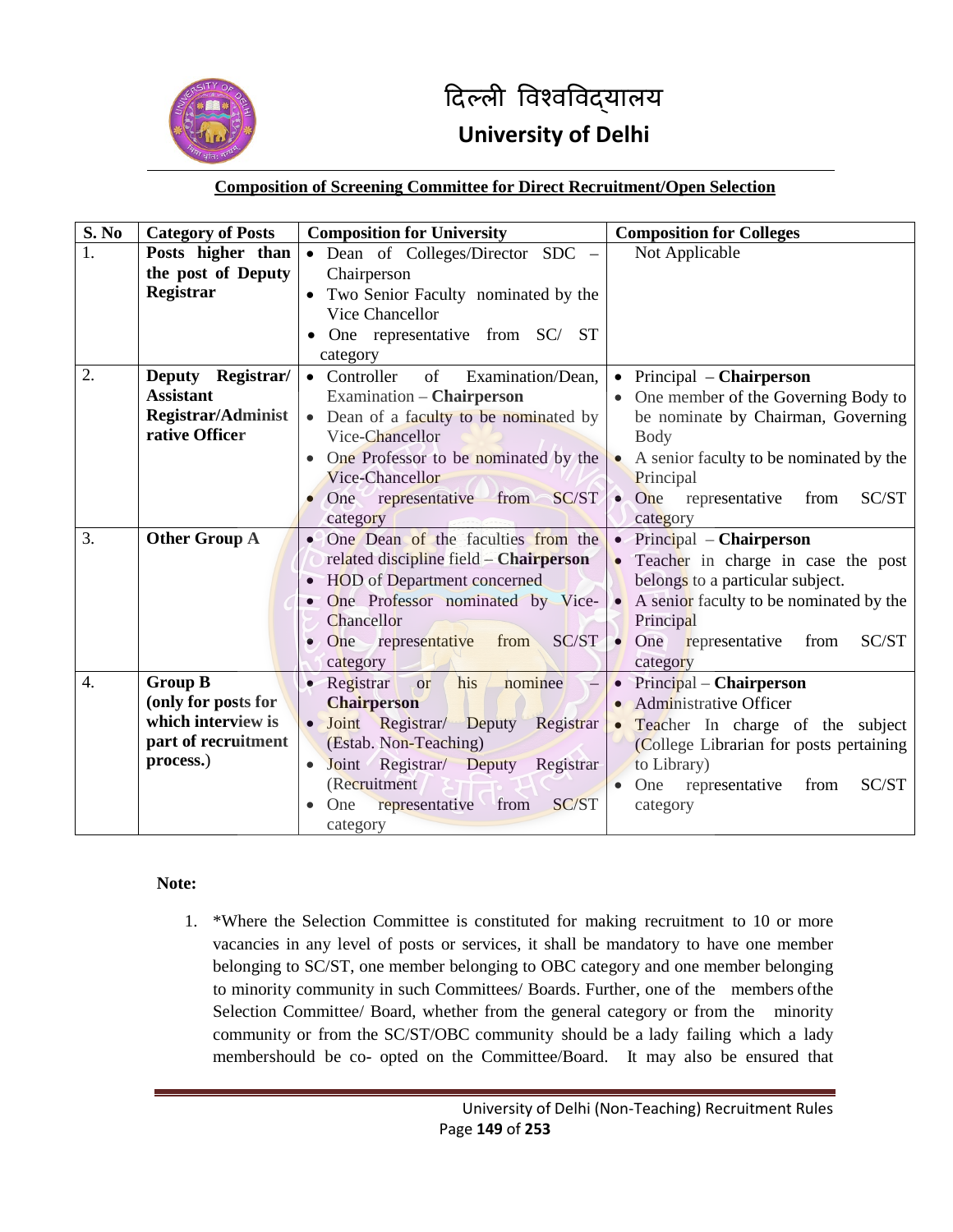# दिल्ली विश्वविद्यालय
## University of Delhi

**Composition of Screening Committee for Direct Recruitment/Open Selection**

| S. No | Category of Posts | Composition for University | Composition for Colleges |
|---|---|---|---|
| 1. | **Posts higher than the post of Deputy Registrar** | • Dean of Colleges/Director SDC – Chairperson<br>• Two Senior Faculty nominated by the Vice Chancellor<br>• One representative from SC/ ST category | Not Applicable |
| 2. | **Deputy Registrar/ Assistant Registrar/Administrative Officer** | • Controller of Examination/Dean, Examination – **Chairperson**<br>• Dean of a faculty to be nominated by Vice-Chancellor<br>• One Professor to be nominated by the Vice-Chancellor<br>• One representative from SC/ST category | • Principal – **Chairperson**<br>• One member of the Governing Body to be nominate by Chairman, Governing Body<br>• A senior faculty to be nominated by the Principal<br>• One representative from SC/ST category |
| 3. | **Other Group A** | • One Dean of the faculties from the related discipline field – **Chairperson**<br>• HOD of Department concerned<br>• One Professor nominated by Vice-Chancellor<br>• One representative from SC/ST category | • Principal – **Chairperson**<br>• Teacher in charge in case the post belongs to a particular subject.<br>• A senior faculty to be nominated by the Principal<br>• One representative from SC/ST category |
| 4. | **Group B (only for posts for which interview is part of recruitment process.)** | • Registrar or his nominee – **Chairperson**<br>• Joint Registrar/ Deputy Registrar (Estab. Non-Teaching)<br>• Joint Registrar/ Deputy Registrar (Recruitment<br>• One representative from SC/ST category | • Principal – **Chairperson**<br>• Administrative Officer<br>• Teacher In charge of the subject (College Librarian for posts pertaining to Library)<br>• One representative from SC/ST category |

**Note:**

1. *Where the Selection Committee is constituted for making recruitment to 10 or more vacancies in any level of posts or services, it shall be mandatory to have one member belonging to SC/ST, one member belonging to OBC category and one member belonging to minority community in such Committees/ Boards. Further, one of the members ofthe Selection Committee/ Board, whether from the general category or from the minority community or from the SC/ST/OBC community should be a lady failing which a lady membershould be co- opted on the Committee/Board. It may also be ensured that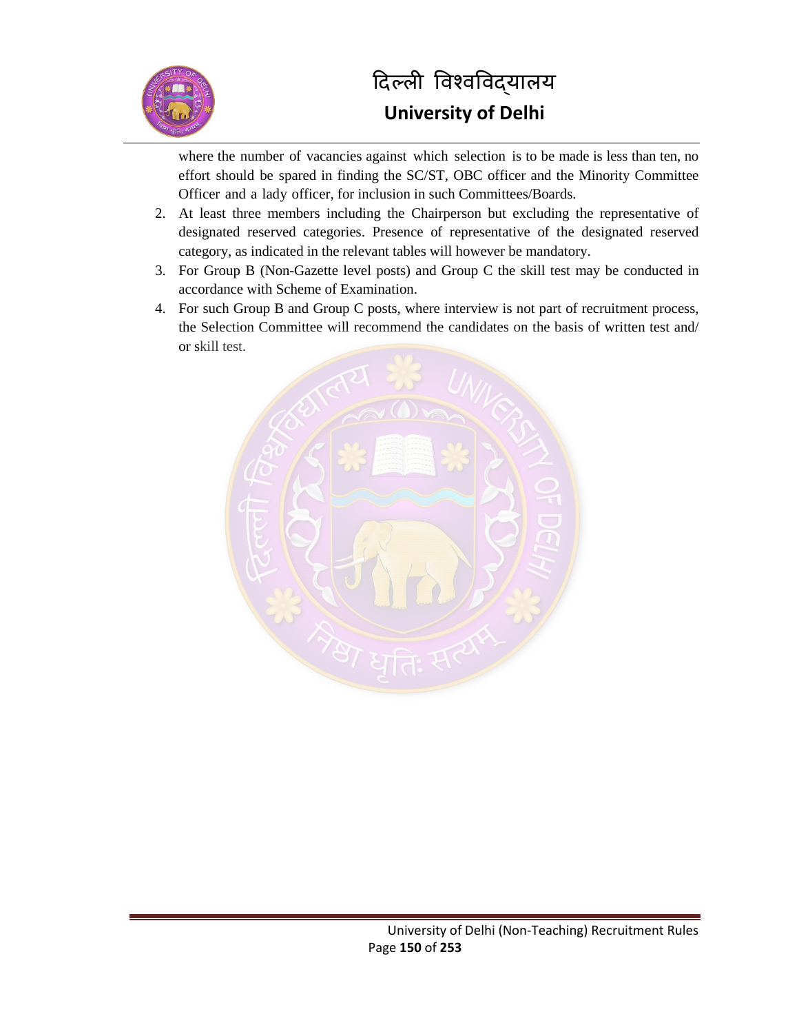where the number of vacancies against which selection is to be made is less than ten, no effort should be spared in finding the SC/ST, OBC officer and the Minority Committee Officer and a lady officer, for inclusion in such Committees/Boards.

2. At least three members including the Chairperson but excluding the representative of designated reserved categories. Presence of representative of the designated reserved category, as indicated in the relevant tables will however be mandatory.
3. For Group B (Non-Gazette level posts) and Group C the skill test may be conducted in accordance with Scheme of Examination.
4. For such Group B and Group C posts, where interview is not part of recruitment process, the Selection Committee will recommend the candidates on the basis of written test and/ or skill test.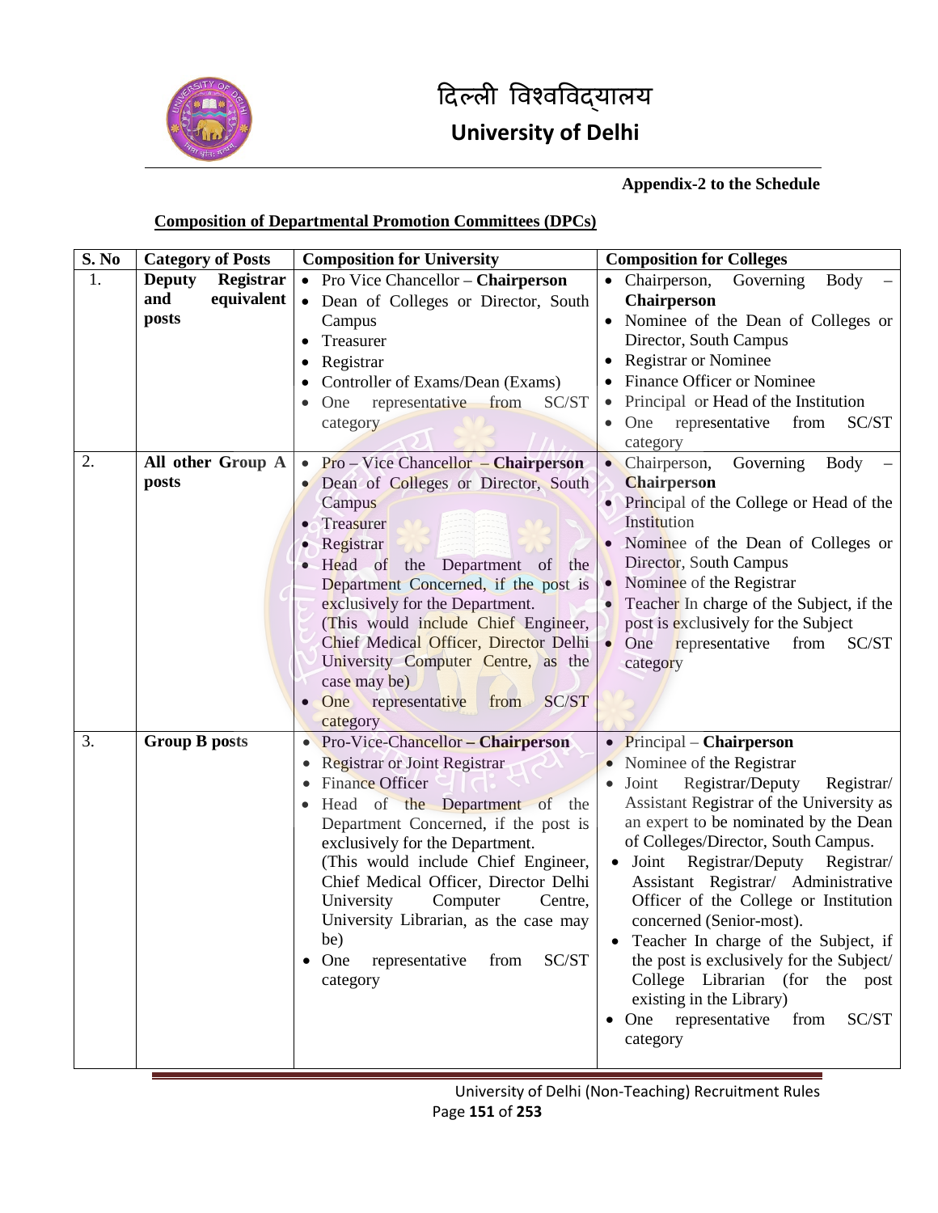# दिल्ली विश्वविद्यालय

# University of Delhi

**Appendix-2 to the Schedule**

**Composition of Departmental Promotion Committees (DPCs)**

| S. No | Category of Posts | Composition for University | Composition for Colleges |
|---|---|---|---|
| 1. | **Deputy Registrar and equivalent posts** | • Pro Vice Chancellor – **Chairperson**<br>• Dean of Colleges or Director, South Campus<br>• Treasurer<br>• Registrar<br>• Controller of Exams/Dean (Exams)<br>• One representative from SC/ST category | • Chairperson, Governing Body – **Chairperson**<br>• Nominee of the Dean of Colleges or Director, South Campus<br>• Registrar or Nominee<br>• Finance Officer or Nominee<br>• Principal or Head of the Institution<br>• One representative from SC/ST category |
| 2. | **All other Group A posts** | • Pro – Vice Chancellor – **Chairperson**<br>• Dean of Colleges or Director, South Campus<br>• Treasurer<br>• Registrar<br>• Head of the Department of the Department Concerned, if the post is exclusively for the Department. (This would include Chief Engineer, Chief Medical Officer, Director Delhi University Computer Centre, as the case may be)<br>• One representative from SC/ST category | • Chairperson, Governing Body – **Chairperson**<br>• Principal of the College or Head of the Institution<br>• Nominee of the Dean of Colleges or Director, South Campus<br>• Nominee of the Registrar<br>• Teacher In charge of the Subject, if the post is exclusively for the Subject<br>• One representative from SC/ST category |
| 3. | **Group B posts** | • Pro-Vice-Chancellor – **Chairperson**<br>• Registrar or Joint Registrar<br>• Finance Officer<br>• Head of the Department of the Department Concerned, if the post is exclusively for the Department. (This would include Chief Engineer, Chief Medical Officer, Director Delhi University Computer Centre, University Librarian, as the case may be)<br>• One representative from SC/ST category | • Principal – **Chairperson**<br>• Nominee of the Registrar<br>• Joint Registrar/Deputy Registrar/ Assistant Registrar of the University as an expert to be nominated by the Dean of Colleges/Director, South Campus.<br>• Joint Registrar/Deputy Registrar/ Assistant Registrar/ Administrative Officer of the College or Institution concerned (Senior-most).<br>• Teacher In charge of the Subject, if the post is exclusively for the Subject/ College Librarian (for the post existing in the Library)<br>• One representative from SC/ST category |

University of Delhi (Non-Teaching) Recruitment Rules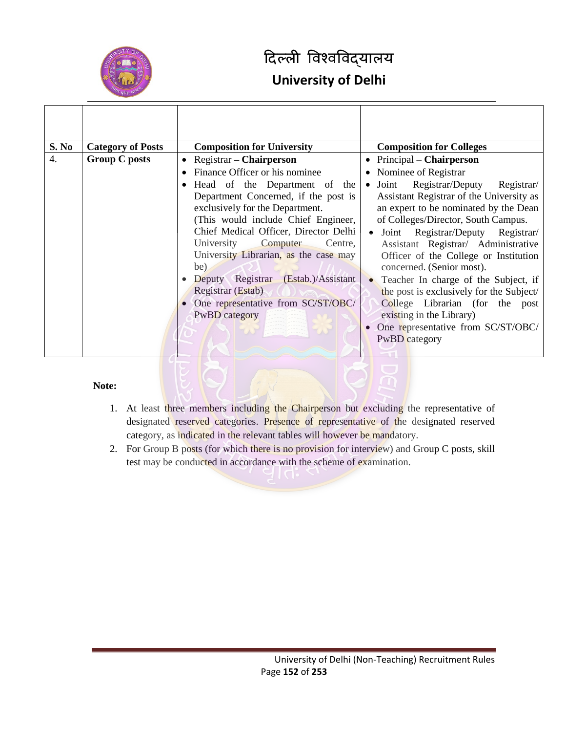| S. No | Category of Posts | Composition for University | Composition for Colleges |
|---|---|---|---|
| 4. | **Group C posts** | • Registrar **– Chairperson**<br>• Finance Officer or his nominee<br>• Head of the Department of the Department Concerned, if the post is exclusively for the Department. (This would include Chief Engineer, Chief Medical Officer, Director Delhi University Computer Centre, University Librarian, as the case may be)<br>• Deputy Registrar (Estab.)/Assistant Registrar (Estab)<br>• One representative from SC/ST/OBC/ PwBD category | • Principal – **Chairperson**<br>• Nominee of Registrar<br>• Joint Registrar/Deputy Registrar/ Assistant Registrar of the University as an expert to be nominated by the Dean of Colleges/Director, South Campus.<br>• Joint Registrar/Deputy Registrar/ Assistant Registrar/ Administrative Officer of the College or Institution concerned. (Senior most).<br>• Teacher In charge of the Subject, if the post is exclusively for the Subject/ College Librarian (for the post existing in the Library)<br>• One representative from SC/ST/OBC/ PwBD category |

**Note:**

1. At least three members including the Chairperson but excluding the representative of designated reserved categories. Presence of representative of the designated reserved category, as indicated in the relevant tables will however be mandatory.
2. For Group B posts (for which there is no provision for interview) and Group C posts, skill test may be conducted in accordance with the scheme of examination.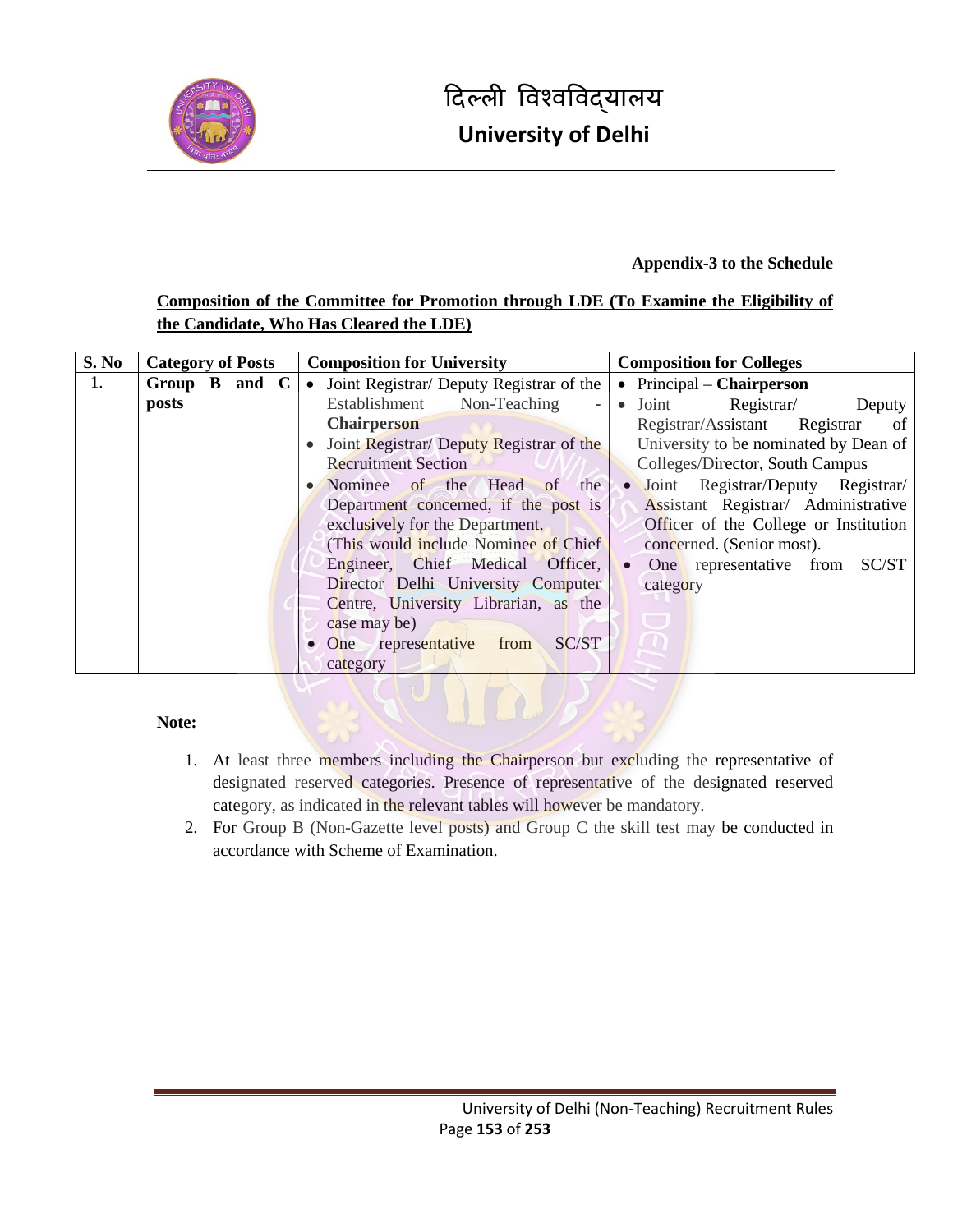**Appendix-3 to the Schedule**

**Composition of the Committee for Promotion through LDE (To Examine the Eligibility of the Candidate, Who Has Cleared the LDE)**

| S. No | Category of Posts | Composition for University | Composition for Colleges |
|---|---|---|---|
| 1. | **Group B and C posts** | • Joint Registrar/ Deputy Registrar of the Establishment Non-Teaching - **Chairperson**<br>• Joint Registrar/ Deputy Registrar of the Recruitment Section<br>• Nominee of the Head of the Department concerned, if the post is exclusively for the Department. (This would include Nominee of Chief Engineer, Chief Medical Officer, Director Delhi University Computer Centre, University Librarian, as the case may be)<br>• One representative from SC/ST category | • Principal – **Chairperson**<br>• Joint Registrar/ Deputy Registrar/Assistant Registrar of University to be nominated by Dean of Colleges/Director, South Campus<br>• Joint Registrar/Deputy Registrar/ Assistant Registrar/ Administrative Officer of the College or Institution concerned. (Senior most).<br>• One representative from SC/ST category |

**Note:**

1. At least three members including the Chairperson but excluding the representative of designated reserved categories. Presence of representative of the designated reserved category, as indicated in the relevant tables will however be mandatory.
2. For Group B (Non-Gazette level posts) and Group C the skill test may be conducted in accordance with Scheme of Examination.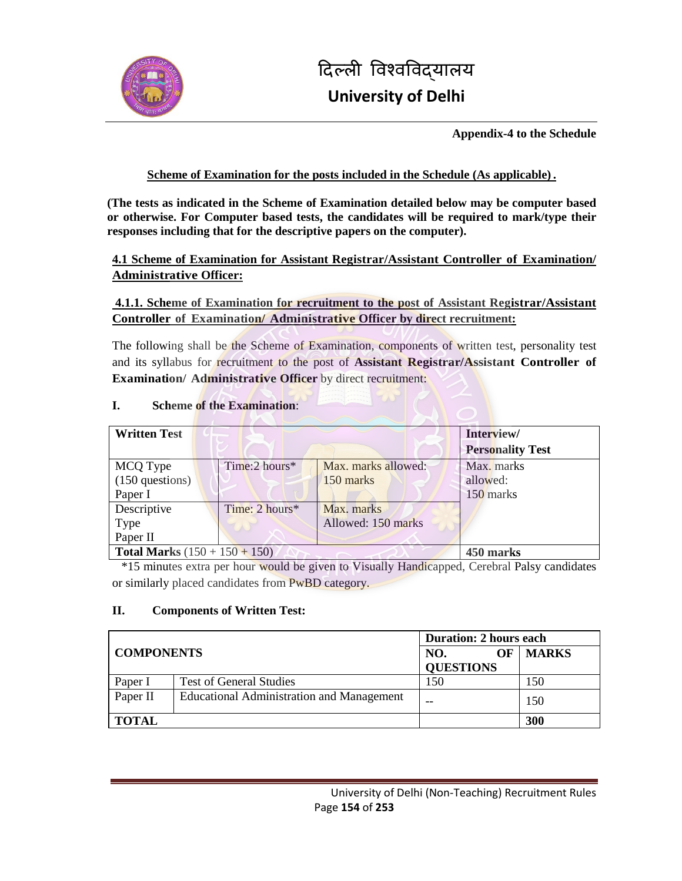**Appendix-4 to the Schedule**

**Scheme of Examination for the posts included in the Schedule (As applicable).**

**(The tests as indicated in the Scheme of Examination detailed below may be computer based or otherwise. For Computer based tests, the candidates will be required to mark/type their responses including that for the descriptive papers on the computer).**

## 4.1 Scheme of Examination for Assistant Registrar/Assistant Controller of Examination/ Administrative Officer:

### 4.1.1. Scheme of Examination for recruitment to the post of Assistant Registrar/Assistant Controller of Examination/ Administrative Officer by direct recruitment:

The following shall be the Scheme of Examination, components of written test, personality test and its syllabus for recruitment to the post of **Assistant Registrar/Assistant Controller of Examination/ Administrative Officer** by direct recruitment:

**I. Scheme of the Examination**:

| **Written Test** | | | **Interview/ Personality Test** |
|---|---|---|---|
| MCQ Type (150 questions) Paper I | Time:2 hours* | Max. marks allowed: 150 marks | Max. marks allowed: 150 marks |
| Descriptive Type Paper II | Time: 2 hours* | Max. marks Allowed: 150 marks | |
| **Total Marks** (150 + 150 + 150) | | | **450 marks** |

*15 minutes extra per hour would be given to Visually Handicapped, Cerebral Palsy candidates or similarly placed candidates from PwBD category.

**II. Components of Written Test:**

| **COMPONENTS** | | **Duration: 2 hours each** | |
|---|---|---|---|
| | | **NO. OF QUESTIONS** | **MARKS** |
| Paper I | Test of General Studies | 150 | 150 |
| Paper II | Educational Administration and Management | -- | 150 |
| **TOTAL** | | | **300** |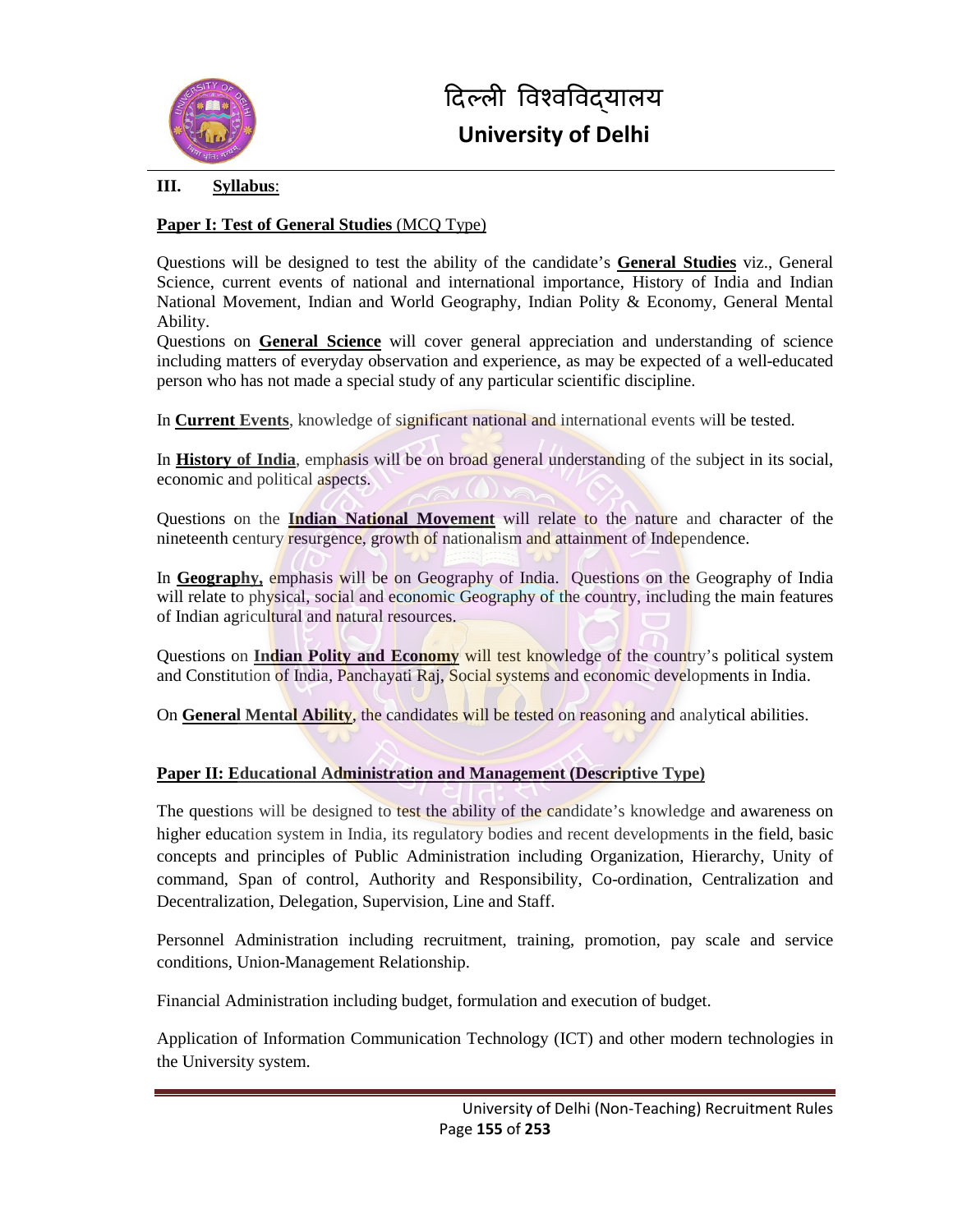### III. **Syllabus**:

**Paper I: Test of General Studies** (MCQ Type)

Questions will be designed to test the ability of the candidate's **General Studies** viz., General Science, current events of national and international importance, History of India and Indian National Movement, Indian and World Geography, Indian Polity & Economy, General Mental Ability.

Questions on **General Science** will cover general appreciation and understanding of science including matters of everyday observation and experience, as may be expected of a well-educated person who has not made a special study of any particular scientific discipline.

In **Current Events**, knowledge of significant national and international events will be tested.

In **History of India**, emphasis will be on broad general understanding of the subject in its social, economic and political aspects.

Questions on the **Indian National Movement** will relate to the nature and character of the nineteenth century resurgence, growth of nationalism and attainment of Independence.

In **Geography,** emphasis will be on Geography of India. Questions on the Geography of India will relate to physical, social and economic Geography of the country, including the main features of Indian agricultural and natural resources.

Questions on **Indian Polity and Economy** will test knowledge of the country's political system and Constitution of India, Panchayati Raj, Social systems and economic developments in India.

On **General Mental Ability**, the candidates will be tested on reasoning and analytical abilities.

**Paper II: Educational Administration and Management (Descriptive Type)**

The questions will be designed to test the ability of the candidate's knowledge and awareness on higher education system in India, its regulatory bodies and recent developments in the field, basic concepts and principles of Public Administration including Organization, Hierarchy, Unity of command, Span of control, Authority and Responsibility, Co-ordination, Centralization and Decentralization, Delegation, Supervision, Line and Staff.

Personnel Administration including recruitment, training, promotion, pay scale and service conditions, Union-Management Relationship.

Financial Administration including budget, formulation and execution of budget.

Application of Information Communication Technology (ICT) and other modern technologies in the University system.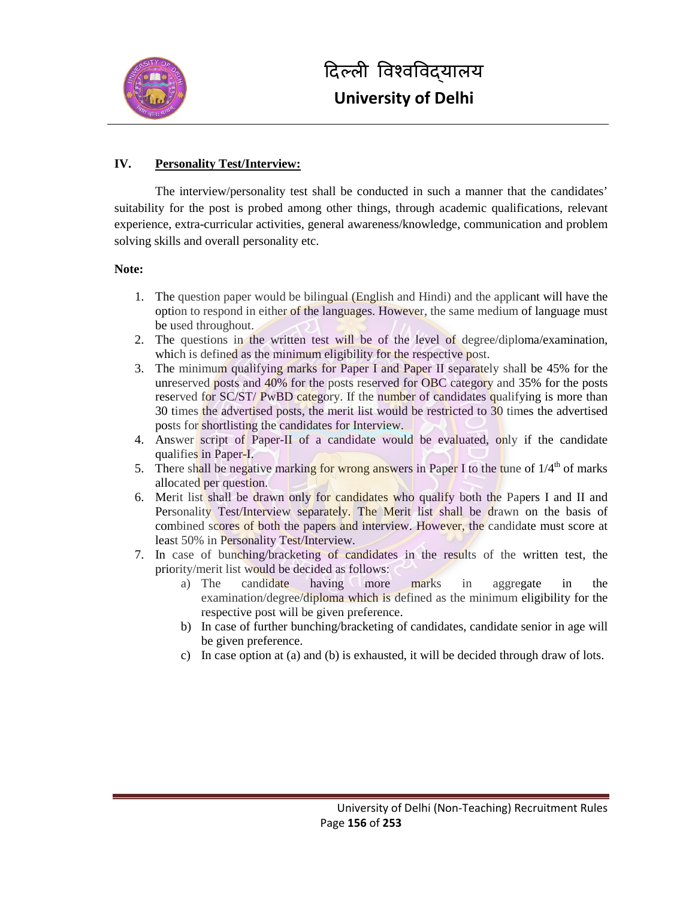## IV. Personality Test/Interview:

The interview/personality test shall be conducted in such a manner that the candidates' suitability for the post is probed among other things, through academic qualifications, relevant experience, extra-curricular activities, general awareness/knowledge, communication and problem solving skills and overall personality etc.

**Note:**

1. The question paper would be bilingual (English and Hindi) and the applicant will have the option to respond in either of the languages. However, the same medium of language must be used throughout.
2. The questions in the written test will be of the level of degree/diploma/examination, which is defined as the minimum eligibility for the respective post.
3. The minimum qualifying marks for Paper I and Paper II separately shall be 45% for the unreserved posts and 40% for the posts reserved for OBC category and 35% for the posts reserved for SC/ST/ PwBD category. If the number of candidates qualifying is more than 30 times the advertised posts, the merit list would be restricted to 30 times the advertised posts for shortlisting the candidates for Interview.
4. Answer script of Paper-II of a candidate would be evaluated, only if the candidate qualifies in Paper-I.
5. There shall be negative marking for wrong answers in Paper I to the tune of 1/4th of marks allocated per question.
6. Merit list shall be drawn only for candidates who qualify both the Papers I and II and Personality Test/Interview separately. The Merit list shall be drawn on the basis of combined scores of both the papers and interview. However, the candidate must score at least 50% in Personality Test/Interview.
7. In case of bunching/bracketing of candidates in the results of the written test, the priority/merit list would be decided as follows:
   a) The candidate having more marks in aggregate in the examination/degree/diploma which is defined as the minimum eligibility for the respective post will be given preference.
   b) In case of further bunching/bracketing of candidates, candidate senior in age will be given preference.
   c) In case option at (a) and (b) is exhausted, it will be decided through draw of lots.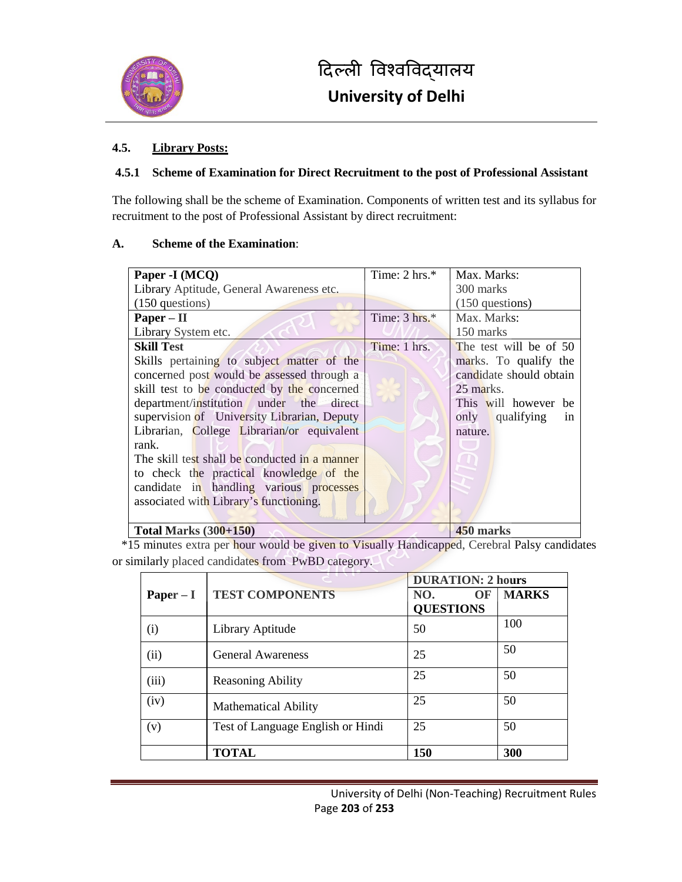### 4.5. Library Posts:

#### 4.5.1 Scheme of Examination for Direct Recruitment to the post of Professional Assistant

The following shall be the scheme of Examination. Components of written test and its syllabus for recruitment to the post of Professional Assistant by direct recruitment:

**A. Scheme of the Examination**:

| | | |
|---|---|---|
| **Paper -I (MCQ)**<br>Library Aptitude, General Awareness etc.<br>(150 questions) | Time: 2 hrs.* | Max. Marks:<br>300 marks<br>(150 questions) |
| **Paper – II**<br>Library System etc. | Time: 3 hrs.* | Max. Marks:<br>150 marks |
| **Skill Test**<br>Skills pertaining to subject matter of the concerned post would be assessed through a skill test to be conducted by the concerned department/institution under the direct supervision of University Librarian, Deputy Librarian, College Librarian/or equivalent rank.<br>The skill test shall be conducted in a manner to check the practical knowledge of the candidate in handling various processes associated with Library's functioning. | Time: 1 hrs. | The test will be of 50 marks. To qualify the candidate should obtain 25 marks.<br>This will however be only qualifying in nature. |
| **Total Marks (300+150)** | | **450 marks** |

*15 minutes extra per hour would be given to Visually Handicapped, Cerebral Palsy candidates or similarly placed candidates from PwBD category.

| Paper – I | TEST COMPONENTS | DURATION: 2 hours | |
|---|---|---|---|
| | | NO. OF QUESTIONS | MARKS |
| (i) | Library Aptitude | 50 | 100 |
| (ii) | General Awareness | 25 | 50 |
| (iii) | Reasoning Ability | 25 | 50 |
| (iv) | Mathematical Ability | 25 | 50 |
| (v) | Test of Language English or Hindi | 25 | 50 |
| | **TOTAL** | **150** | **300** |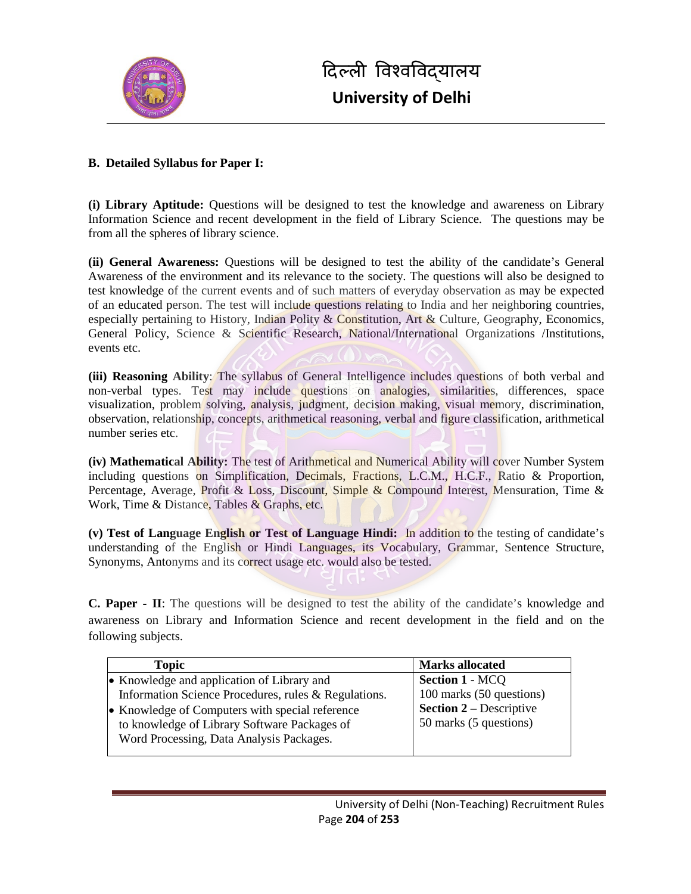### B. Detailed Syllabus for Paper I:

**(i) Library Aptitude:** Questions will be designed to test the knowledge and awareness on Library Information Science and recent development in the field of Library Science. The questions may be from all the spheres of library science.

**(ii) General Awareness:** Questions will be designed to test the ability of the candidate's General Awareness of the environment and its relevance to the society. The questions will also be designed to test knowledge of the current events and of such matters of everyday observation as may be expected of an educated person. The test will include questions relating to India and her neighboring countries, especially pertaining to History, Indian Polity & Constitution, Art & Culture, Geography, Economics, General Policy, Science & Scientific Research, National/International Organizations /Institutions, events etc.

**(iii) Reasoning Ability**: The syllabus of General Intelligence includes questions of both verbal and non-verbal types. Test may include questions on analogies, similarities, differences, space visualization, problem solving, analysis, judgment, decision making, visual memory, discrimination, observation, relationship, concepts, arithmetical reasoning, verbal and figure classification, arithmetical number series etc.

**(iv) Mathematical Ability:** The test of Arithmetical and Numerical Ability will cover Number System including questions on Simplification, Decimals, Fractions, L.C.M., H.C.F., Ratio & Proportion, Percentage, Average, Profit & Loss, Discount, Simple & Compound Interest, Mensuration, Time & Work, Time & Distance, Tables & Graphs, etc.

**(v) Test of Language English or Test of Language Hindi:** In addition to the testing of candidate's understanding of the English or Hindi Languages, its Vocabulary, Grammar, Sentence Structure, Synonyms, Antonyms and its correct usage etc. would also be tested.

**C. Paper - II**: The questions will be designed to test the ability of the candidate's knowledge and awareness on Library and Information Science and recent development in the field and on the following subjects.

| Topic | Marks allocated |
|---|---|
| • Knowledge and application of Library and Information Science Procedures, rules & Regulations.<br>• Knowledge of Computers with special reference to knowledge of Library Software Packages of Word Processing, Data Analysis Packages. | **Section 1** - MCQ<br>100 marks (50 questions)<br>**Section 2** – Descriptive<br>50 marks (5 questions) |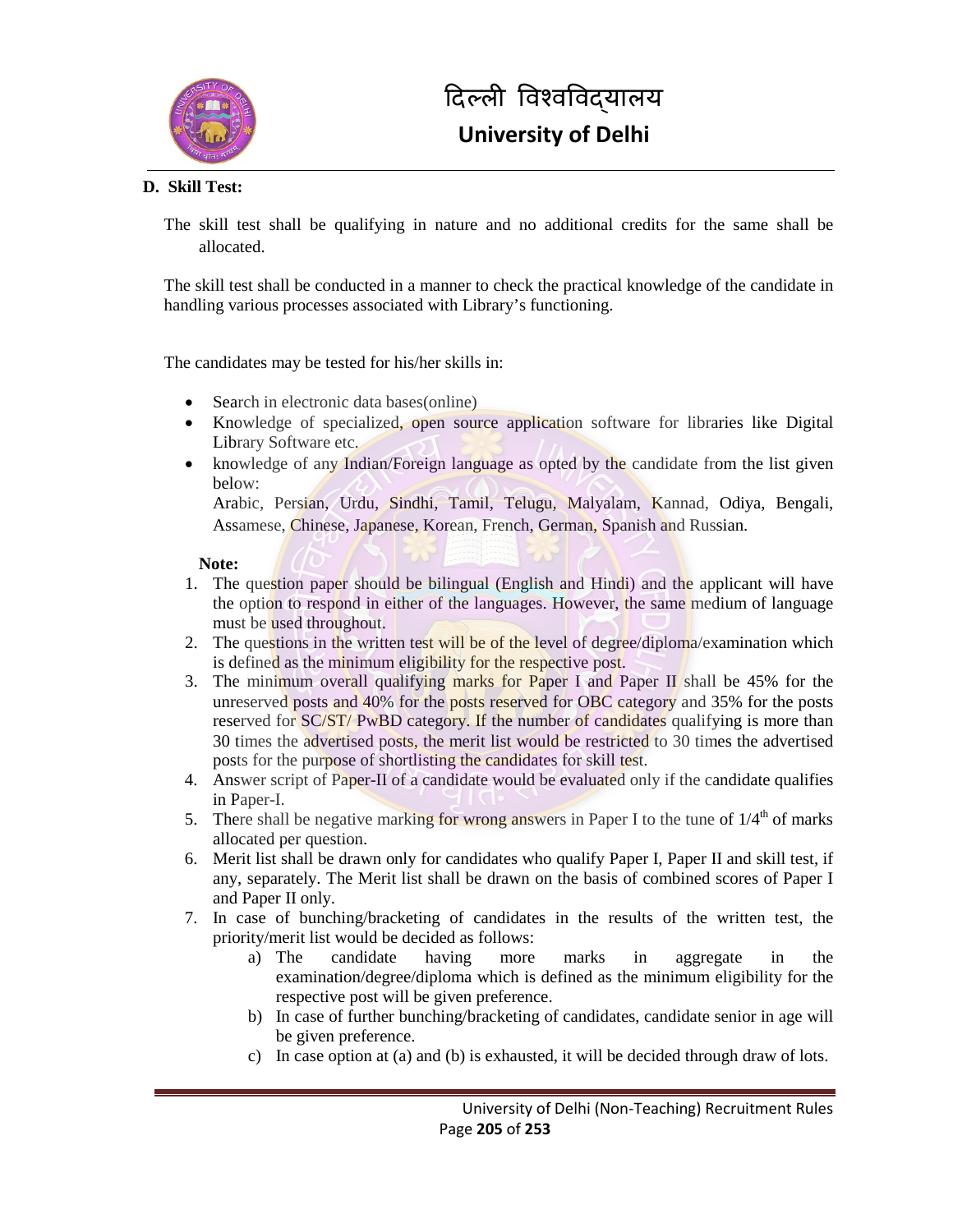## D. Skill Test:

The skill test shall be qualifying in nature and no additional credits for the same shall be allocated.

The skill test shall be conducted in a manner to check the practical knowledge of the candidate in handling various processes associated with Library's functioning.

The candidates may be tested for his/her skills in:

- Search in electronic data bases(online)
- Knowledge of specialized, open source application software for libraries like Digital Library Software etc.
- knowledge of any Indian/Foreign language as opted by the candidate from the list given below:
  Arabic, Persian, Urdu, Sindhi, Tamil, Telugu, Malyalam, Kannad, Odiya, Bengali, Assamese, Chinese, Japanese, Korean, French, German, Spanish and Russian.

**Note:**

1. The question paper should be bilingual (English and Hindi) and the applicant will have the option to respond in either of the languages. However, the same medium of language must be used throughout.
2. The questions in the written test will be of the level of degree/diploma/examination which is defined as the minimum eligibility for the respective post.
3. The minimum overall qualifying marks for Paper I and Paper II shall be 45% for the unreserved posts and 40% for the posts reserved for OBC category and 35% for the posts reserved for SC/ST/ PwBD category. If the number of candidates qualifying is more than 30 times the advertised posts, the merit list would be restricted to 30 times the advertised posts for the purpose of shortlisting the candidates for skill test.
4. Answer script of Paper-II of a candidate would be evaluated only if the candidate qualifies in Paper-I.
5. There shall be negative marking for wrong answers in Paper I to the tune of $1/4^{th}$ of marks allocated per question.
6. Merit list shall be drawn only for candidates who qualify Paper I, Paper II and skill test, if any, separately. The Merit list shall be drawn on the basis of combined scores of Paper I and Paper II only.
7. In case of bunching/bracketing of candidates in the results of the written test, the priority/merit list would be decided as follows:
   a) The candidate having more marks in aggregate in the examination/degree/diploma which is defined as the minimum eligibility for the respective post will be given preference.
   b) In case of further bunching/bracketing of candidates, candidate senior in age will be given preference.
   c) In case option at (a) and (b) is exhausted, it will be decided through draw of lots.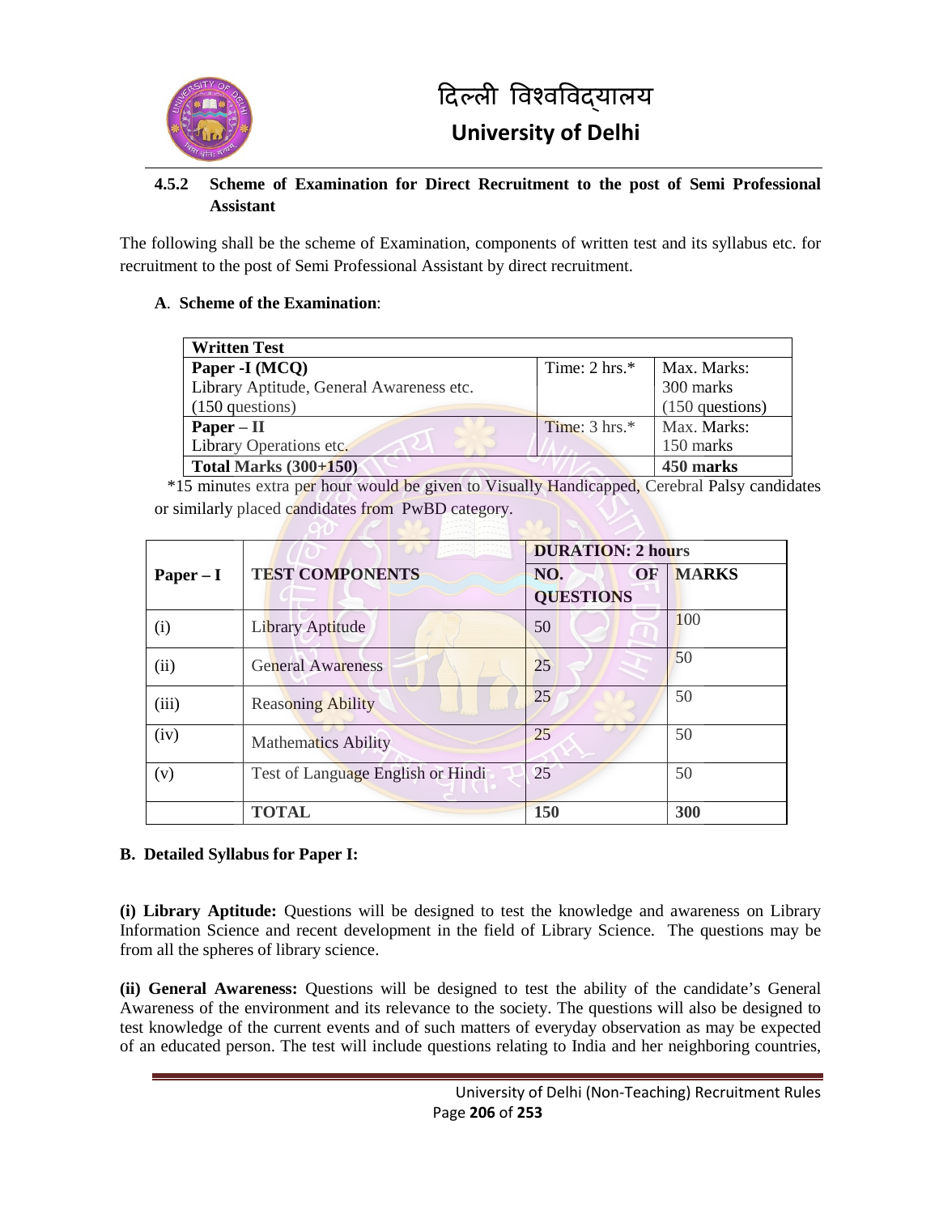### 4.5.2 Scheme of Examination for Direct Recruitment to the post of Semi Professional Assistant

The following shall be the scheme of Examination, components of written test and its syllabus etc. for recruitment to the post of Semi Professional Assistant by direct recruitment.

**A. Scheme of the Examination**:

| **Written Test** | | |
|---|---|---|
| **Paper -I (MCQ)**<br>Library Aptitude, General Awareness etc.<br>(150 questions) | Time: 2 hrs.* | Max. Marks:<br>300 marks<br>(150 questions) |
| **Paper – II**<br>Library Operations etc. | Time: 3 hrs.* | Max. Marks:<br>150 marks |
| **Total Marks (300+150)** | | **450 marks** |

*15 minutes extra per hour would be given to Visually Handicapped, Cerebral Palsy candidates or similarly placed candidates from PwBD category.

| **Paper – I** | **TEST COMPONENTS** | **DURATION: 2 hours** | |
|---|---|---|---|
| | | **NO. OF QUESTIONS** | **MARKS** |
| (i) | Library Aptitude | 50 | 100 |
| (ii) | General Awareness | 25 | 50 |
| (iii) | Reasoning Ability | 25 | 50 |
| (iv) | Mathematics Ability | 25 | 50 |
| (v) | Test of Language English or Hindi | 25 | 50 |
| | **TOTAL** | **150** | **300** |

**B. Detailed Syllabus for Paper I:**

**(i) Library Aptitude:** Questions will be designed to test the knowledge and awareness on Library Information Science and recent development in the field of Library Science. The questions may be from all the spheres of library science.

**(ii) General Awareness:** Questions will be designed to test the ability of the candidate's General Awareness of the environment and its relevance to the society. The questions will also be designed to test knowledge of the current events and of such matters of everyday observation as may be expected of an educated person. The test will include questions relating to India and her neighboring countries,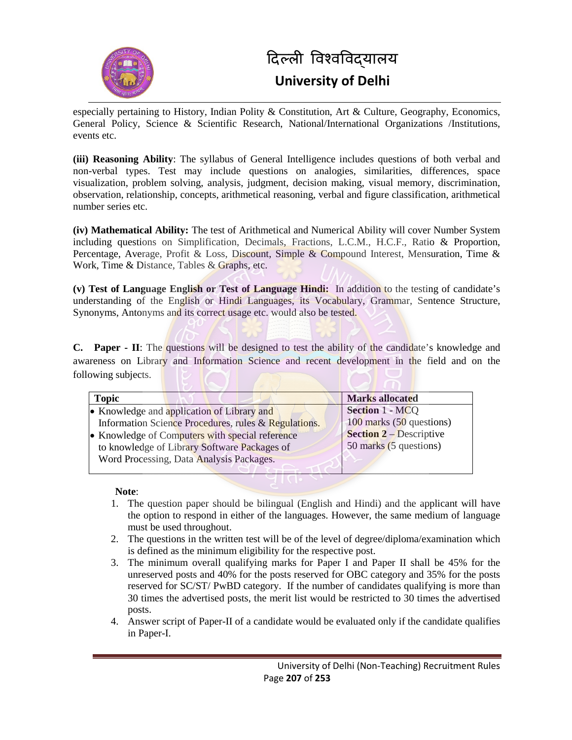especially pertaining to History, Indian Polity & Constitution, Art & Culture, Geography, Economics, General Policy, Science & Scientific Research, National/International Organizations /Institutions, events etc.

**(iii) Reasoning Ability**: The syllabus of General Intelligence includes questions of both verbal and non-verbal types. Test may include questions on analogies, similarities, differences, space visualization, problem solving, analysis, judgment, decision making, visual memory, discrimination, observation, relationship, concepts, arithmetical reasoning, verbal and figure classification, arithmetical number series etc.

**(iv) Mathematical Ability:** The test of Arithmetical and Numerical Ability will cover Number System including questions on Simplification, Decimals, Fractions, L.C.M., H.C.F., Ratio & Proportion, Percentage, Average, Profit & Loss, Discount, Simple & Compound Interest, Mensuration, Time & Work, Time & Distance, Tables & Graphs, etc.

**(v) Test of Language English or Test of Language Hindi:** In addition to the testing of candidate's understanding of the English or Hindi Languages, its Vocabulary, Grammar, Sentence Structure, Synonyms, Antonyms and its correct usage etc. would also be tested.

**C. Paper - II**: The questions will be designed to test the ability of the candidate's knowledge and awareness on Library and Information Science and recent development in the field and on the following subjects.

| Topic | Marks allocated |
|---|---|
| • Knowledge and application of Library and Information Science Procedures, rules & Regulations.<br>• Knowledge of Computers with special reference to knowledge of Library Software Packages of Word Processing, Data Analysis Packages. | **Section 1** - MCQ<br>100 marks (50 questions)<br>**Section 2** – Descriptive<br>50 marks (5 questions) |

**Note**:

1. The question paper should be bilingual (English and Hindi) and the applicant will have the option to respond in either of the languages. However, the same medium of language must be used throughout.
2. The questions in the written test will be of the level of degree/diploma/examination which is defined as the minimum eligibility for the respective post.
3. The minimum overall qualifying marks for Paper I and Paper II shall be 45% for the unreserved posts and 40% for the posts reserved for OBC category and 35% for the posts reserved for SC/ST/ PwBD category. If the number of candidates qualifying is more than 30 times the advertised posts, the merit list would be restricted to 30 times the advertised posts.
4. Answer script of Paper-II of a candidate would be evaluated only if the candidate qualifies in Paper-I.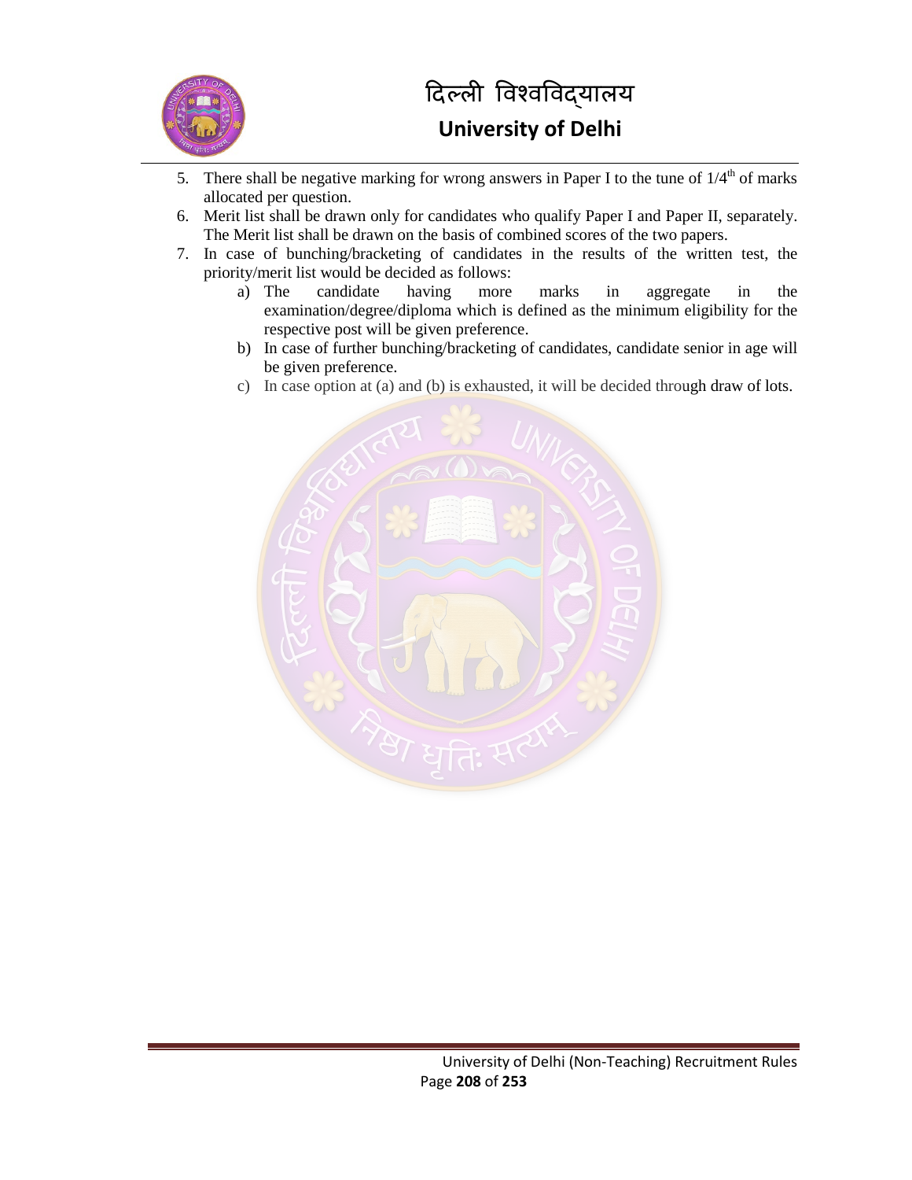5. There shall be negative marking for wrong answers in Paper I to the tune of $1/4^{th}$ of marks allocated per question.
6. Merit list shall be drawn only for candidates who qualify Paper I and Paper II, separately. The Merit list shall be drawn on the basis of combined scores of the two papers.
7. In case of bunching/bracketing of candidates in the results of the written test, the priority/merit list would be decided as follows:
   a) The candidate having more marks in aggregate in the examination/degree/diploma which is defined as the minimum eligibility for the respective post will be given preference.
   b) In case of further bunching/bracketing of candidates, candidate senior in age will be given preference.
   c) In case option at (a) and (b) is exhausted, it will be decided through draw of lots.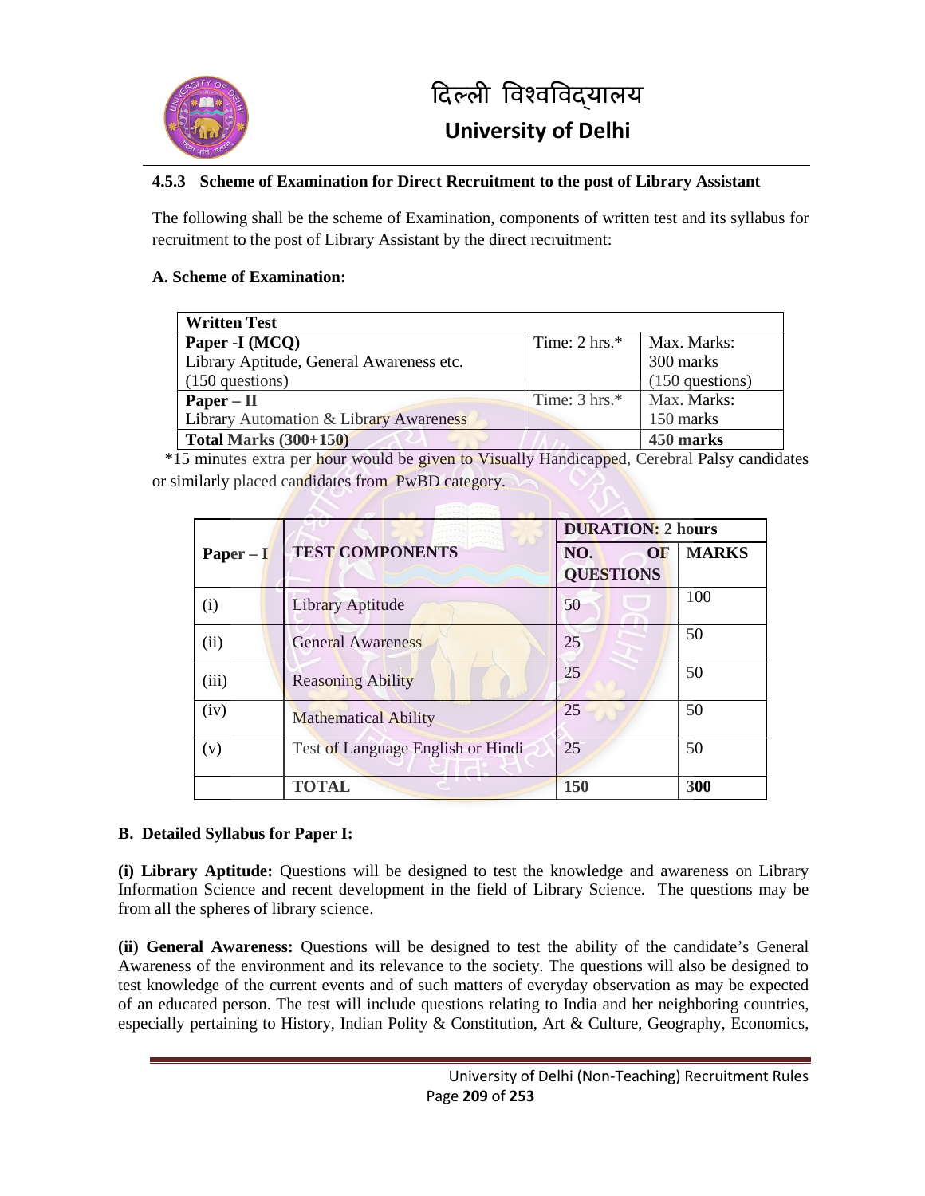### 4.5.3 Scheme of Examination for Direct Recruitment to the post of Library Assistant

The following shall be the scheme of Examination, components of written test and its syllabus for recruitment to the post of Library Assistant by the direct recruitment:

**A. Scheme of Examination:**

| **Written Test** | | |
|---|---|---|
| **Paper -I (MCQ)** Library Aptitude, General Awareness etc. (150 questions) | Time: 2 hrs.* | Max. Marks: 300 marks (150 questions) |
| **Paper – II** Library Automation & Library Awareness | Time: 3 hrs.* | Max. Marks: 150 marks |
| **Total Marks (300+150)** | | **450 marks** |

*15 minutes extra per hour would be given to Visually Handicapped, Cerebral Palsy candidates or similarly placed candidates from PwBD category.

| **Paper – I** | **TEST COMPONENTS** | **DURATION: 2 hours** | |
|---|---|---|---|
| | | **NO. OF QUESTIONS** | **MARKS** |
| (i) | Library Aptitude | 50 | 100 |
| (ii) | General Awareness | 25 | 50 |
| (iii) | Reasoning Ability | 25 | 50 |
| (iv) | Mathematical Ability | 25 | 50 |
| (v) | Test of Language English or Hindi | 25 | 50 |
| | **TOTAL** | **150** | **300** |

**B. Detailed Syllabus for Paper I:**

**(i) Library Aptitude:** Questions will be designed to test the knowledge and awareness on Library Information Science and recent development in the field of Library Science. The questions may be from all the spheres of library science.

**(ii) General Awareness:** Questions will be designed to test the ability of the candidate's General Awareness of the environment and its relevance to the society. The questions will also be designed to test knowledge of the current events and of such matters of everyday observation as may be expected of an educated person. The test will include questions relating to India and her neighboring countries, especially pertaining to History, Indian Polity & Constitution, Art & Culture, Geography, Economics,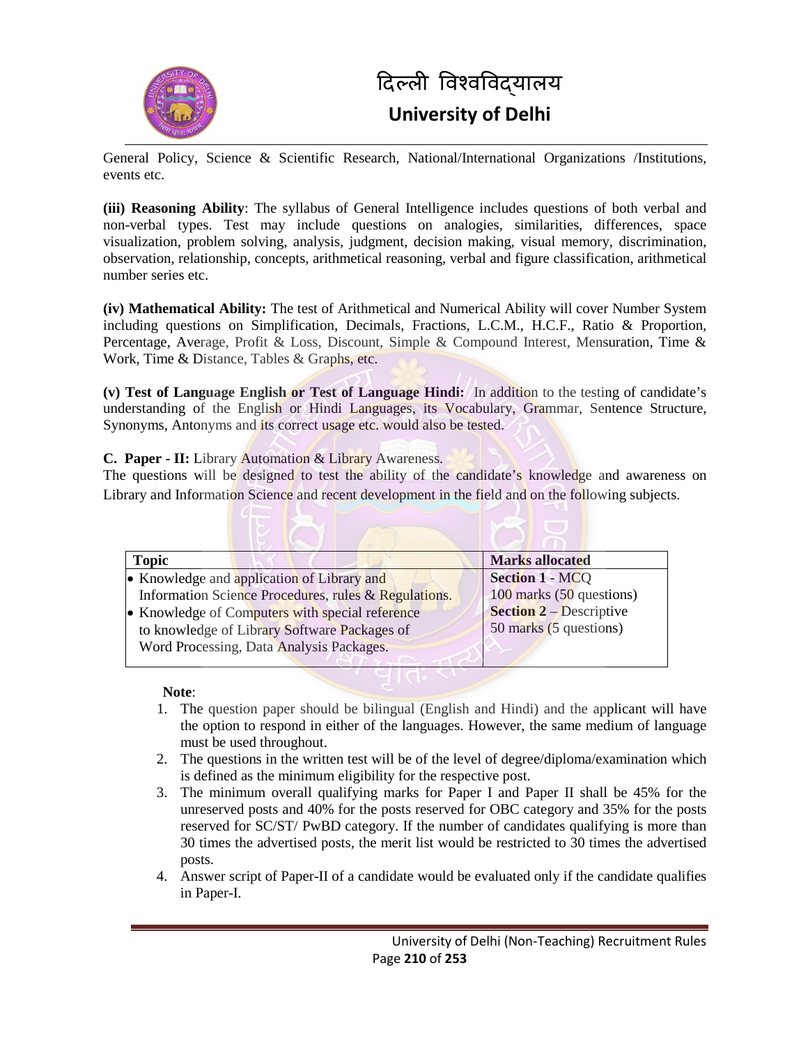General Policy, Science & Scientific Research, National/International Organizations /Institutions, events etc.

**(iii) Reasoning Ability**: The syllabus of General Intelligence includes questions of both verbal and non-verbal types. Test may include questions on analogies, similarities, differences, space visualization, problem solving, analysis, judgment, decision making, visual memory, discrimination, observation, relationship, concepts, arithmetical reasoning, verbal and figure classification, arithmetical number series etc.

**(iv) Mathematical Ability:** The test of Arithmetical and Numerical Ability will cover Number System including questions on Simplification, Decimals, Fractions, L.C.M., H.C.F., Ratio & Proportion, Percentage, Average, Profit & Loss, Discount, Simple & Compound Interest, Mensuration, Time & Work, Time & Distance, Tables & Graphs, etc.

**(v) Test of Language English or Test of Language Hindi:** In addition to the testing of candidate's understanding of the English or Hindi Languages, its Vocabulary, Grammar, Sentence Structure, Synonyms, Antonyms and its correct usage etc. would also be tested.

**C. Paper - II:** Library Automation & Library Awareness.

The questions will be designed to test the ability of the candidate's knowledge and awareness on Library and Information Science and recent development in the field and on the following subjects.

| Topic | Marks allocated |
|---|---|
| • Knowledge and application of Library and Information Science Procedures, rules & Regulations.<br>• Knowledge of Computers with special reference to knowledge of Library Software Packages of Word Processing, Data Analysis Packages. | **Section 1** - MCQ<br>100 marks (50 questions)<br>**Section 2** – Descriptive<br>50 marks (5 questions) |

**Note**:

1. The question paper should be bilingual (English and Hindi) and the applicant will have the option to respond in either of the languages. However, the same medium of language must be used throughout.
2. The questions in the written test will be of the level of degree/diploma/examination which is defined as the minimum eligibility for the respective post.
3. The minimum overall qualifying marks for Paper I and Paper II shall be 45% for the unreserved posts and 40% for the posts reserved for OBC category and 35% for the posts reserved for SC/ST/ PwBD category. If the number of candidates qualifying is more than 30 times the advertised posts, the merit list would be restricted to 30 times the advertised posts.
4. Answer script of Paper-II of a candidate would be evaluated only if the candidate qualifies in Paper-I.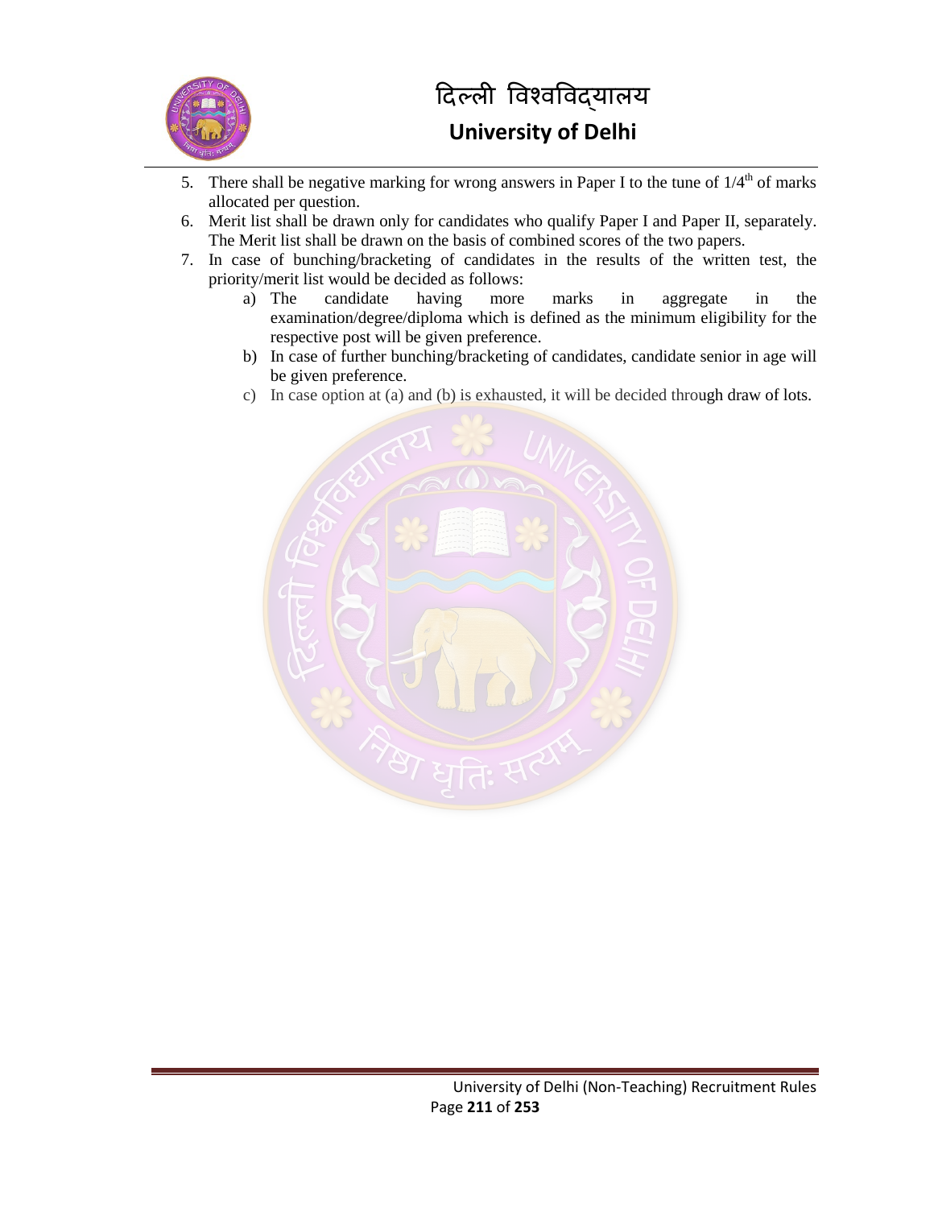5. There shall be negative marking for wrong answers in Paper I to the tune of $1/4^{th}$ of marks allocated per question.
6. Merit list shall be drawn only for candidates who qualify Paper I and Paper II, separately. The Merit list shall be drawn on the basis of combined scores of the two papers.
7. In case of bunching/bracketing of candidates in the results of the written test, the priority/merit list would be decided as follows:
    a) The candidate having more marks in aggregate in the examination/degree/diploma which is defined as the minimum eligibility for the respective post will be given preference.
    b) In case of further bunching/bracketing of candidates, candidate senior in age will be given preference.
    c) In case option at (a) and (b) is exhausted, it will be decided through draw of lots.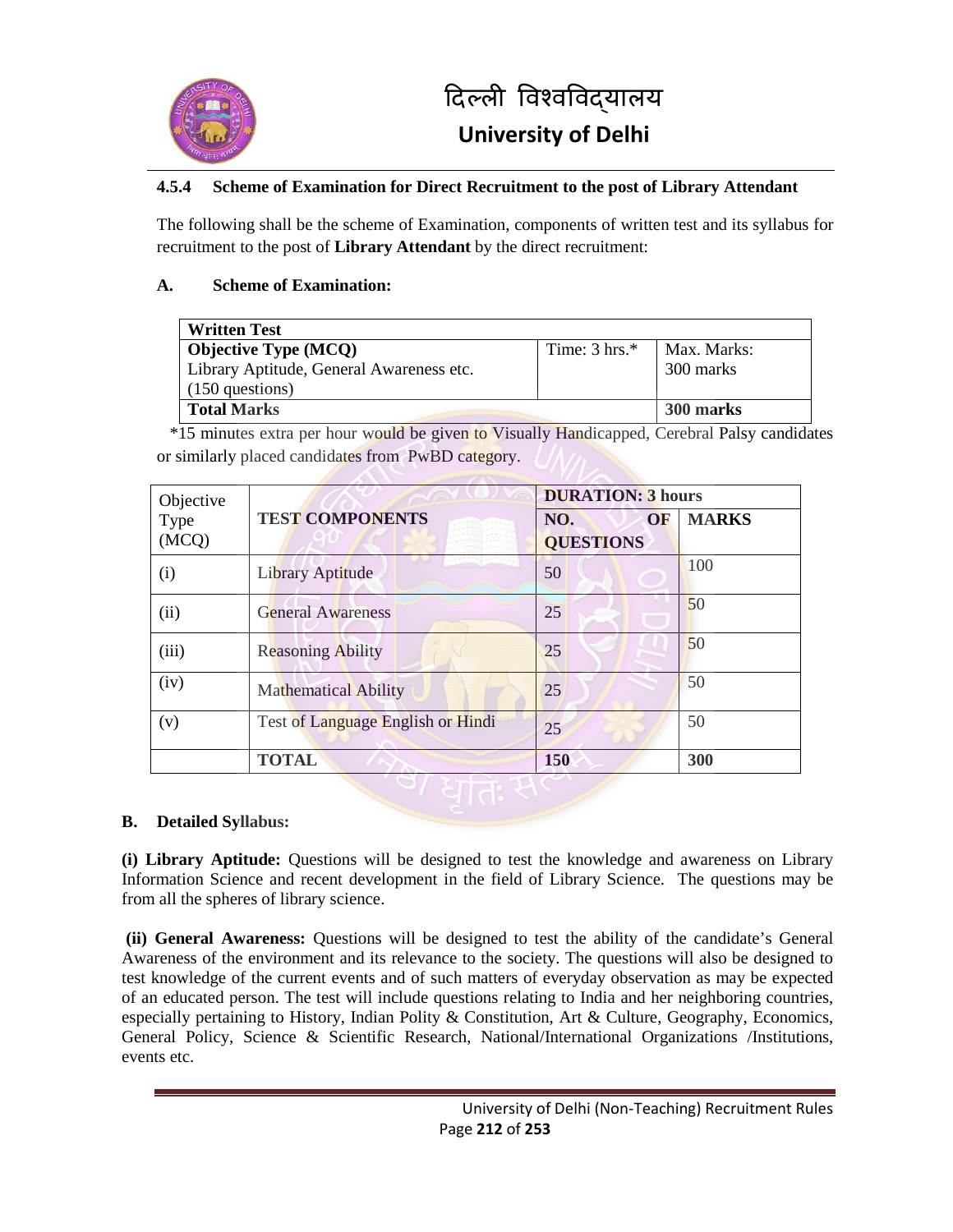### 4.5.4 Scheme of Examination for Direct Recruitment to the post of Library Attendant

The following shall be the scheme of Examination, components of written test and its syllabus for recruitment to the post of **Library Attendant** by the direct recruitment:

**A. Scheme of Examination:**

| **Written Test** | | |
|---|---|---|
| **Objective Type (MCQ)**<br>Library Aptitude, General Awareness etc.<br>(150 questions) | Time: 3 hrs.* | Max. Marks:<br>300 marks |
| **Total Marks** | | **300 marks** |

*15 minutes extra per hour would be given to Visually Handicapped, Cerebral Palsy candidates or similarly placed candidates from PwBD category.

| Objective Type (MCQ) | **TEST COMPONENTS** | **DURATION: 3 hours** | |
|---|---|---|---|
| | | **NO. OF QUESTIONS** | **MARKS** |
| (i) | Library Aptitude | 50 | 100 |
| (ii) | General Awareness | 25 | 50 |
| (iii) | Reasoning Ability | 25 | 50 |
| (iv) | Mathematical Ability | 25 | 50 |
| (v) | Test of Language English or Hindi | 25 | 50 |
| | **TOTAL** | **150** | **300** |

**B. Detailed Syllabus:**

**(i) Library Aptitude:** Questions will be designed to test the knowledge and awareness on Library Information Science and recent development in the field of Library Science. The questions may be from all the spheres of library science.

**(ii) General Awareness:** Questions will be designed to test the ability of the candidate's General Awareness of the environment and its relevance to the society. The questions will also be designed to test knowledge of the current events and of such matters of everyday observation as may be expected of an educated person. The test will include questions relating to India and her neighboring countries, especially pertaining to History, Indian Polity & Constitution, Art & Culture, Geography, Economics, General Policy, Science & Scientific Research, National/International Organizations /Institutions, events etc.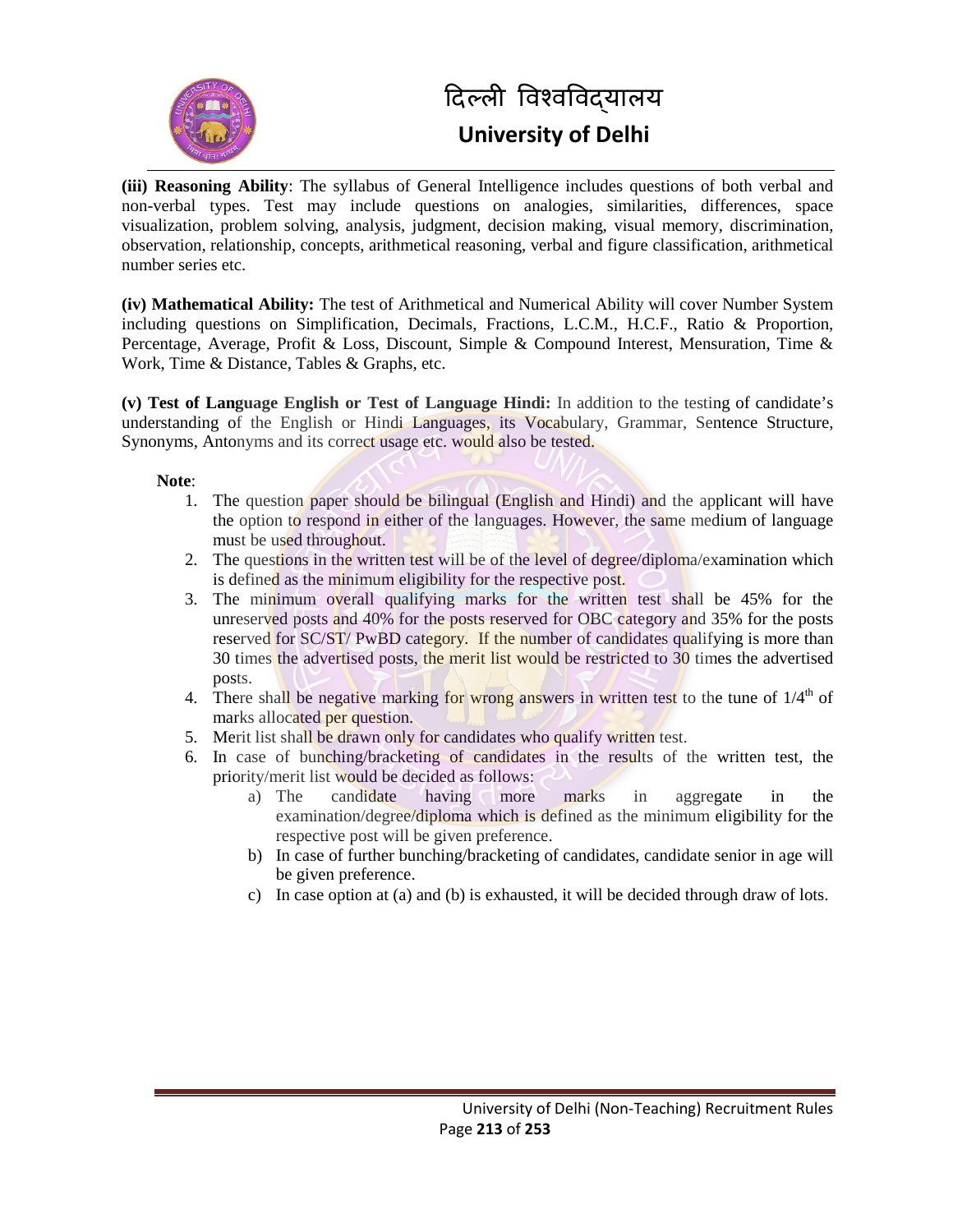**(iii) Reasoning Ability**: The syllabus of General Intelligence includes questions of both verbal and non-verbal types. Test may include questions on analogies, similarities, differences, space visualization, problem solving, analysis, judgment, decision making, visual memory, discrimination, observation, relationship, concepts, arithmetical reasoning, verbal and figure classification, arithmetical number series etc.

**(iv) Mathematical Ability:** The test of Arithmetical and Numerical Ability will cover Number System including questions on Simplification, Decimals, Fractions, L.C.M., H.C.F., Ratio & Proportion, Percentage, Average, Profit & Loss, Discount, Simple & Compound Interest, Mensuration, Time & Work, Time & Distance, Tables & Graphs, etc.

**(v) Test of Language English or Test of Language Hindi:** In addition to the testing of candidate's understanding of the English or Hindi Languages, its Vocabulary, Grammar, Sentence Structure, Synonyms, Antonyms and its correct usage etc. would also be tested.

**Note**:

1. The question paper should be bilingual (English and Hindi) and the applicant will have the option to respond in either of the languages. However, the same medium of language must be used throughout.
2. The questions in the written test will be of the level of degree/diploma/examination which is defined as the minimum eligibility for the respective post.
3. The minimum overall qualifying marks for the written test shall be 45% for the unreserved posts and 40% for the posts reserved for OBC category and 35% for the posts reserved for SC/ST/ PwBD category. If the number of candidates qualifying is more than 30 times the advertised posts, the merit list would be restricted to 30 times the advertised posts.
4. There shall be negative marking for wrong answers in written test to the tune of $1/4^{th}$ of marks allocated per question.
5. Merit list shall be drawn only for candidates who qualify written test.
6. In case of bunching/bracketing of candidates in the results of the written test, the priority/merit list would be decided as follows:
    a) The candidate having more marks in aggregate in the examination/degree/diploma which is defined as the minimum eligibility for the respective post will be given preference.
    b) In case of further bunching/bracketing of candidates, candidate senior in age will be given preference.
    c) In case option at (a) and (b) is exhausted, it will be decided through draw of lots.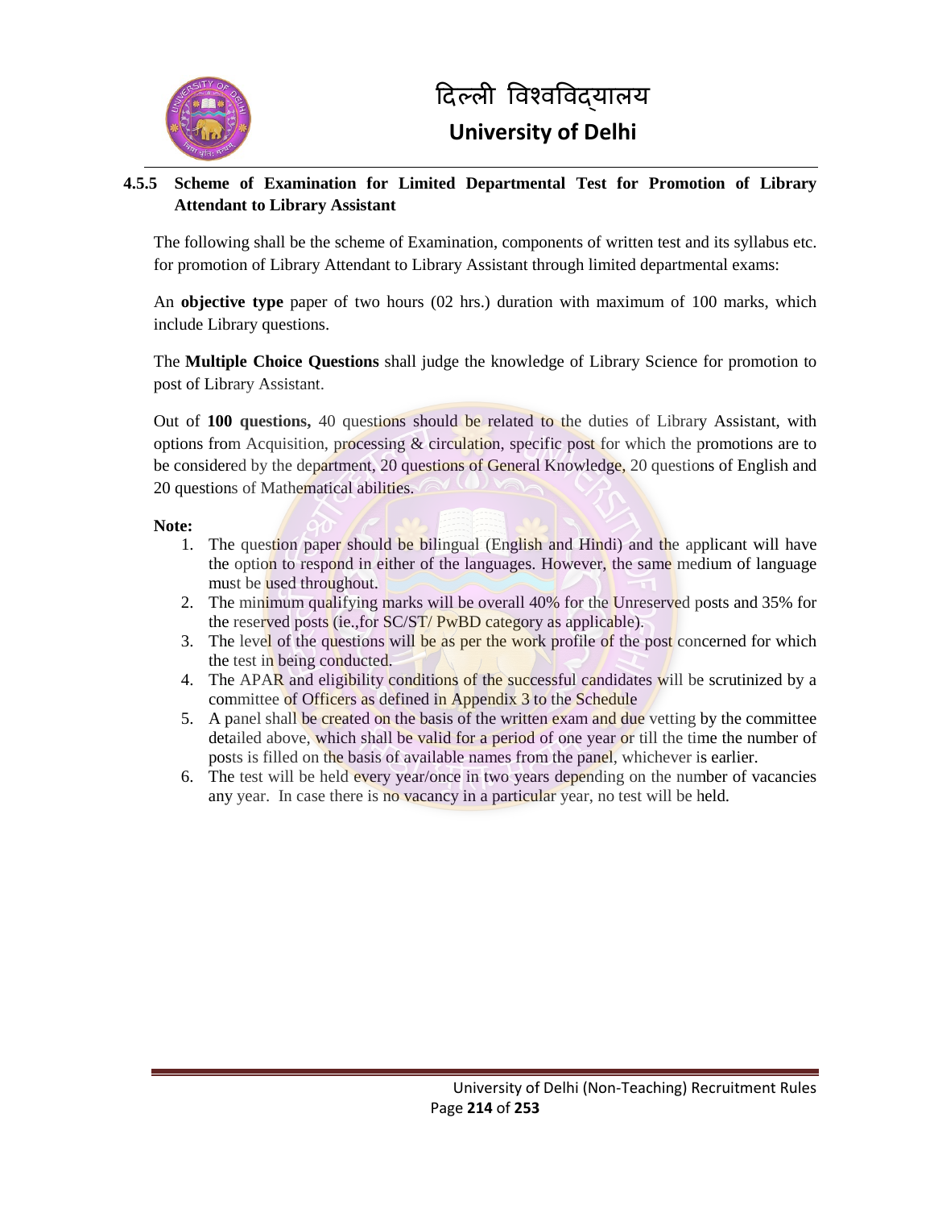### 4.5.5 Scheme of Examination for Limited Departmental Test for Promotion of Library Attendant to Library Assistant

The following shall be the scheme of Examination, components of written test and its syllabus etc. for promotion of Library Attendant to Library Assistant through limited departmental exams:

An **objective type** paper of two hours (02 hrs.) duration with maximum of 100 marks, which include Library questions.

The **Multiple Choice Questions** shall judge the knowledge of Library Science for promotion to post of Library Assistant.

Out of **100 questions,** 40 questions should be related to the duties of Library Assistant, with options from Acquisition, processing & circulation, specific post for which the promotions are to be considered by the department, 20 questions of General Knowledge, 20 questions of English and 20 questions of Mathematical abilities.

**Note:**

1. The question paper should be bilingual (English and Hindi) and the applicant will have the option to respond in either of the languages. However, the same medium of language must be used throughout.
2. The minimum qualifying marks will be overall 40% for the Unreserved posts and 35% for the reserved posts (ie.,for SC/ST/ PwBD category as applicable).
3. The level of the questions will be as per the work profile of the post concerned for which the test in being conducted.
4. The APAR and eligibility conditions of the successful candidates will be scrutinized by a committee of Officers as defined in Appendix 3 to the Schedule
5. A panel shall be created on the basis of the written exam and due vetting by the committee detailed above, which shall be valid for a period of one year or till the time the number of posts is filled on the basis of available names from the panel, whichever is earlier.
6. The test will be held every year/once in two years depending on the number of vacancies any year. In case there is no vacancy in a particular year, no test will be held.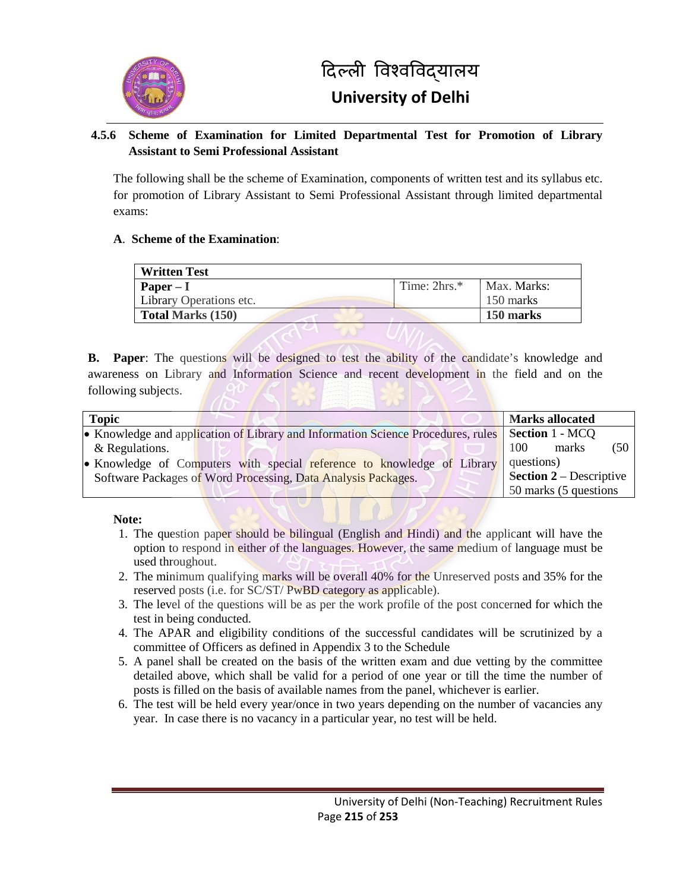### 4.5.6 Scheme of Examination for Limited Departmental Test for Promotion of Library Assistant to Semi Professional Assistant

The following shall be the scheme of Examination, components of written test and its syllabus etc. for promotion of Library Assistant to Semi Professional Assistant through limited departmental exams:

**A. Scheme of the Examination**:

| Written Test | | |
|---|---|---|
| **Paper – I**<br>Library Operations etc. | Time: 2hrs.* | Max. Marks:<br>150 marks |
| **Total Marks (150)** | | **150 marks** |

**B. Paper**: The questions will be designed to test the ability of the candidate's knowledge and awareness on Library and Information Science and recent development in the field and on the following subjects.

| Topic | Marks allocated |
|---|---|
| • Knowledge and application of Library and Information Science Procedures, rules & Regulations.<br>• Knowledge of Computers with special reference to knowledge of Library Software Packages of Word Processing, Data Analysis Packages. | **Section** 1 - MCQ<br>100 marks (50 questions)<br>**Section 2** – Descriptive<br>50 marks (5 questions |

**Note:**

1. The question paper should be bilingual (English and Hindi) and the applicant will have the option to respond in either of the languages. However, the same medium of language must be used throughout.
2. The minimum qualifying marks will be overall 40% for the Unreserved posts and 35% for the reserved posts (i.e. for SC/ST/ PwBD category as applicable).
3. The level of the questions will be as per the work profile of the post concerned for which the test in being conducted.
4. The APAR and eligibility conditions of the successful candidates will be scrutinized by a committee of Officers as defined in Appendix 3 to the Schedule
5. A panel shall be created on the basis of the written exam and due vetting by the committee detailed above, which shall be valid for a period of one year or till the time the number of posts is filled on the basis of available names from the panel, whichever is earlier.
6. The test will be held every year/once in two years depending on the number of vacancies any year. In case there is no vacancy in a particular year, no test will be held.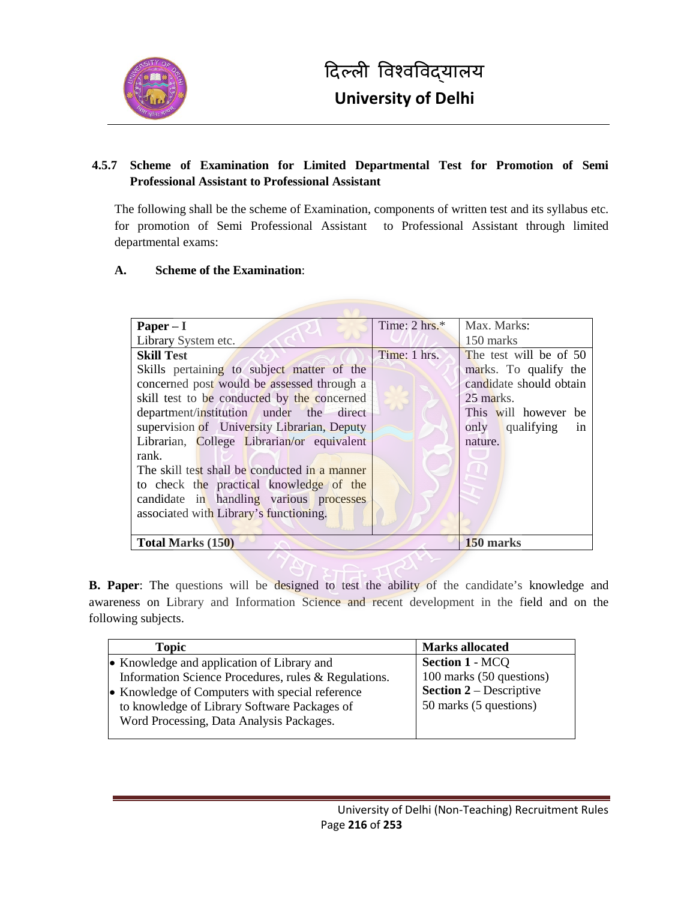### 4.5.7 Scheme of Examination for Limited Departmental Test for Promotion of Semi Professional Assistant to Professional Assistant

The following shall be the scheme of Examination, components of written test and its syllabus etc. for promotion of Semi Professional Assistant to Professional Assistant through limited departmental exams:

**A. Scheme of the Examination**:

| | | |
|---|---|---|
| **Paper – I**<br>Library System etc. | Time: 2 hrs.* | Max. Marks:<br>150 marks |
| **Skill Test**<br>Skills pertaining to subject matter of the concerned post would be assessed through a skill test to be conducted by the concerned department/institution under the direct supervision of University Librarian, Deputy Librarian, College Librarian/or equivalent rank.<br>The skill test shall be conducted in a manner to check the practical knowledge of the candidate in handling various processes associated with Library's functioning. | Time: 1 hrs. | The test will be of 50 marks. To qualify the candidate should obtain 25 marks.<br>This will however be only qualifying in nature. |
| **Total Marks (150)** | | **150 marks** |

**B. Paper**: The questions will be designed to test the ability of the candidate's knowledge and awareness on Library and Information Science and recent development in the field and on the following subjects.

| Topic | Marks allocated |
|---|---|
| • Knowledge and application of Library and Information Science Procedures, rules & Regulations.<br>• Knowledge of Computers with special reference to knowledge of Library Software Packages of Word Processing, Data Analysis Packages. | **Section 1** - MCQ<br>100 marks (50 questions)<br>**Section 2** – Descriptive<br>50 marks (5 questions) |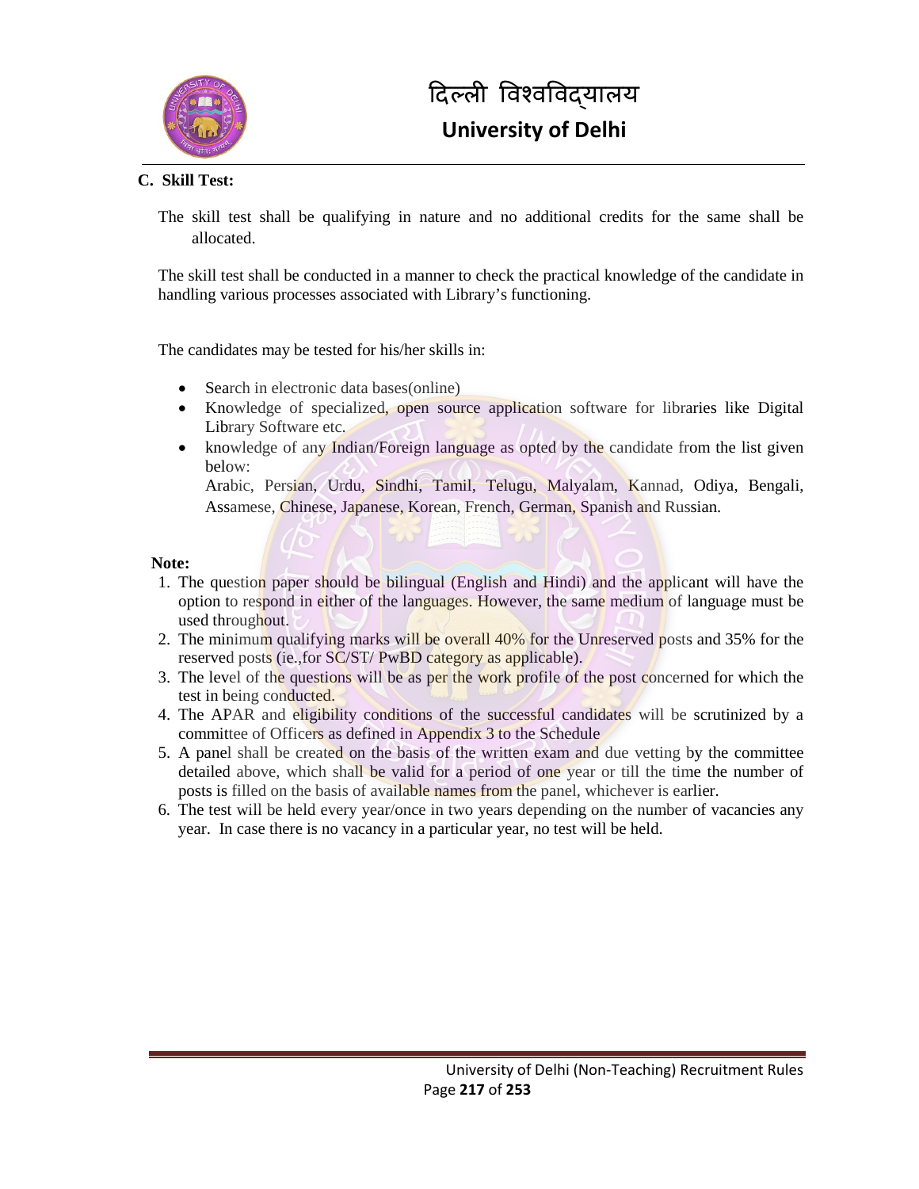**C. Skill Test:**

The skill test shall be qualifying in nature and no additional credits for the same shall be allocated.

The skill test shall be conducted in a manner to check the practical knowledge of the candidate in handling various processes associated with Library's functioning.

The candidates may be tested for his/her skills in:

- Search in electronic data bases(online)
- Knowledge of specialized, open source application software for libraries like Digital Library Software etc.
- knowledge of any Indian/Foreign language as opted by the candidate from the list given below:
  Arabic, Persian, Urdu, Sindhi, Tamil, Telugu, Malyalam, Kannad, Odiya, Bengali, Assamese, Chinese, Japanese, Korean, French, German, Spanish and Russian.

**Note:**

1. The question paper should be bilingual (English and Hindi) and the applicant will have the option to respond in either of the languages. However, the same medium of language must be used throughout.
2. The minimum qualifying marks will be overall 40% for the Unreserved posts and 35% for the reserved posts (ie.,for SC/ST/ PwBD category as applicable).
3. The level of the questions will be as per the work profile of the post concerned for which the test in being conducted.
4. The APAR and eligibility conditions of the successful candidates will be scrutinized by a committee of Officers as defined in Appendix 3 to the Schedule
5. A panel shall be created on the basis of the written exam and due vetting by the committee detailed above, which shall be valid for a period of one year or till the time the number of posts is filled on the basis of available names from the panel, whichever is earlier.
6. The test will be held every year/once in two years depending on the number of vacancies any year. In case there is no vacancy in a particular year, no test will be held.